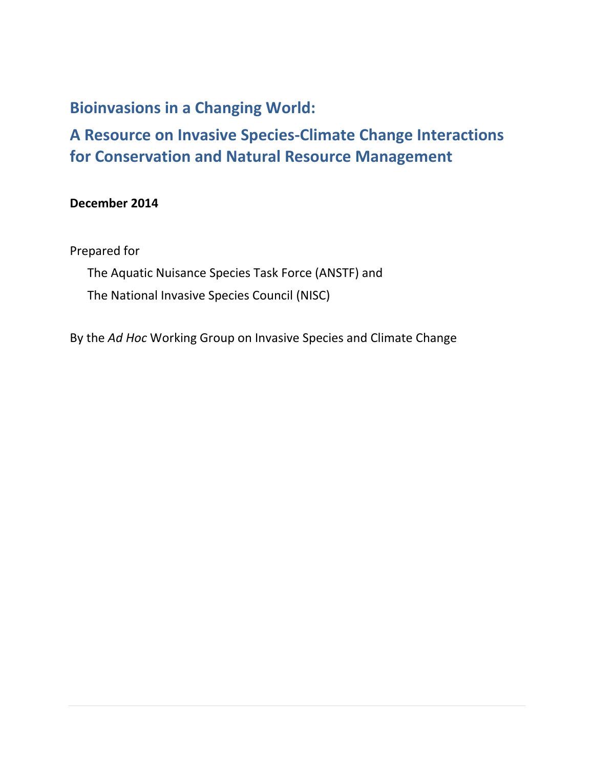# Bioinvasions in a Changing World:

## A Resource on Invasive Species-Climate Change Interactions for Conservation and Natural Resource Management

**December 2014**

Prepared for

The Aquatic Nuisance Species Task Force (ANSTF) and

The National Invasive Species Council (NISC)

By the *Ad Hoc* Working Group on Invasive Species and Climate Change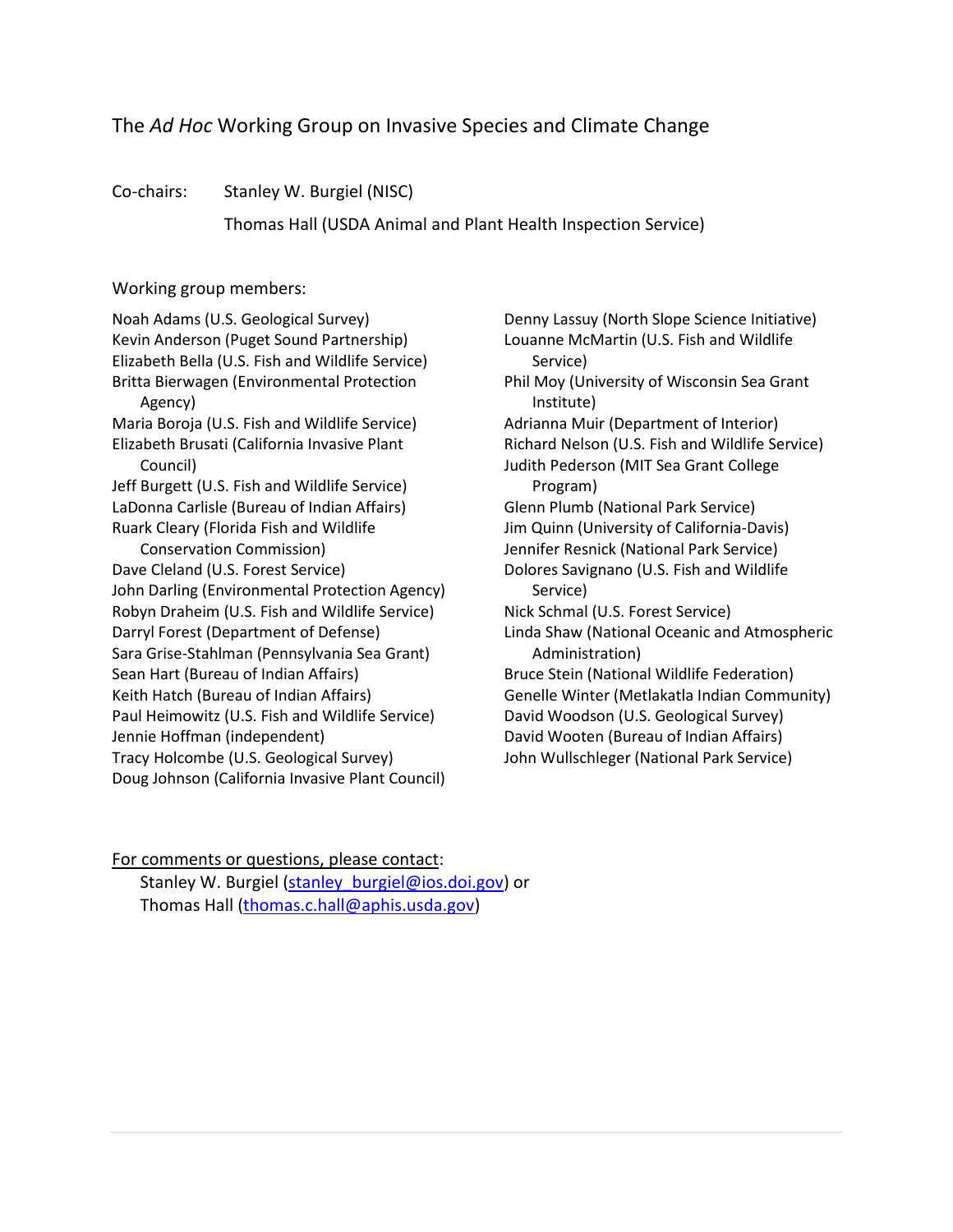## The *Ad Hoc* Working Group on Invasive Species and Climate Change

Co-chairs: Stanley W. Burgiel (NISC)

Thomas Hall (USDA Animal and Plant Health Inspection Service)

Working group members:

Noah Adams (U.S. Geological Survey)
Kevin Anderson (Puget Sound Partnership)
Elizabeth Bella (U.S. Fish and Wildlife Service)
Britta Bierwagen (Environmental Protection Agency)
Maria Boroja (U.S. Fish and Wildlife Service)
Elizabeth Brusati (California Invasive Plant Council)
Jeff Burgett (U.S. Fish and Wildlife Service)
LaDonna Carlisle (Bureau of Indian Affairs)
Ruark Cleary (Florida Fish and Wildlife Conservation Commission)
Dave Cleland (U.S. Forest Service)
John Darling (Environmental Protection Agency)
Robyn Draheim (U.S. Fish and Wildlife Service)
Darryl Forest (Department of Defense)
Sara Grise-Stahlman (Pennsylvania Sea Grant)
Sean Hart (Bureau of Indian Affairs)
Keith Hatch (Bureau of Indian Affairs)
Paul Heimowitz (U.S. Fish and Wildlife Service)
Jennie Hoffman (independent)
Tracy Holcombe (U.S. Geological Survey)
Doug Johnson (California Invasive Plant Council)
Denny Lassuy (North Slope Science Initiative)
Louanne McMartin (U.S. Fish and Wildlife Service)
Phil Moy (University of Wisconsin Sea Grant Institute)
Adrianna Muir (Department of Interior)
Richard Nelson (U.S. Fish and Wildlife Service)
Judith Pederson (MIT Sea Grant College Program)
Glenn Plumb (National Park Service)
Jim Quinn (University of California-Davis)
Jennifer Resnick (National Park Service)
Dolores Savignano (U.S. Fish and Wildlife Service)
Nick Schmal (U.S. Forest Service)
Linda Shaw (National Oceanic and Atmospheric Administration)
Bruce Stein (National Wildlife Federation)
Genelle Winter (Metlakatla Indian Community)
David Woodson (U.S. Geological Survey)
David Wooten (Bureau of Indian Affairs)
John Wullschleger (National Park Service)

For comments or questions, please contact:

Stanley W. Burgiel (stanley_burgiel@ios.doi.gov) or
Thomas Hall (thomas.c.hall@aphis.usda.gov)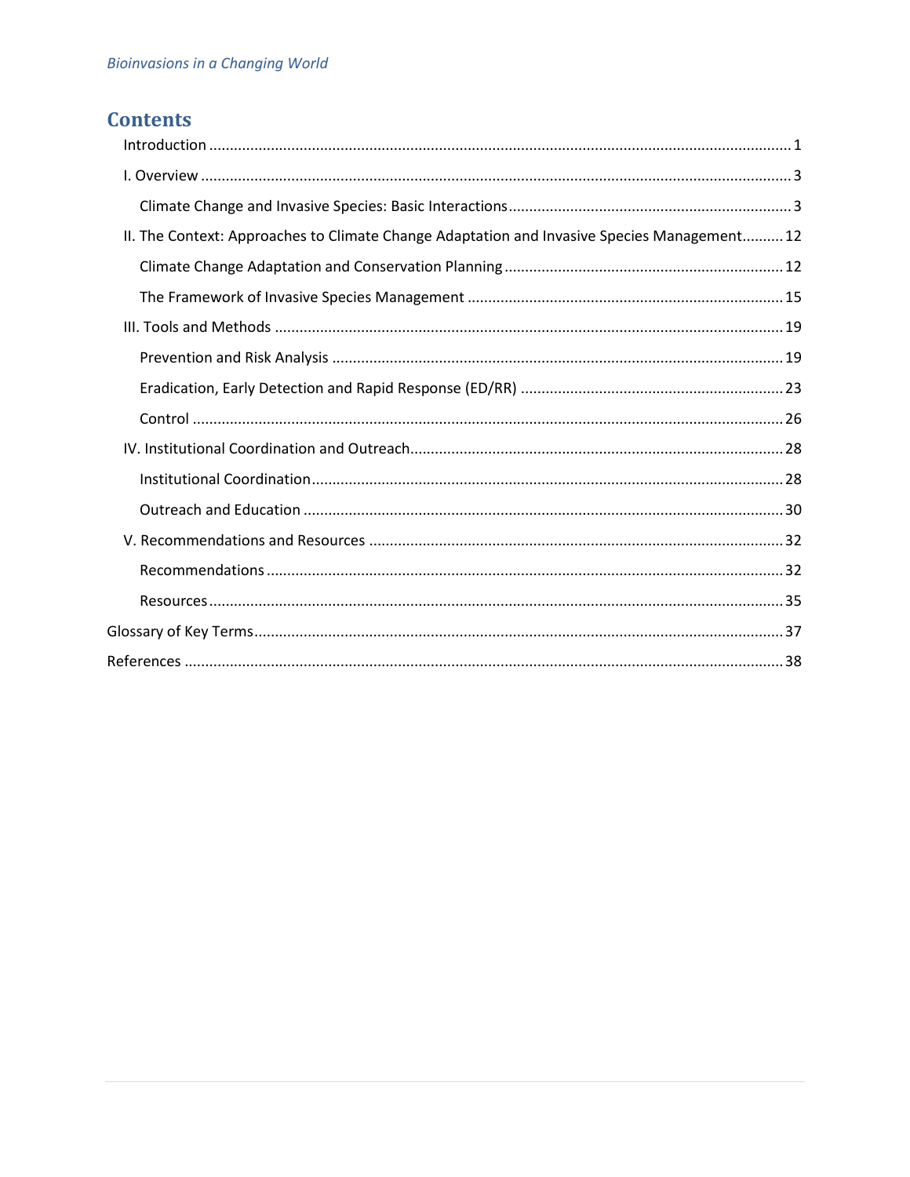# Contents

- Introduction ........ 1
- I. Overview ........ 3
  - Climate Change and Invasive Species: Basic Interactions ........ 3
- II. The Context: Approaches to Climate Change Adaptation and Invasive Species Management ........ 12
  - Climate Change Adaptation and Conservation Planning ........ 12
  - The Framework of Invasive Species Management ........ 15
- III. Tools and Methods ........ 19
  - Prevention and Risk Analysis ........ 19
  - Eradication, Early Detection and Rapid Response (ED/RR) ........ 23
  - Control ........ 26
- IV. Institutional Coordination and Outreach ........ 28
  - Institutional Coordination ........ 28
  - Outreach and Education ........ 30
- V. Recommendations and Resources ........ 32
  - Recommendations ........ 32
  - Resources ........ 35
- Glossary of Key Terms ........ 37
- References ........ 38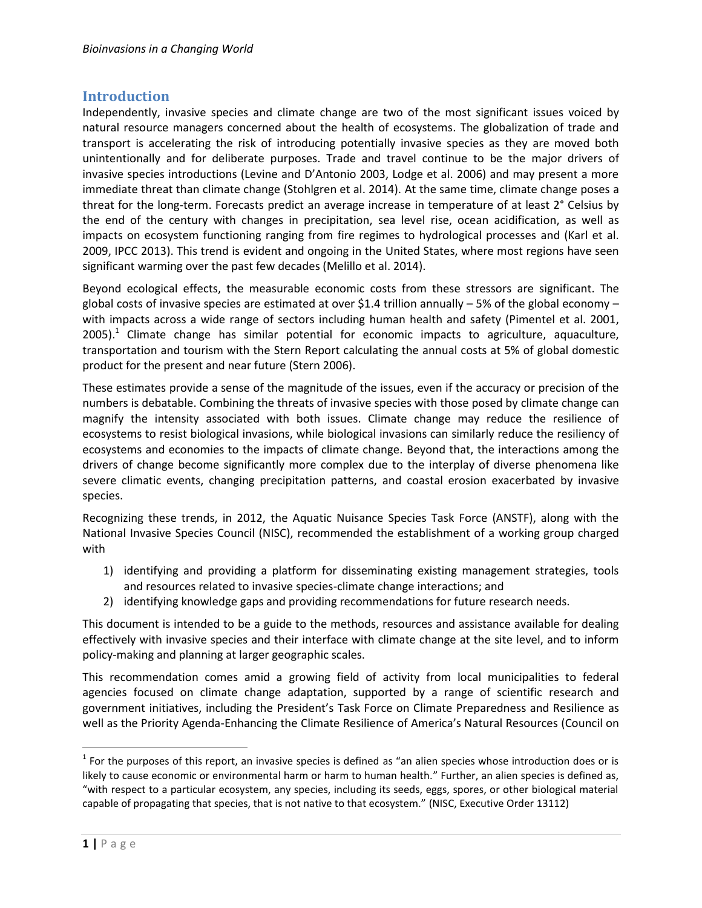## Introduction

Independently, invasive species and climate change are two of the most significant issues voiced by natural resource managers concerned about the health of ecosystems. The globalization of trade and transport is accelerating the risk of introducing potentially invasive species as they are moved both unintentionally and for deliberate purposes. Trade and travel continue to be the major drivers of invasive species introductions (Levine and D'Antonio 2003, Lodge et al. 2006) and may present a more immediate threat than climate change (Stohlgren et al. 2014). At the same time, climate change poses a threat for the long-term. Forecasts predict an average increase in temperature of at least 2° Celsius by the end of the century with changes in precipitation, sea level rise, ocean acidification, as well as impacts on ecosystem functioning ranging from fire regimes to hydrological processes and (Karl et al. 2009, IPCC 2013). This trend is evident and ongoing in the United States, where most regions have seen significant warming over the past few decades (Melillo et al. 2014).

Beyond ecological effects, the measurable economic costs from these stressors are significant. The global costs of invasive species are estimated at over $1.4 trillion annually – 5% of the global economy – with impacts across a wide range of sectors including human health and safety (Pimentel et al. 2001, 2005).[1] Climate change has similar potential for economic impacts to agriculture, aquaculture, transportation and tourism with the Stern Report calculating the annual costs at 5% of global domestic product for the present and near future (Stern 2006).

These estimates provide a sense of the magnitude of the issues, even if the accuracy or precision of the numbers is debatable. Combining the threats of invasive species with those posed by climate change can magnify the intensity associated with both issues. Climate change may reduce the resilience of ecosystems to resist biological invasions, while biological invasions can similarly reduce the resiliency of ecosystems and economies to the impacts of climate change. Beyond that, the interactions among the drivers of change become significantly more complex due to the interplay of diverse phenomena like severe climatic events, changing precipitation patterns, and coastal erosion exacerbated by invasive species.

Recognizing these trends, in 2012, the Aquatic Nuisance Species Task Force (ANSTF), along with the National Invasive Species Council (NISC), recommended the establishment of a working group charged with

1) identifying and providing a platform for disseminating existing management strategies, tools and resources related to invasive species-climate change interactions; and
2) identifying knowledge gaps and providing recommendations for future research needs.

This document is intended to be a guide to the methods, resources and assistance available for dealing effectively with invasive species and their interface with climate change at the site level, and to inform policy-making and planning at larger geographic scales.

This recommendation comes amid a growing field of activity from local municipalities to federal agencies focused on climate change adaptation, supported by a range of scientific research and government initiatives, including the President's Task Force on Climate Preparedness and Resilience as well as the Priority Agenda-Enhancing the Climate Resilience of America's Natural Resources (Council on

[1] For the purposes of this report, an invasive species is defined as "an alien species whose introduction does or is likely to cause economic or environmental harm or harm to human health." Further, an alien species is defined as, "with respect to a particular ecosystem, any species, including its seeds, eggs, spores, or other biological material capable of propagating that species, that is not native to that ecosystem." (NISC, Executive Order 13112)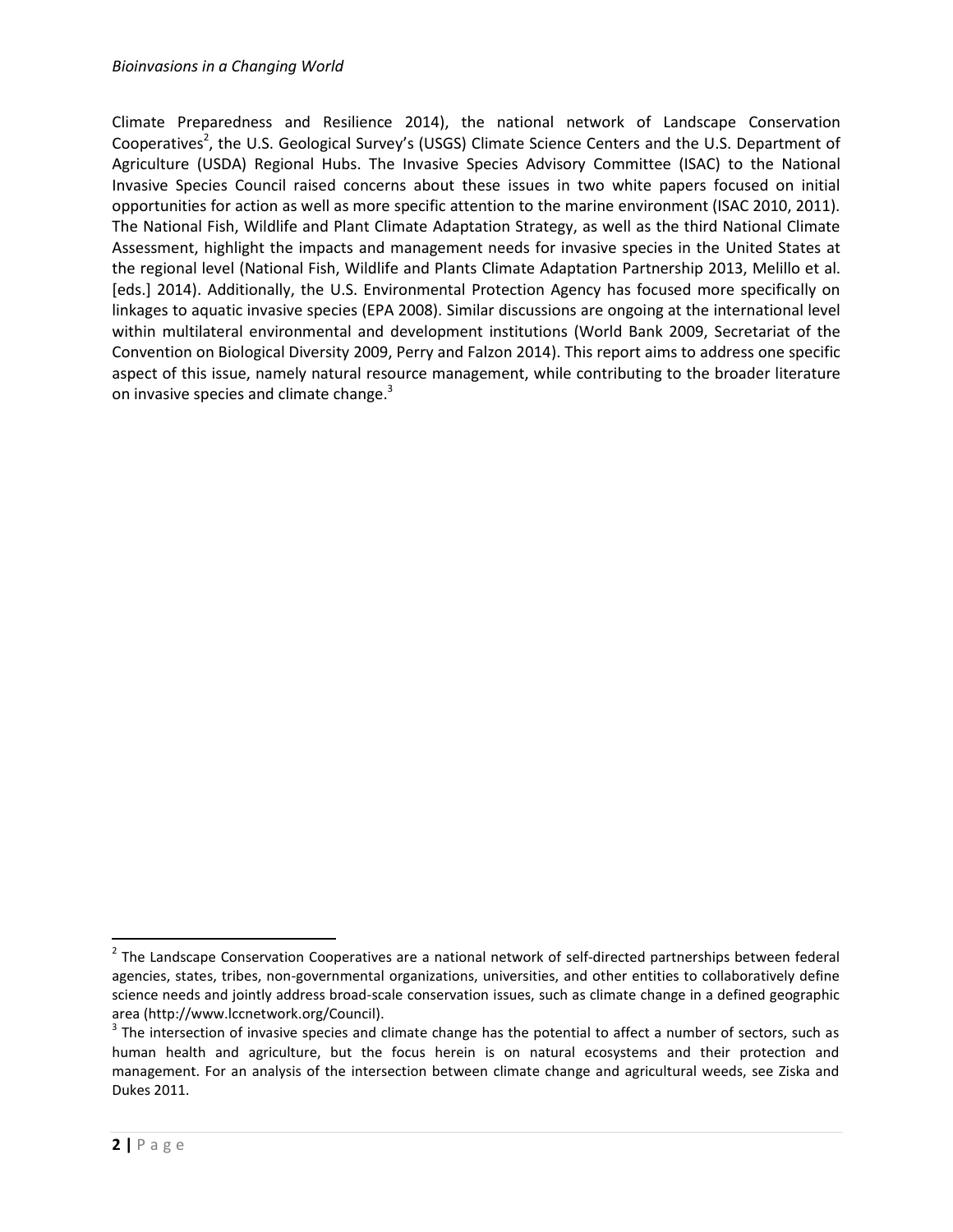Climate Preparedness and Resilience 2014), the national network of Landscape Conservation Cooperatives[2], the U.S. Geological Survey's (USGS) Climate Science Centers and the U.S. Department of Agriculture (USDA) Regional Hubs. The Invasive Species Advisory Committee (ISAC) to the National Invasive Species Council raised concerns about these issues in two white papers focused on initial opportunities for action as well as more specific attention to the marine environment (ISAC 2010, 2011). The National Fish, Wildlife and Plant Climate Adaptation Strategy, as well as the third National Climate Assessment, highlight the impacts and management needs for invasive species in the United States at the regional level (National Fish, Wildlife and Plants Climate Adaptation Partnership 2013, Melillo et al. [eds.] 2014). Additionally, the U.S. Environmental Protection Agency has focused more specifically on linkages to aquatic invasive species (EPA 2008). Similar discussions are ongoing at the international level within multilateral environmental and development institutions (World Bank 2009, Secretariat of the Convention on Biological Diversity 2009, Perry and Falzon 2014). This report aims to address one specific aspect of this issue, namely natural resource management, while contributing to the broader literature on invasive species and climate change.[3]

---

[2] The Landscape Conservation Cooperatives are a national network of self-directed partnerships between federal agencies, states, tribes, non-governmental organizations, universities, and other entities to collaboratively define science needs and jointly address broad-scale conservation issues, such as climate change in a defined geographic area (http://www.lccnetwork.org/Council).

[3] The intersection of invasive species and climate change has the potential to affect a number of sectors, such as human health and agriculture, but the focus herein is on natural ecosystems and their protection and management. For an analysis of the intersection between climate change and agricultural weeds, see Ziska and Dukes 2011.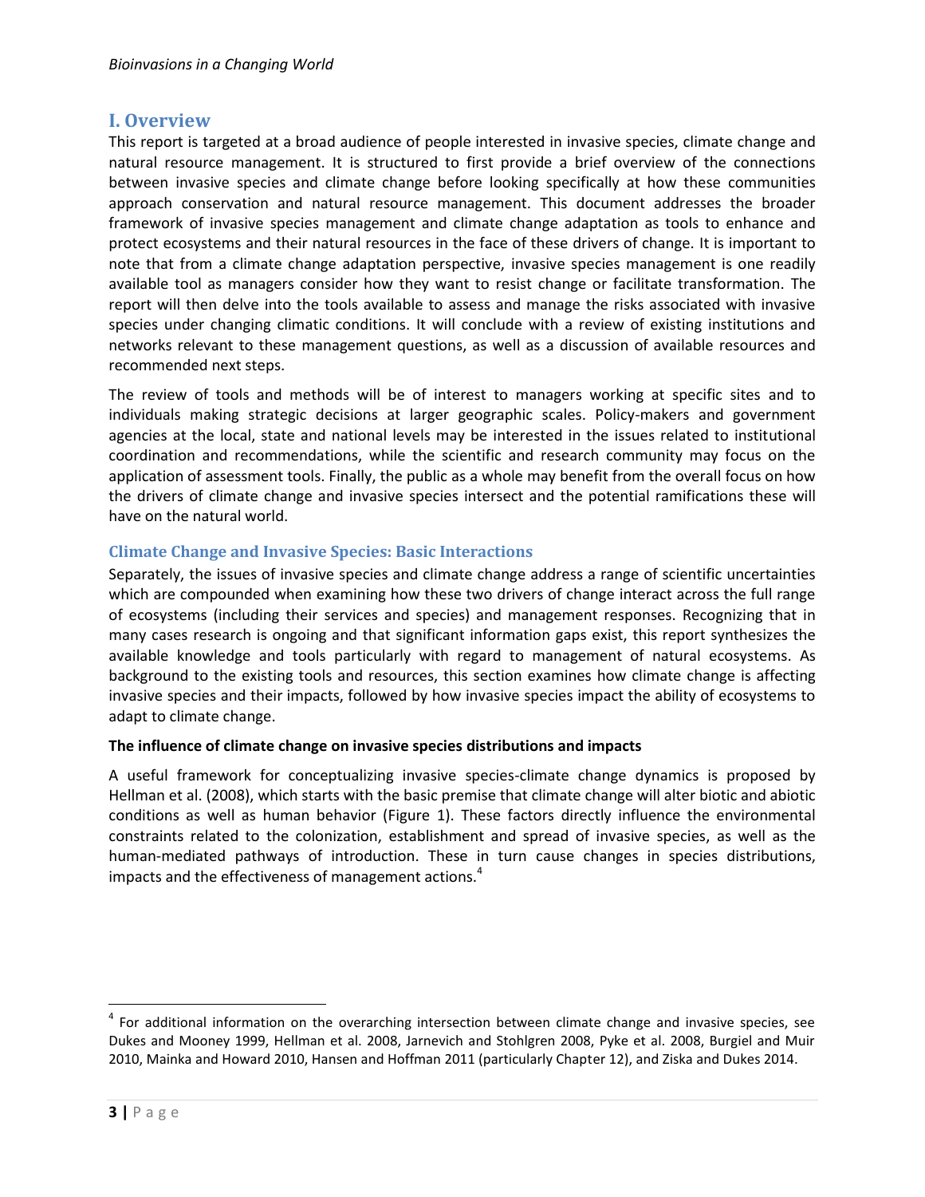## I. Overview

This report is targeted at a broad audience of people interested in invasive species, climate change and natural resource management. It is structured to first provide a brief overview of the connections between invasive species and climate change before looking specifically at how these communities approach conservation and natural resource management. This document addresses the broader framework of invasive species management and climate change adaptation as tools to enhance and protect ecosystems and their natural resources in the face of these drivers of change. It is important to note that from a climate change adaptation perspective, invasive species management is one readily available tool as managers consider how they want to resist change or facilitate transformation. The report will then delve into the tools available to assess and manage the risks associated with invasive species under changing climatic conditions. It will conclude with a review of existing institutions and networks relevant to these management questions, as well as a discussion of available resources and recommended next steps.

The review of tools and methods will be of interest to managers working at specific sites and to individuals making strategic decisions at larger geographic scales. Policy-makers and government agencies at the local, state and national levels may be interested in the issues related to institutional coordination and recommendations, while the scientific and research community may focus on the application of assessment tools. Finally, the public as a whole may benefit from the overall focus on how the drivers of climate change and invasive species intersect and the potential ramifications these will have on the natural world.

### Climate Change and Invasive Species: Basic Interactions

Separately, the issues of invasive species and climate change address a range of scientific uncertainties which are compounded when examining how these two drivers of change interact across the full range of ecosystems (including their services and species) and management responses. Recognizing that in many cases research is ongoing and that significant information gaps exist, this report synthesizes the available knowledge and tools particularly with regard to management of natural ecosystems. As background to the existing tools and resources, this section examines how climate change is affecting invasive species and their impacts, followed by how invasive species impact the ability of ecosystems to adapt to climate change.

**The influence of climate change on invasive species distributions and impacts**

A useful framework for conceptualizing invasive species-climate change dynamics is proposed by Hellman et al. (2008), which starts with the basic premise that climate change will alter biotic and abiotic conditions as well as human behavior (Figure 1). These factors directly influence the environmental constraints related to the colonization, establishment and spread of invasive species, as well as the human-mediated pathways of introduction. These in turn cause changes in species distributions, impacts and the effectiveness of management actions.[4]

[4] For additional information on the overarching intersection between climate change and invasive species, see Dukes and Mooney 1999, Hellman et al. 2008, Jarnevich and Stohlgren 2008, Pyke et al. 2008, Burgiel and Muir 2010, Mainka and Howard 2010, Hansen and Hoffman 2011 (particularly Chapter 12), and Ziska and Dukes 2014.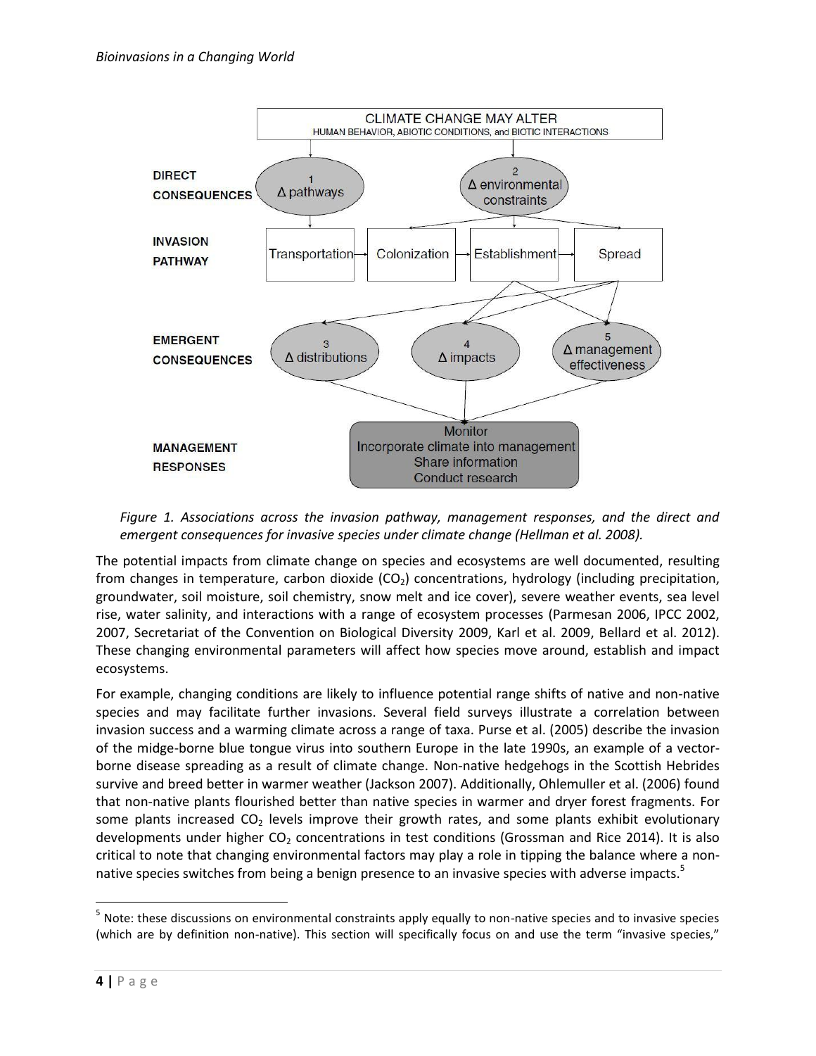CLIMATE CHANGE MAY ALTER
HUMAN BEHAVIOR, ABIOTIC CONDITIONS, and BIOTIC INTERACTIONS

DIRECT CONSEQUENCES: 1 Δ pathways; 2 Δ environmental constraints

INVASION PATHWAY: Transportation → Colonization → Establishment → Spread

EMERGENT CONSEQUENCES: 3 Δ distributions; 4 Δ impacts; 5 Δ management effectiveness

MANAGEMENT RESPONSES: Monitor; Incorporate climate into management; Share information; Conduct research

*Figure 1. Associations across the invasion pathway, management responses, and the direct and emergent consequences for invasive species under climate change (Hellman et al. 2008).*

The potential impacts from climate change on species and ecosystems are well documented, resulting from changes in temperature, carbon dioxide ($CO_2$) concentrations, hydrology (including precipitation, groundwater, soil moisture, soil chemistry, snow melt and ice cover), severe weather events, sea level rise, water salinity, and interactions with a range of ecosystem processes (Parmesan 2006, IPCC 2002, 2007, Secretariat of the Convention on Biological Diversity 2009, Karl et al. 2009, Bellard et al. 2012). These changing environmental parameters will affect how species move around, establish and impact ecosystems.

For example, changing conditions are likely to influence potential range shifts of native and non-native species and may facilitate further invasions. Several field surveys illustrate a correlation between invasion success and a warming climate across a range of taxa. Purse et al. (2005) describe the invasion of the midge-borne blue tongue virus into southern Europe in the late 1990s, an example of a vector-borne disease spreading as a result of climate change. Non-native hedgehogs in the Scottish Hebrides survive and breed better in warmer weather (Jackson 2007). Additionally, Ohlemuller et al. (2006) found that non-native plants flourished better than native species in warmer and dryer forest fragments. For some plants increased $CO_2$ levels improve their growth rates, and some plants exhibit evolutionary developments under higher $CO_2$ concentrations in test conditions (Grossman and Rice 2014). It is also critical to note that changing environmental factors may play a role in tipping the balance where a non-native species switches from being a benign presence to an invasive species with adverse impacts.[5]

[5] Note: these discussions on environmental constraints apply equally to non-native species and to invasive species (which are by definition non-native). This section will specifically focus on and use the term "invasive species,"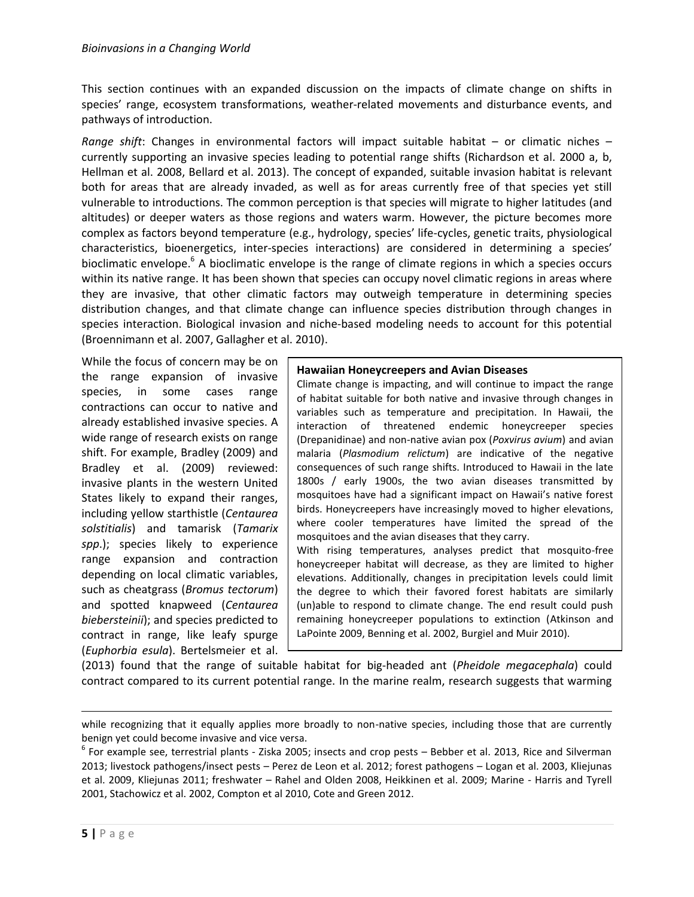This section continues with an expanded discussion on the impacts of climate change on shifts in species' range, ecosystem transformations, weather-related movements and disturbance events, and pathways of introduction.

*Range shift*: Changes in environmental factors will impact suitable habitat – or climatic niches – currently supporting an invasive species leading to potential range shifts (Richardson et al. 2000 a, b, Hellman et al. 2008, Bellard et al. 2013). The concept of expanded, suitable invasion habitat is relevant both for areas that are already invaded, as well as for areas currently free of that species yet still vulnerable to introductions. The common perception is that species will migrate to higher latitudes (and altitudes) or deeper waters as those regions and waters warm. However, the picture becomes more complex as factors beyond temperature (e.g., hydrology, species' life-cycles, genetic traits, physiological characteristics, bioenergetics, inter-species interactions) are considered in determining a species' bioclimatic envelope.[6] A bioclimatic envelope is the range of climate regions in which a species occurs within its native range. It has been shown that species can occupy novel climatic regions in areas where they are invasive, that other climatic factors may outweigh temperature in determining species distribution changes, and that climate change can influence species distribution through changes in species interaction. Biological invasion and niche-based modeling needs to account for this potential (Broennimann et al. 2007, Gallagher et al. 2010).

While the focus of concern may be on the range expansion of invasive species, in some cases range contractions can occur to native and already established invasive species. A wide range of research exists on range shift. For example, Bradley (2009) and Bradley et al. (2009) reviewed: invasive plants in the western United States likely to expand their ranges, including yellow starthistle (*Centaurea solstitialis*) and tamarisk (*Tamarix spp*.); species likely to experience range expansion and contraction depending on local climatic variables, such as cheatgrass (*Bromus tectorum*) and spotted knapweed (*Centaurea biebersteinii*); and species predicted to contract in range, like leafy spurge (*Euphorbia esula*). Bertelsmeier et al. (2013) found that the range of suitable habitat for big-headed ant (*Pheidole megacephala*) could contract compared to its current potential range. In the marine realm, research suggests that warming

> **Hawaiian Honeycreepers and Avian Diseases**
>
> Climate change is impacting, and will continue to impact the range of habitat suitable for both native and invasive through changes in variables such as temperature and precipitation. In Hawaii, the interaction of threatened endemic honeycreeper species (Drepanidinae) and non-native avian pox (*Poxvirus avium*) and avian malaria (*Plasmodium relictum*) are indicative of the negative consequences of such range shifts. Introduced to Hawaii in the late 1800s / early 1900s, the two avian diseases transmitted by mosquitoes have had a significant impact on Hawaii's native forest birds. Honeycreepers have increasingly moved to higher elevations, where cooler temperatures have limited the spread of the mosquitoes and the avian diseases that they carry.
>
> With rising temperatures, analyses predict that mosquito-free honeycreeper habitat will decrease, as they are limited to higher elevations. Additionally, changes in precipitation levels could limit the degree to which their favored forest habitats are similarly (un)able to respond to climate change. The end result could push remaining honeycreeper populations to extinction (Atkinson and LaPointe 2009, Benning et al. 2002, Burgiel and Muir 2010).

---

while recognizing that it equally applies more broadly to non-native species, including those that are currently benign yet could become invasive and vice versa.

[6] For example see, terrestrial plants - Ziska 2005; insects and crop pests – Bebber et al. 2013, Rice and Silverman 2013; livestock pathogens/insect pests – Perez de Leon et al. 2012; forest pathogens – Logan et al. 2003, Kliejunas et al. 2009, Kliejunas 2011; freshwater – Rahel and Olden 2008, Heikkinen et al. 2009; Marine - Harris and Tyrell 2001, Stachowicz et al. 2002, Compton et al 2010, Cote and Green 2012.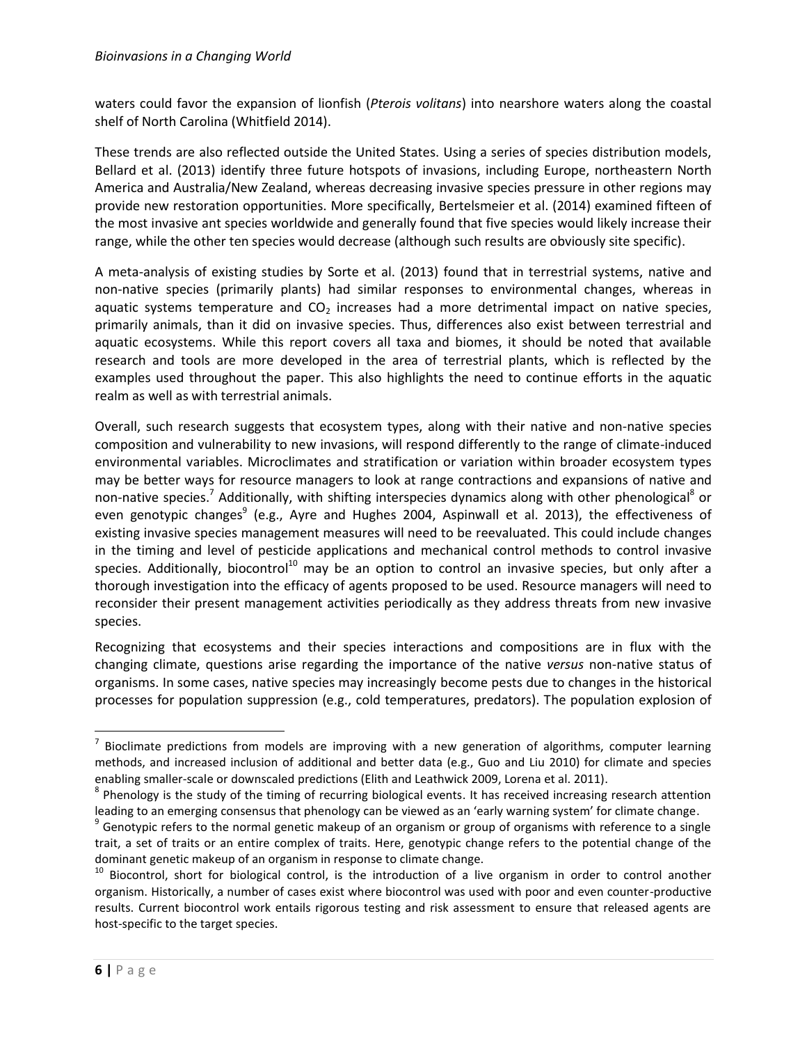waters could favor the expansion of lionfish (*Pterois volitans*) into nearshore waters along the coastal shelf of North Carolina (Whitfield 2014).

These trends are also reflected outside the United States. Using a series of species distribution models, Bellard et al. (2013) identify three future hotspots of invasions, including Europe, northeastern North America and Australia/New Zealand, whereas decreasing invasive species pressure in other regions may provide new restoration opportunities. More specifically, Bertelsmeier et al. (2014) examined fifteen of the most invasive ant species worldwide and generally found that five species would likely increase their range, while the other ten species would decrease (although such results are obviously site specific).

A meta-analysis of existing studies by Sorte et al. (2013) found that in terrestrial systems, native and non-native species (primarily plants) had similar responses to environmental changes, whereas in aquatic systems temperature and $CO_2$ increases had a more detrimental impact on native species, primarily animals, than it did on invasive species. Thus, differences also exist between terrestrial and aquatic ecosystems. While this report covers all taxa and biomes, it should be noted that available research and tools are more developed in the area of terrestrial plants, which is reflected by the examples used throughout the paper. This also highlights the need to continue efforts in the aquatic realm as well as with terrestrial animals.

Overall, such research suggests that ecosystem types, along with their native and non-native species composition and vulnerability to new invasions, will respond differently to the range of climate-induced environmental variables. Microclimates and stratification or variation within broader ecosystem types may be better ways for resource managers to look at range contractions and expansions of native and non-native species.[7] Additionally, with shifting interspecies dynamics along with other phenological[8] or even genotypic changes[9] (e.g., Ayre and Hughes 2004, Aspinwall et al. 2013), the effectiveness of existing invasive species management measures will need to be reevaluated. This could include changes in the timing and level of pesticide applications and mechanical control methods to control invasive species. Additionally, biocontrol[10] may be an option to control an invasive species, but only after a thorough investigation into the efficacy of agents proposed to be used. Resource managers will need to reconsider their present management activities periodically as they address threats from new invasive species.

Recognizing that ecosystems and their species interactions and compositions are in flux with the changing climate, questions arise regarding the importance of the native *versus* non-native status of organisms. In some cases, native species may increasingly become pests due to changes in the historical processes for population suppression (e.g., cold temperatures, predators). The population explosion of

---

[7] Bioclimate predictions from models are improving with a new generation of algorithms, computer learning methods, and increased inclusion of additional and better data (e.g., Guo and Liu 2010) for climate and species enabling smaller-scale or downscaled predictions (Elith and Leathwick 2009, Lorena et al. 2011).

[8] Phenology is the study of the timing of recurring biological events. It has received increasing research attention leading to an emerging consensus that phenology can be viewed as an 'early warning system' for climate change.

[9] Genotypic refers to the normal genetic makeup of an organism or group of organisms with reference to a single trait, a set of traits or an entire complex of traits. Here, genotypic change refers to the potential change of the dominant genetic makeup of an organism in response to climate change.

[10] Biocontrol, short for biological control, is the introduction of a live organism in order to control another organism. Historically, a number of cases exist where biocontrol was used with poor and even counter-productive results. Current biocontrol work entails rigorous testing and risk assessment to ensure that released agents are host-specific to the target species.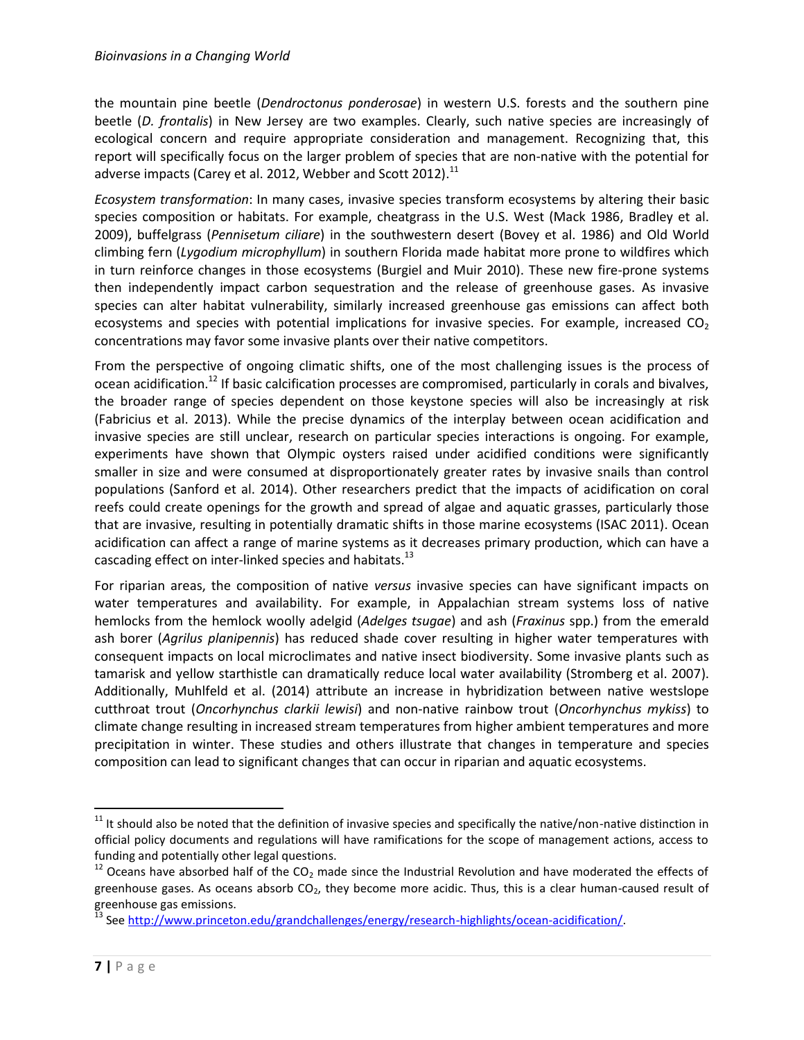the mountain pine beetle (*Dendroctonus ponderosae*) in western U.S. forests and the southern pine beetle (*D. frontalis*) in New Jersey are two examples. Clearly, such native species are increasingly of ecological concern and require appropriate consideration and management. Recognizing that, this report will specifically focus on the larger problem of species that are non-native with the potential for adverse impacts (Carey et al. 2012, Webber and Scott 2012).[11]

*Ecosystem transformation*: In many cases, invasive species transform ecosystems by altering their basic species composition or habitats. For example, cheatgrass in the U.S. West (Mack 1986, Bradley et al. 2009), buffelgrass (*Pennisetum ciliare*) in the southwestern desert (Bovey et al. 1986) and Old World climbing fern (*Lygodium microphyllum*) in southern Florida made habitat more prone to wildfires which in turn reinforce changes in those ecosystems (Burgiel and Muir 2010). These new fire-prone systems then independently impact carbon sequestration and the release of greenhouse gases. As invasive species can alter habitat vulnerability, similarly increased greenhouse gas emissions can affect both ecosystems and species with potential implications for invasive species. For example, increased $CO_2$ concentrations may favor some invasive plants over their native competitors.

From the perspective of ongoing climatic shifts, one of the most challenging issues is the process of ocean acidification.[12] If basic calcification processes are compromised, particularly in corals and bivalves, the broader range of species dependent on those keystone species will also be increasingly at risk (Fabricius et al. 2013). While the precise dynamics of the interplay between ocean acidification and invasive species are still unclear, research on particular species interactions is ongoing. For example, experiments have shown that Olympic oysters raised under acidified conditions were significantly smaller in size and were consumed at disproportionately greater rates by invasive snails than control populations (Sanford et al. 2014). Other researchers predict that the impacts of acidification on coral reefs could create openings for the growth and spread of algae and aquatic grasses, particularly those that are invasive, resulting in potentially dramatic shifts in those marine ecosystems (ISAC 2011). Ocean acidification can affect a range of marine systems as it decreases primary production, which can have a cascading effect on inter-linked species and habitats.[13]

For riparian areas, the composition of native *versus* invasive species can have significant impacts on water temperatures and availability. For example, in Appalachian stream systems loss of native hemlocks from the hemlock woolly adelgid (*Adelges tsugae*) and ash (*Fraxinus* spp.) from the emerald ash borer (*Agrilus planipennis*) has reduced shade cover resulting in higher water temperatures with consequent impacts on local microclimates and native insect biodiversity. Some invasive plants such as tamarisk and yellow starthistle can dramatically reduce local water availability (Stromberg et al. 2007). Additionally, Muhlfeld et al. (2014) attribute an increase in hybridization between native westslope cutthroat trout (*Oncorhynchus clarkii lewisi*) and non-native rainbow trout (*Oncorhynchus mykiss*) to climate change resulting in increased stream temperatures from higher ambient temperatures and more precipitation in winter. These studies and others illustrate that changes in temperature and species composition can lead to significant changes that can occur in riparian and aquatic ecosystems.

---

[11] It should also be noted that the definition of invasive species and specifically the native/non-native distinction in official policy documents and regulations will have ramifications for the scope of management actions, access to funding and potentially other legal questions.

[12] Oceans have absorbed half of the $CO_2$ made since the Industrial Revolution and have moderated the effects of greenhouse gases. As oceans absorb $CO_2$, they become more acidic. Thus, this is a clear human-caused result of greenhouse gas emissions.

[13] See http://www.princeton.edu/grandchallenges/energy/research-highlights/ocean-acidification/.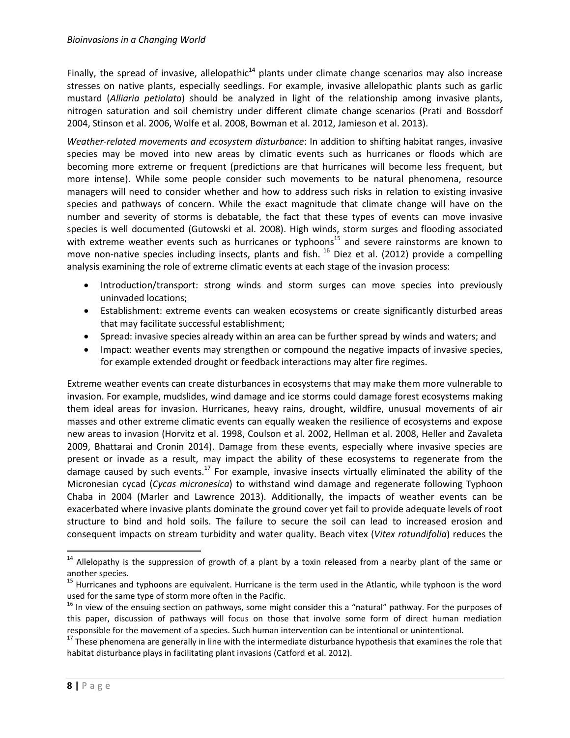Finally, the spread of invasive, allelopathic[14] plants under climate change scenarios may also increase stresses on native plants, especially seedlings. For example, invasive allelopathic plants such as garlic mustard (*Alliaria petiolata*) should be analyzed in light of the relationship among invasive plants, nitrogen saturation and soil chemistry under different climate change scenarios (Prati and Bossdorf 2004, Stinson et al. 2006, Wolfe et al. 2008, Bowman et al. 2012, Jamieson et al. 2013).

*Weather-related movements and ecosystem disturbance*: In addition to shifting habitat ranges, invasive species may be moved into new areas by climatic events such as hurricanes or floods which are becoming more extreme or frequent (predictions are that hurricanes will become less frequent, but more intense). While some people consider such movements to be natural phenomena, resource managers will need to consider whether and how to address such risks in relation to existing invasive species and pathways of concern. While the exact magnitude that climate change will have on the number and severity of storms is debatable, the fact that these types of events can move invasive species is well documented (Gutowski et al. 2008). High winds, storm surges and flooding associated with extreme weather events such as hurricanes or typhoons[15] and severe rainstorms are known to move non-native species including insects, plants and fish. [16] Diez et al. (2012) provide a compelling analysis examining the role of extreme climatic events at each stage of the invasion process:

- Introduction/transport: strong winds and storm surges can move species into previously uninvaded locations;
- Establishment: extreme events can weaken ecosystems or create significantly disturbed areas that may facilitate successful establishment;
- Spread: invasive species already within an area can be further spread by winds and waters; and
- Impact: weather events may strengthen or compound the negative impacts of invasive species, for example extended drought or feedback interactions may alter fire regimes.

Extreme weather events can create disturbances in ecosystems that may make them more vulnerable to invasion. For example, mudslides, wind damage and ice storms could damage forest ecosystems making them ideal areas for invasion. Hurricanes, heavy rains, drought, wildfire, unusual movements of air masses and other extreme climatic events can equally weaken the resilience of ecosystems and expose new areas to invasion (Horvitz et al. 1998, Coulson et al. 2002, Hellman et al. 2008, Heller and Zavaleta 2009, Bhattarai and Cronin 2014). Damage from these events, especially where invasive species are present or invade as a result, may impact the ability of these ecosystems to regenerate from the damage caused by such events.[17] For example, invasive insects virtually eliminated the ability of the Micronesian cycad (*Cycas micronesica*) to withstand wind damage and regenerate following Typhoon Chaba in 2004 (Marler and Lawrence 2013). Additionally, the impacts of weather events can be exacerbated where invasive plants dominate the ground cover yet fail to provide adequate levels of root structure to bind and hold soils. The failure to secure the soil can lead to increased erosion and consequent impacts on stream turbidity and water quality. Beach vitex (*Vitex rotundifolia*) reduces the

---

[14] Allelopathy is the suppression of growth of a plant by a toxin released from a nearby plant of the same or another species.

[15] Hurricanes and typhoons are equivalent. Hurricane is the term used in the Atlantic, while typhoon is the word used for the same type of storm more often in the Pacific.

[16] In view of the ensuing section on pathways, some might consider this a "natural" pathway. For the purposes of this paper, discussion of pathways will focus on those that involve some form of direct human mediation responsible for the movement of a species. Such human intervention can be intentional or unintentional.

[17] These phenomena are generally in line with the intermediate disturbance hypothesis that examines the role that habitat disturbance plays in facilitating plant invasions (Catford et al. 2012).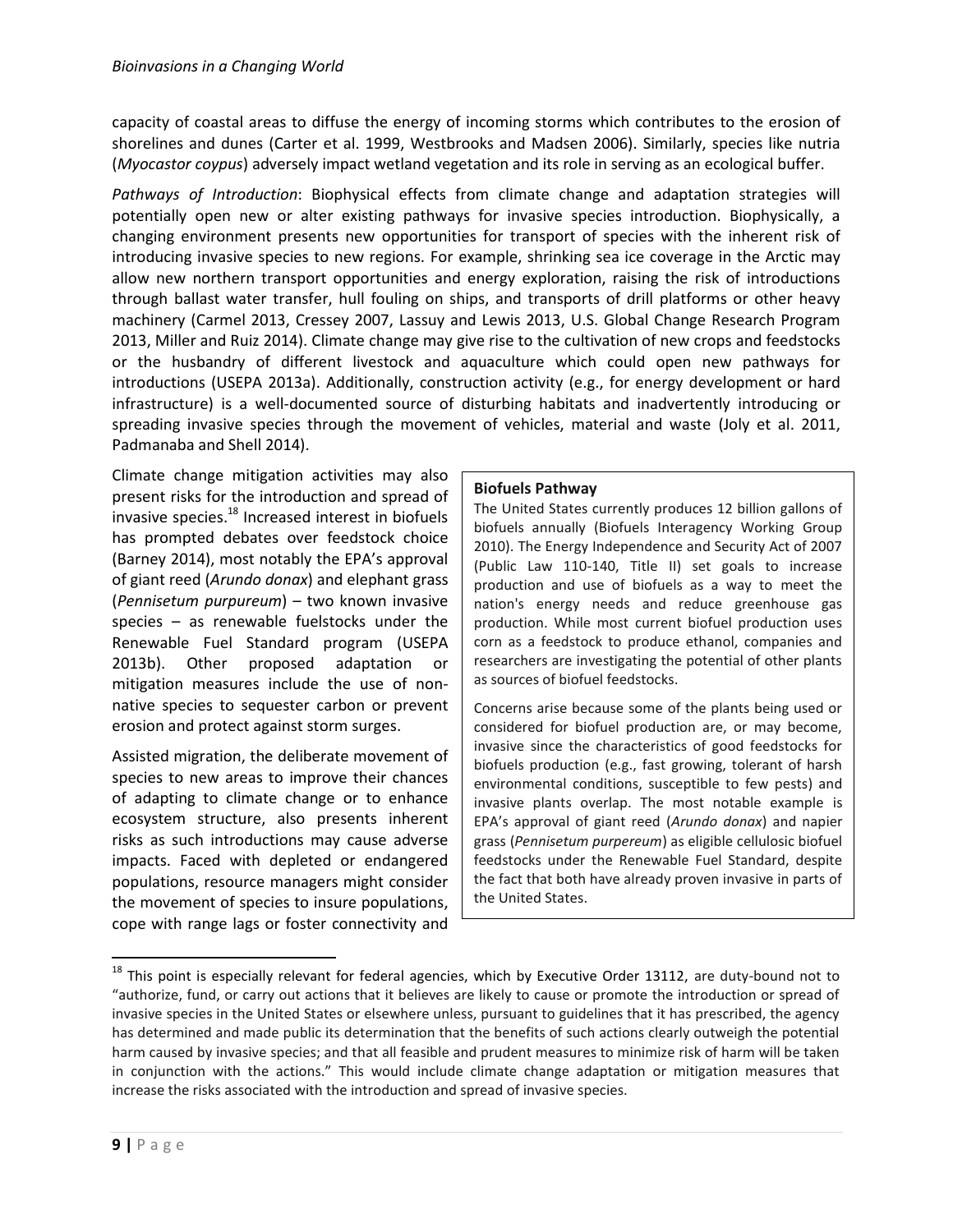capacity of coastal areas to diffuse the energy of incoming storms which contributes to the erosion of shorelines and dunes (Carter et al. 1999, Westbrooks and Madsen 2006). Similarly, species like nutria (*Myocastor coypus*) adversely impact wetland vegetation and its role in serving as an ecological buffer.

*Pathways of Introduction*: Biophysical effects from climate change and adaptation strategies will potentially open new or alter existing pathways for invasive species introduction. Biophysically, a changing environment presents new opportunities for transport of species with the inherent risk of introducing invasive species to new regions. For example, shrinking sea ice coverage in the Arctic may allow new northern transport opportunities and energy exploration, raising the risk of introductions through ballast water transfer, hull fouling on ships, and transports of drill platforms or other heavy machinery (Carmel 2013, Cressey 2007, Lassuy and Lewis 2013, U.S. Global Change Research Program 2013, Miller and Ruiz 2014). Climate change may give rise to the cultivation of new crops and feedstocks or the husbandry of different livestock and aquaculture which could open new pathways for introductions (USEPA 2013a). Additionally, construction activity (e.g., for energy development or hard infrastructure) is a well-documented source of disturbing habitats and inadvertently introducing or spreading invasive species through the movement of vehicles, material and waste (Joly et al. 2011, Padmanaba and Shell 2014).

Climate change mitigation activities may also present risks for the introduction and spread of invasive species.[18] Increased interest in biofuels has prompted debates over feedstock choice (Barney 2014), most notably the EPA's approval of giant reed (*Arundo donax*) and elephant grass (*Pennisetum purpureum*) – two known invasive species – as renewable fuelstocks under the Renewable Fuel Standard program (USEPA 2013b). Other proposed adaptation or mitigation measures include the use of non-native species to sequester carbon or prevent erosion and protect against storm surges.

Assisted migration, the deliberate movement of species to new areas to improve their chances of adapting to climate change or to enhance ecosystem structure, also presents inherent risks as such introductions may cause adverse impacts. Faced with depleted or endangered populations, resource managers might consider the movement of species to insure populations, cope with range lags or foster connectivity and

**Biofuels Pathway**

The United States currently produces 12 billion gallons of biofuels annually (Biofuels Interagency Working Group 2010). The Energy Independence and Security Act of 2007 (Public Law 110-140, Title II) set goals to increase production and use of biofuels as a way to meet the nation's energy needs and reduce greenhouse gas production. While most current biofuel production uses corn as a feedstock to produce ethanol, companies and researchers are investigating the potential of other plants as sources of biofuel feedstocks.

Concerns arise because some of the plants being used or considered for biofuel production are, or may become, invasive since the characteristics of good feedstocks for biofuels production (e.g., fast growing, tolerant of harsh environmental conditions, susceptible to few pests) and invasive plants overlap. The most notable example is EPA's approval of giant reed (*Arundo donax*) and napier grass (*Pennisetum purpereum*) as eligible cellulosic biofuel feedstocks under the Renewable Fuel Standard, despite the fact that both have already proven invasive in parts of the United States.

[18] This point is especially relevant for federal agencies, which by Executive Order 13112, are duty-bound not to "authorize, fund, or carry out actions that it believes are likely to cause or promote the introduction or spread of invasive species in the United States or elsewhere unless, pursuant to guidelines that it has prescribed, the agency has determined and made public its determination that the benefits of such actions clearly outweigh the potential harm caused by invasive species; and that all feasible and prudent measures to minimize risk of harm will be taken in conjunction with the actions." This would include climate change adaptation or mitigation measures that increase the risks associated with the introduction and spread of invasive species.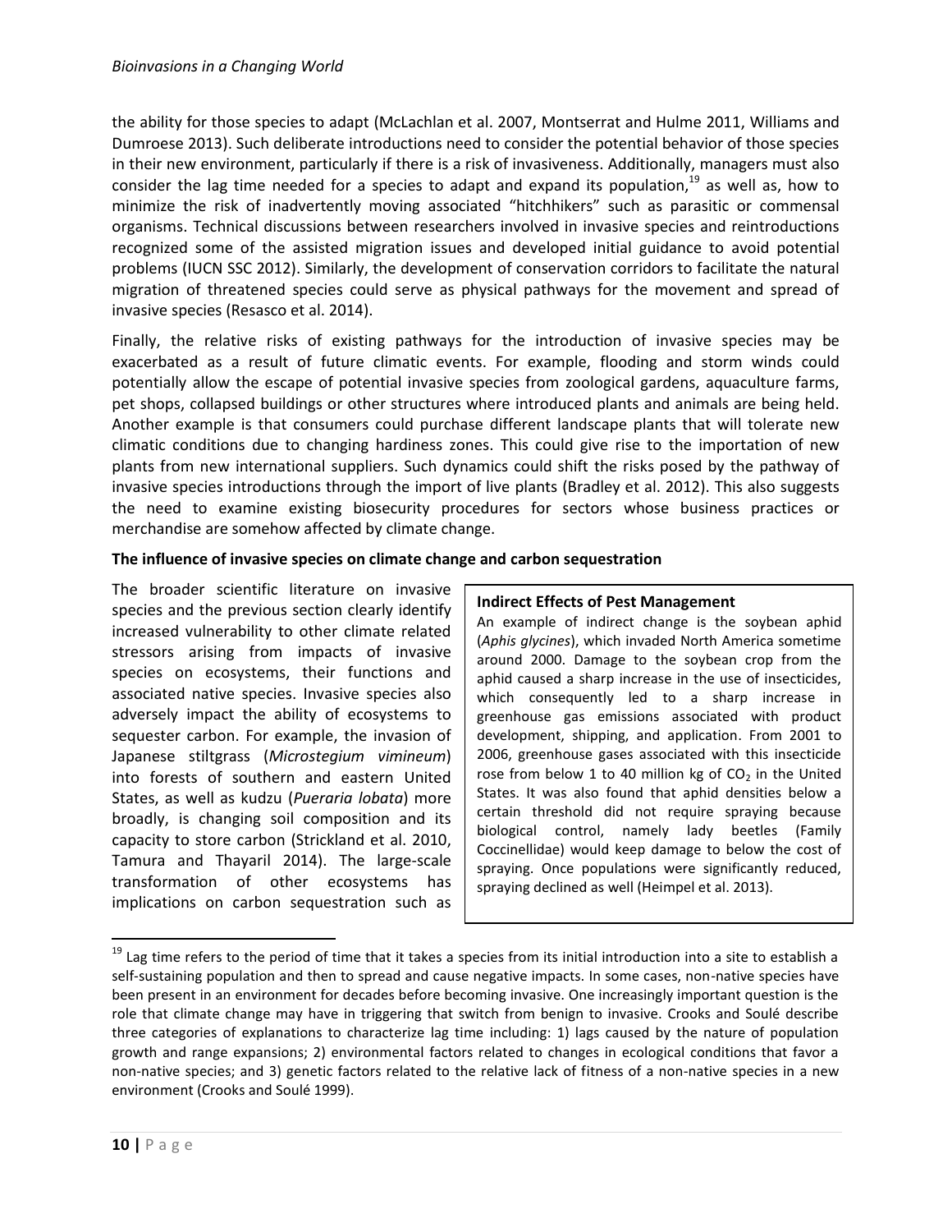the ability for those species to adapt (McLachlan et al. 2007, Montserrat and Hulme 2011, Williams and Dumroese 2013). Such deliberate introductions need to consider the potential behavior of those species in their new environment, particularly if there is a risk of invasiveness. Additionally, managers must also consider the lag time needed for a species to adapt and expand its population,[19] as well as, how to minimize the risk of inadvertently moving associated "hitchhikers" such as parasitic or commensal organisms. Technical discussions between researchers involved in invasive species and reintroductions recognized some of the assisted migration issues and developed initial guidance to avoid potential problems (IUCN SSC 2012). Similarly, the development of conservation corridors to facilitate the natural migration of threatened species could serve as physical pathways for the movement and spread of invasive species (Resasco et al. 2014).

Finally, the relative risks of existing pathways for the introduction of invasive species may be exacerbated as a result of future climatic events. For example, flooding and storm winds could potentially allow the escape of potential invasive species from zoological gardens, aquaculture farms, pet shops, collapsed buildings or other structures where introduced plants and animals are being held. Another example is that consumers could purchase different landscape plants that will tolerate new climatic conditions due to changing hardiness zones. This could give rise to the importation of new plants from new international suppliers. Such dynamics could shift the risks posed by the pathway of invasive species introductions through the import of live plants (Bradley et al. 2012). This also suggests the need to examine existing biosecurity procedures for sectors whose business practices or merchandise are somehow affected by climate change.

**The influence of invasive species on climate change and carbon sequestration**

The broader scientific literature on invasive species and the previous section clearly identify increased vulnerability to other climate related stressors arising from impacts of invasive species on ecosystems, their functions and associated native species. Invasive species also adversely impact the ability of ecosystems to sequester carbon. For example, the invasion of Japanese stiltgrass (*Microstegium vimineum*) into forests of southern and eastern United States, as well as kudzu (*Pueraria lobata*) more broadly, is changing soil composition and its capacity to store carbon (Strickland et al. 2010, Tamura and Thayaril 2014). The large-scale transformation of other ecosystems has implications on carbon sequestration such as

> **Indirect Effects of Pest Management**
>
> An example of indirect change is the soybean aphid (*Aphis glycines*), which invaded North America sometime around 2000. Damage to the soybean crop from the aphid caused a sharp increase in the use of insecticides, which consequently led to a sharp increase in greenhouse gas emissions associated with product development, shipping, and application. From 2001 to 2006, greenhouse gases associated with this insecticide rose from below 1 to 40 million kg of $CO_2$ in the United States. It was also found that aphid densities below a certain threshold did not require spraying because biological control, namely lady beetles (Family Coccinellidae) would keep damage to below the cost of spraying. Once populations were significantly reduced, spraying declined as well (Heimpel et al. 2013).

---

[19] Lag time refers to the period of time that it takes a species from its initial introduction into a site to establish a self-sustaining population and then to spread and cause negative impacts. In some cases, non-native species have been present in an environment for decades before becoming invasive. One increasingly important question is the role that climate change may have in triggering that switch from benign to invasive. Crooks and Soulé describe three categories of explanations to characterize lag time including: 1) lags caused by the nature of population growth and range expansions; 2) environmental factors related to changes in ecological conditions that favor a non-native species; and 3) genetic factors related to the relative lack of fitness of a non-native species in a new environment (Crooks and Soulé 1999).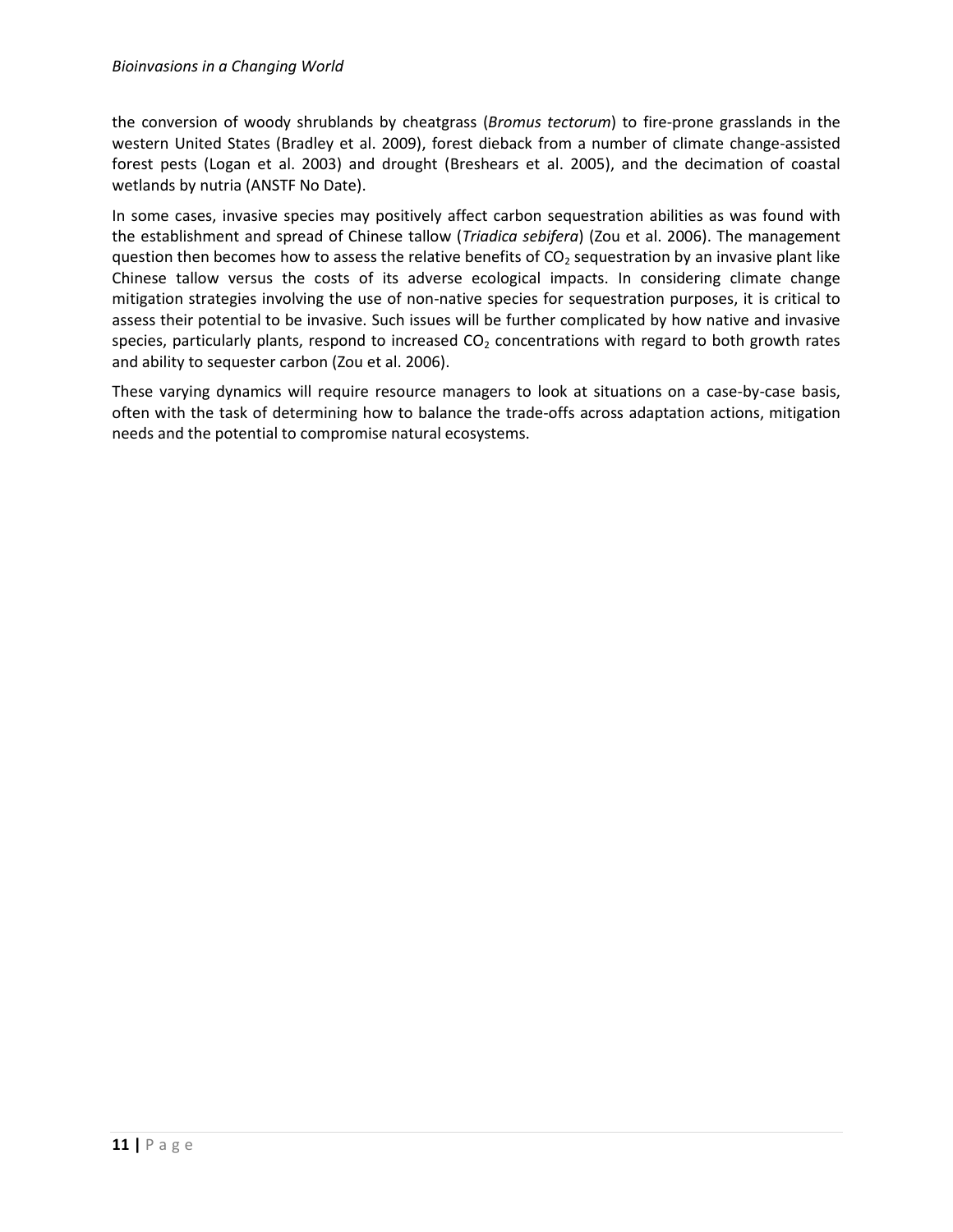the conversion of woody shrublands by cheatgrass (*Bromus tectorum*) to fire-prone grasslands in the western United States (Bradley et al. 2009), forest dieback from a number of climate change-assisted forest pests (Logan et al. 2003) and drought (Breshears et al. 2005), and the decimation of coastal wetlands by nutria (ANSTF No Date).

In some cases, invasive species may positively affect carbon sequestration abilities as was found with the establishment and spread of Chinese tallow (*Triadica sebifera*) (Zou et al. 2006). The management question then becomes how to assess the relative benefits of $CO_2$ sequestration by an invasive plant like Chinese tallow versus the costs of its adverse ecological impacts. In considering climate change mitigation strategies involving the use of non-native species for sequestration purposes, it is critical to assess their potential to be invasive. Such issues will be further complicated by how native and invasive species, particularly plants, respond to increased $CO_2$ concentrations with regard to both growth rates and ability to sequester carbon (Zou et al. 2006).

These varying dynamics will require resource managers to look at situations on a case-by-case basis, often with the task of determining how to balance the trade-offs across adaptation actions, mitigation needs and the potential to compromise natural ecosystems.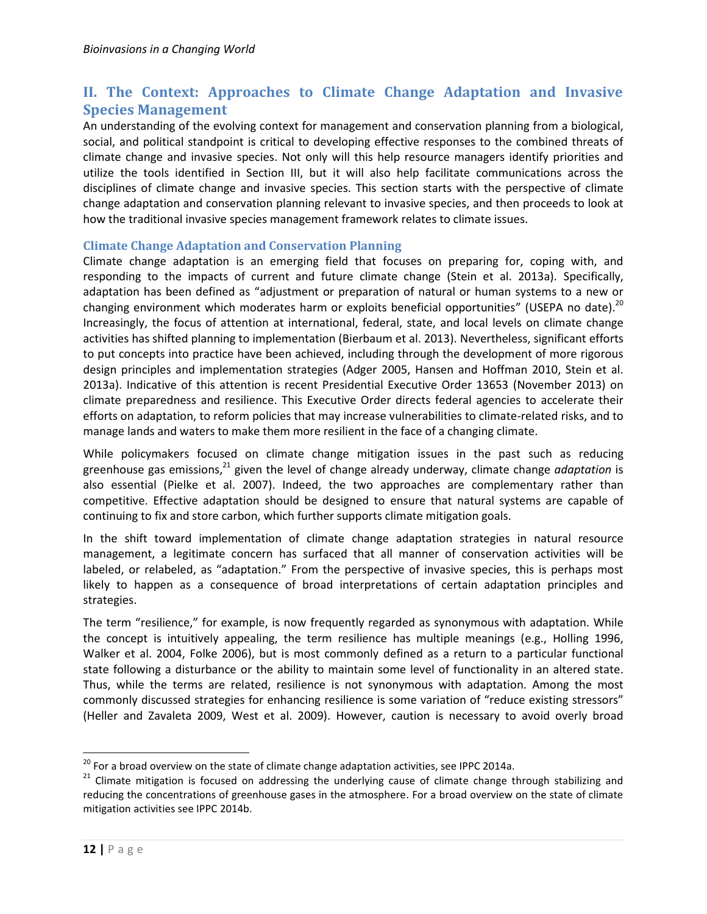## II. The Context: Approaches to Climate Change Adaptation and Invasive Species Management

An understanding of the evolving context for management and conservation planning from a biological, social, and political standpoint is critical to developing effective responses to the combined threats of climate change and invasive species. Not only will this help resource managers identify priorities and utilize the tools identified in Section III, but it will also help facilitate communications across the disciplines of climate change and invasive species. This section starts with the perspective of climate change adaptation and conservation planning relevant to invasive species, and then proceeds to look at how the traditional invasive species management framework relates to climate issues.

### Climate Change Adaptation and Conservation Planning

Climate change adaptation is an emerging field that focuses on preparing for, coping with, and responding to the impacts of current and future climate change (Stein et al. 2013a). Specifically, adaptation has been defined as "adjustment or preparation of natural or human systems to a new or changing environment which moderates harm or exploits beneficial opportunities" (USEPA no date).[20] Increasingly, the focus of attention at international, federal, state, and local levels on climate change activities has shifted planning to implementation (Bierbaum et al. 2013). Nevertheless, significant efforts to put concepts into practice have been achieved, including through the development of more rigorous design principles and implementation strategies (Adger 2005, Hansen and Hoffman 2010, Stein et al. 2013a). Indicative of this attention is recent Presidential Executive Order 13653 (November 2013) on climate preparedness and resilience. This Executive Order directs federal agencies to accelerate their efforts on adaptation, to reform policies that may increase vulnerabilities to climate-related risks, and to manage lands and waters to make them more resilient in the face of a changing climate.

While policymakers focused on climate change mitigation issues in the past such as reducing greenhouse gas emissions,[21] given the level of change already underway, climate change *adaptation* is also essential (Pielke et al. 2007). Indeed, the two approaches are complementary rather than competitive. Effective adaptation should be designed to ensure that natural systems are capable of continuing to fix and store carbon, which further supports climate mitigation goals.

In the shift toward implementation of climate change adaptation strategies in natural resource management, a legitimate concern has surfaced that all manner of conservation activities will be labeled, or relabeled, as "adaptation." From the perspective of invasive species, this is perhaps most likely to happen as a consequence of broad interpretations of certain adaptation principles and strategies.

The term "resilience," for example, is now frequently regarded as synonymous with adaptation. While the concept is intuitively appealing, the term resilience has multiple meanings (e.g., Holling 1996, Walker et al. 2004, Folke 2006), but is most commonly defined as a return to a particular functional state following a disturbance or the ability to maintain some level of functionality in an altered state. Thus, while the terms are related, resilience is not synonymous with adaptation. Among the most commonly discussed strategies for enhancing resilience is some variation of "reduce existing stressors" (Heller and Zavaleta 2009, West et al. 2009). However, caution is necessary to avoid overly broad

---

[20] For a broad overview on the state of climate change adaptation activities, see IPPC 2014a.

[21] Climate mitigation is focused on addressing the underlying cause of climate change through stabilizing and reducing the concentrations of greenhouse gases in the atmosphere. For a broad overview on the state of climate mitigation activities see IPPC 2014b.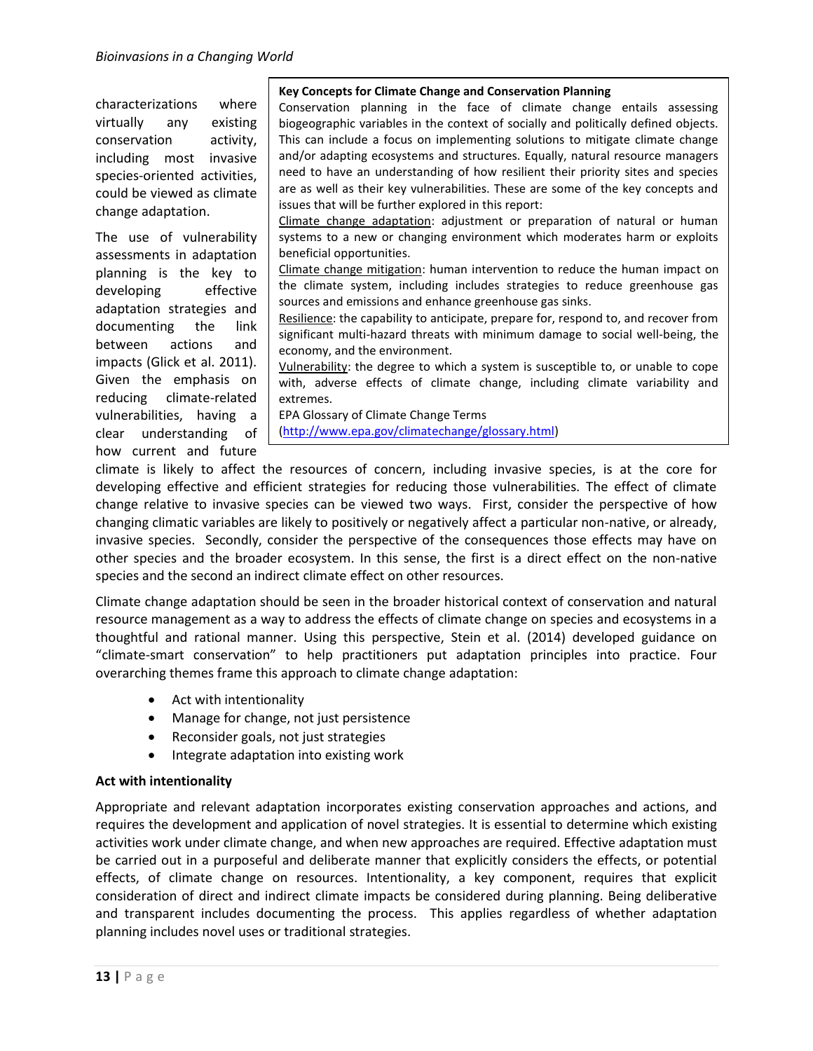characterizations where virtually any existing conservation activity, including most invasive species-oriented activities, could be viewed as climate change adaptation.

> **Key Concepts for Climate Change and Conservation Planning**
>
> Conservation planning in the face of climate change entails assessing biogeographic variables in the context of socially and politically defined objects. This can include a focus on implementing solutions to mitigate climate change and/or adapting ecosystems and structures. Equally, natural resource managers need to have an understanding of how resilient their priority sites and species are as well as their key vulnerabilities. These are some of the key concepts and issues that will be further explored in this report:
>
> Climate change adaptation: adjustment or preparation of natural or human systems to a new or changing environment which moderates harm or exploits beneficial opportunities.
>
> Climate change mitigation: human intervention to reduce the human impact on the climate system, including includes strategies to reduce greenhouse gas sources and emissions and enhance greenhouse gas sinks.
>
> Resilience: the capability to anticipate, prepare for, respond to, and recover from significant multi-hazard threats with minimum damage to social well-being, the economy, and the environment.
>
> Vulnerability: the degree to which a system is susceptible to, or unable to cope with, adverse effects of climate change, including climate variability and extremes.
>
> EPA Glossary of Climate Change Terms
> (http://www.epa.gov/climatechange/glossary.html)

The use of vulnerability assessments in adaptation planning is the key to developing effective adaptation strategies and documenting the link between actions and impacts (Glick et al. 2011). Given the emphasis on reducing climate-related vulnerabilities, having a clear understanding of how current and future climate is likely to affect the resources of concern, including invasive species, is at the core for developing effective and efficient strategies for reducing those vulnerabilities. The effect of climate change relative to invasive species can be viewed two ways. First, consider the perspective of how changing climatic variables are likely to positively or negatively affect a particular non-native, or already, invasive species. Secondly, consider the perspective of the consequences those effects may have on other species and the broader ecosystem. In this sense, the first is a direct effect on the non-native species and the second an indirect climate effect on other resources.

Climate change adaptation should be seen in the broader historical context of conservation and natural resource management as a way to address the effects of climate change on species and ecosystems in a thoughtful and rational manner. Using this perspective, Stein et al. (2014) developed guidance on "climate-smart conservation" to help practitioners put adaptation principles into practice. Four overarching themes frame this approach to climate change adaptation:

- Act with intentionality
- Manage for change, not just persistence
- Reconsider goals, not just strategies
- Integrate adaptation into existing work

**Act with intentionality**

Appropriate and relevant adaptation incorporates existing conservation approaches and actions, and requires the development and application of novel strategies. It is essential to determine which existing activities work under climate change, and when new approaches are required. Effective adaptation must be carried out in a purposeful and deliberate manner that explicitly considers the effects, or potential effects, of climate change on resources. Intentionality, a key component, requires that explicit consideration of direct and indirect climate impacts be considered during planning. Being deliberative and transparent includes documenting the process. This applies regardless of whether adaptation planning includes novel uses or traditional strategies.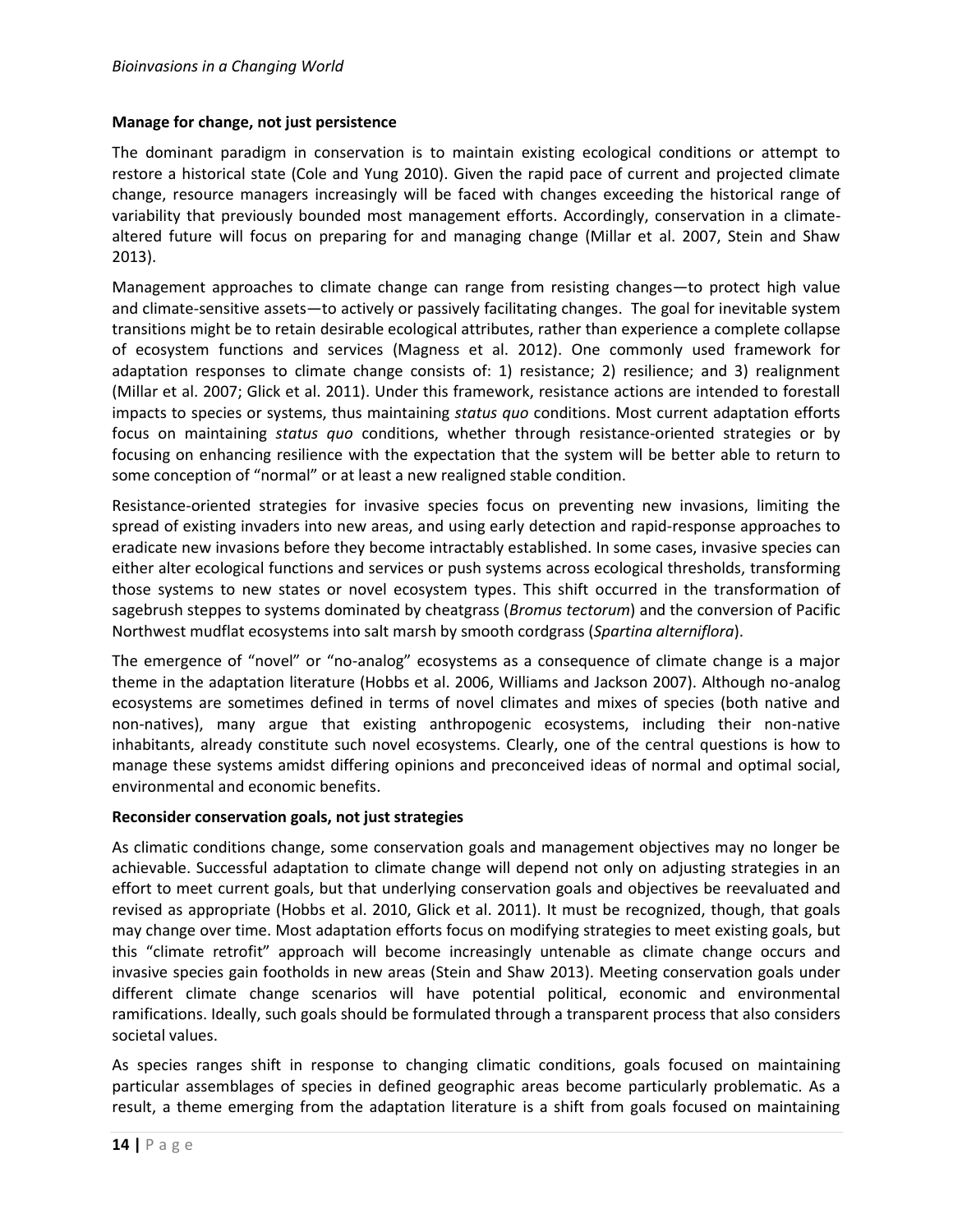**Manage for change, not just persistence**

The dominant paradigm in conservation is to maintain existing ecological conditions or attempt to restore a historical state (Cole and Yung 2010). Given the rapid pace of current and projected climate change, resource managers increasingly will be faced with changes exceeding the historical range of variability that previously bounded most management efforts. Accordingly, conservation in a climate-altered future will focus on preparing for and managing change (Millar et al. 2007, Stein and Shaw 2013).

Management approaches to climate change can range from resisting changes—to protect high value and climate-sensitive assets—to actively or passively facilitating changes. The goal for inevitable system transitions might be to retain desirable ecological attributes, rather than experience a complete collapse of ecosystem functions and services (Magness et al. 2012). One commonly used framework for adaptation responses to climate change consists of: 1) resistance; 2) resilience; and 3) realignment (Millar et al. 2007; Glick et al. 2011). Under this framework, resistance actions are intended to forestall impacts to species or systems, thus maintaining *status quo* conditions. Most current adaptation efforts focus on maintaining *status quo* conditions, whether through resistance-oriented strategies or by focusing on enhancing resilience with the expectation that the system will be better able to return to some conception of "normal" or at least a new realigned stable condition.

Resistance-oriented strategies for invasive species focus on preventing new invasions, limiting the spread of existing invaders into new areas, and using early detection and rapid-response approaches to eradicate new invasions before they become intractably established. In some cases, invasive species can either alter ecological functions and services or push systems across ecological thresholds, transforming those systems to new states or novel ecosystem types. This shift occurred in the transformation of sagebrush steppes to systems dominated by cheatgrass (*Bromus tectorum*) and the conversion of Pacific Northwest mudflat ecosystems into salt marsh by smooth cordgrass (*Spartina alterniflora*).

The emergence of "novel" or "no-analog" ecosystems as a consequence of climate change is a major theme in the adaptation literature (Hobbs et al. 2006, Williams and Jackson 2007). Although no-analog ecosystems are sometimes defined in terms of novel climates and mixes of species (both native and non-natives), many argue that existing anthropogenic ecosystems, including their non-native inhabitants, already constitute such novel ecosystems. Clearly, one of the central questions is how to manage these systems amidst differing opinions and preconceived ideas of normal and optimal social, environmental and economic benefits.

**Reconsider conservation goals, not just strategies**

As climatic conditions change, some conservation goals and management objectives may no longer be achievable. Successful adaptation to climate change will depend not only on adjusting strategies in an effort to meet current goals, but that underlying conservation goals and objectives be reevaluated and revised as appropriate (Hobbs et al. 2010, Glick et al. 2011). It must be recognized, though, that goals may change over time. Most adaptation efforts focus on modifying strategies to meet existing goals, but this "climate retrofit" approach will become increasingly untenable as climate change occurs and invasive species gain footholds in new areas (Stein and Shaw 2013). Meeting conservation goals under different climate change scenarios will have potential political, economic and environmental ramifications. Ideally, such goals should be formulated through a transparent process that also considers societal values.

As species ranges shift in response to changing climatic conditions, goals focused on maintaining particular assemblages of species in defined geographic areas become particularly problematic. As a result, a theme emerging from the adaptation literature is a shift from goals focused on maintaining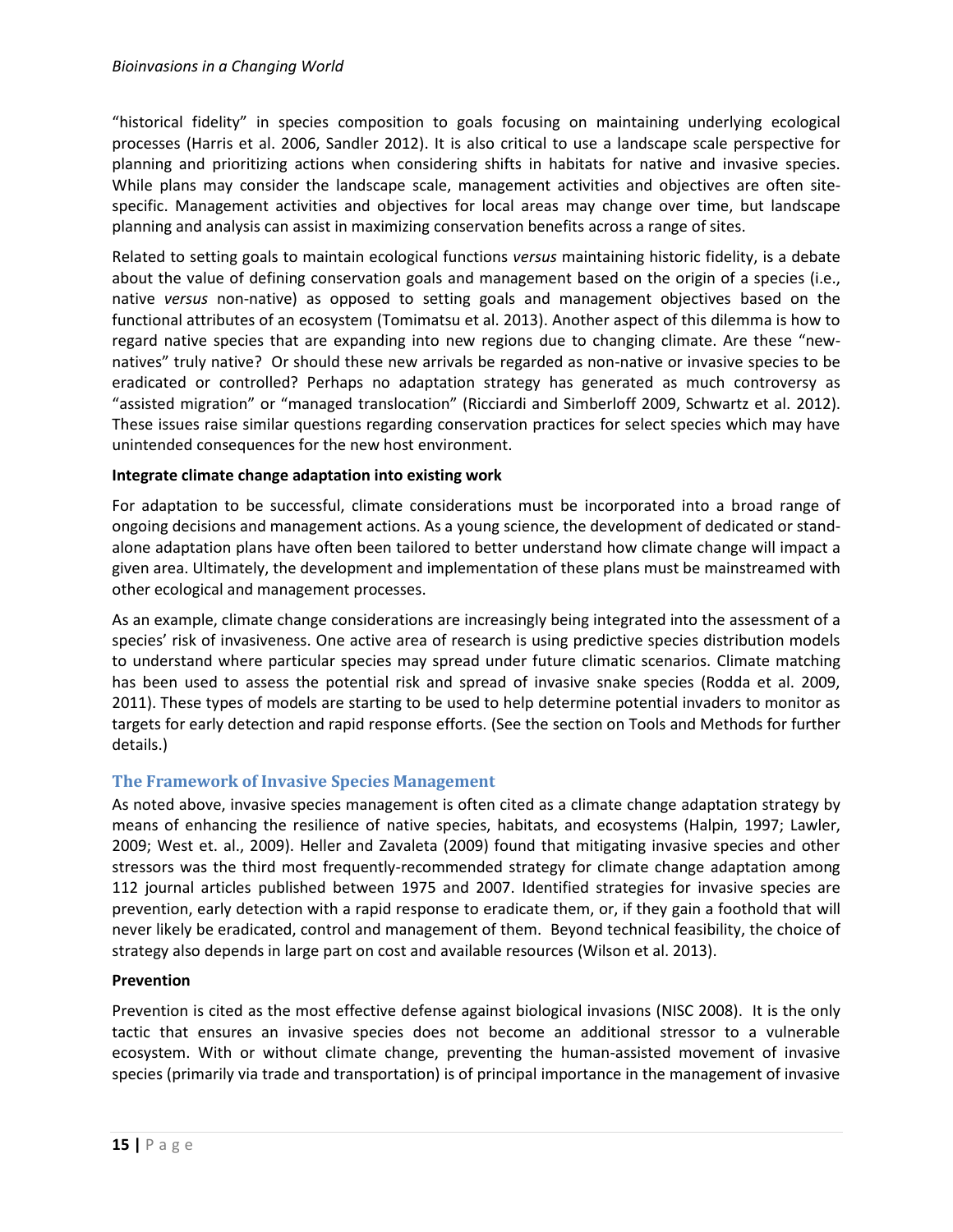"historical fidelity" in species composition to goals focusing on maintaining underlying ecological processes (Harris et al. 2006, Sandler 2012). It is also critical to use a landscape scale perspective for planning and prioritizing actions when considering shifts in habitats for native and invasive species. While plans may consider the landscape scale, management activities and objectives are often site-specific. Management activities and objectives for local areas may change over time, but landscape planning and analysis can assist in maximizing conservation benefits across a range of sites.

Related to setting goals to maintain ecological functions *versus* maintaining historic fidelity, is a debate about the value of defining conservation goals and management based on the origin of a species (i.e., native *versus* non-native) as opposed to setting goals and management objectives based on the functional attributes of an ecosystem (Tomimatsu et al. 2013). Another aspect of this dilemma is how to regard native species that are expanding into new regions due to changing climate. Are these "new-natives" truly native? Or should these new arrivals be regarded as non-native or invasive species to be eradicated or controlled? Perhaps no adaptation strategy has generated as much controversy as "assisted migration" or "managed translocation" (Ricciardi and Simberloff 2009, Schwartz et al. 2012). These issues raise similar questions regarding conservation practices for select species which may have unintended consequences for the new host environment.

**Integrate climate change adaptation into existing work**

For adaptation to be successful, climate considerations must be incorporated into a broad range of ongoing decisions and management actions. As a young science, the development of dedicated or stand-alone adaptation plans have often been tailored to better understand how climate change will impact a given area. Ultimately, the development and implementation of these plans must be mainstreamed with other ecological and management processes.

As an example, climate change considerations are increasingly being integrated into the assessment of a species' risk of invasiveness. One active area of research is using predictive species distribution models to understand where particular species may spread under future climatic scenarios. Climate matching has been used to assess the potential risk and spread of invasive snake species (Rodda et al. 2009, 2011). These types of models are starting to be used to help determine potential invaders to monitor as targets for early detection and rapid response efforts. (See the section on Tools and Methods for further details.)

## The Framework of Invasive Species Management

As noted above, invasive species management is often cited as a climate change adaptation strategy by means of enhancing the resilience of native species, habitats, and ecosystems (Halpin, 1997; Lawler, 2009; West et. al., 2009). Heller and Zavaleta (2009) found that mitigating invasive species and other stressors was the third most frequently-recommended strategy for climate change adaptation among 112 journal articles published between 1975 and 2007. Identified strategies for invasive species are prevention, early detection with a rapid response to eradicate them, or, if they gain a foothold that will never likely be eradicated, control and management of them. Beyond technical feasibility, the choice of strategy also depends in large part on cost and available resources (Wilson et al. 2013).

**Prevention**

Prevention is cited as the most effective defense against biological invasions (NISC 2008). It is the only tactic that ensures an invasive species does not become an additional stressor to a vulnerable ecosystem. With or without climate change, preventing the human-assisted movement of invasive species (primarily via trade and transportation) is of principal importance in the management of invasive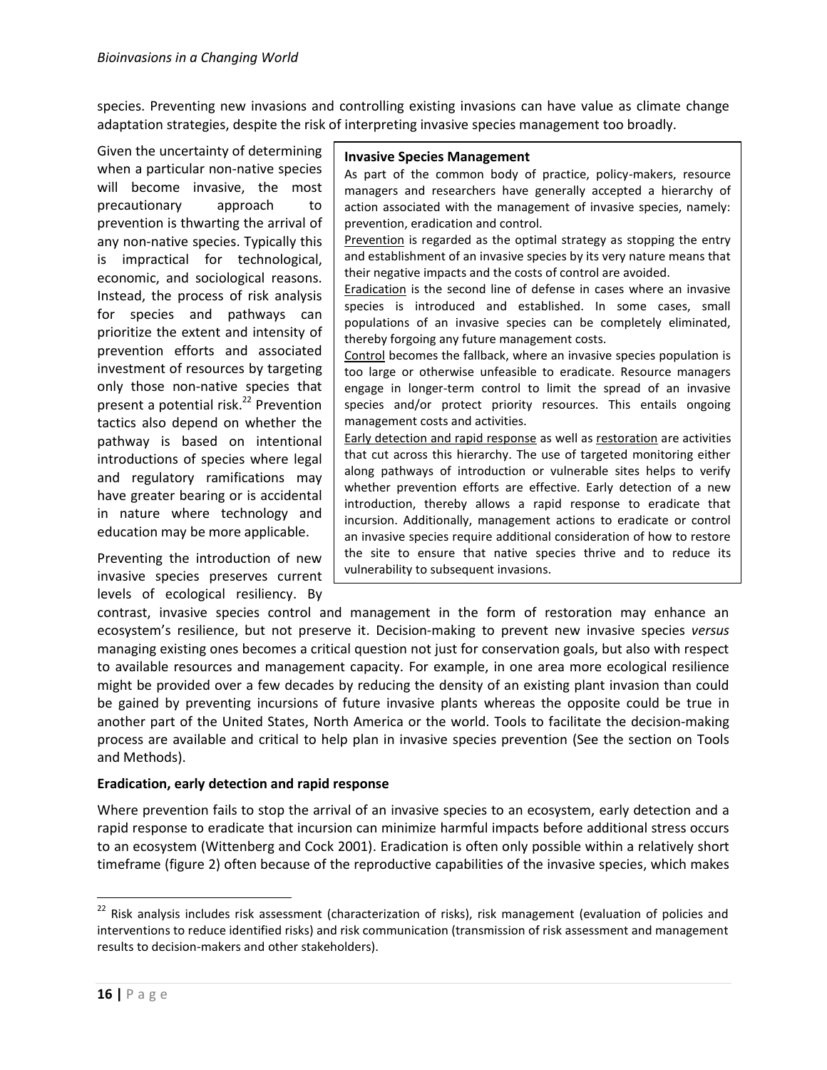species. Preventing new invasions and controlling existing invasions can have value as climate change adaptation strategies, despite the risk of interpreting invasive species management too broadly.

Given the uncertainty of determining when a particular non-native species will become invasive, the most precautionary approach to prevention is thwarting the arrival of any non-native species. Typically this is impractical for technological, economic, and sociological reasons. Instead, the process of risk analysis for species and pathways can prioritize the extent and intensity of prevention efforts and associated investment of resources by targeting only those non-native species that present a potential risk.[22] Prevention tactics also depend on whether the pathway is based on intentional introductions of species where legal and regulatory ramifications may have greater bearing or is accidental in nature where technology and education may be more applicable.

> **Invasive Species Management**
>
> As part of the common body of practice, policy-makers, resource managers and researchers have generally accepted a hierarchy of action associated with the management of invasive species, namely: prevention, eradication and control.
>
> Prevention is regarded as the optimal strategy as stopping the entry and establishment of an invasive species by its very nature means that their negative impacts and the costs of control are avoided.
>
> Eradication is the second line of defense in cases where an invasive species is introduced and established. In some cases, small populations of an invasive species can be completely eliminated, thereby forgoing any future management costs.
>
> Control becomes the fallback, where an invasive species population is too large or otherwise unfeasible to eradicate. Resource managers engage in longer-term control to limit the spread of an invasive species and/or protect priority resources. This entails ongoing management costs and activities.
>
> Early detection and rapid response as well as restoration are activities that cut across this hierarchy. The use of targeted monitoring either along pathways of introduction or vulnerable sites helps to verify whether prevention efforts are effective. Early detection of a new introduction, thereby allows a rapid response to eradicate that incursion. Additionally, management actions to eradicate or control an invasive species require additional consideration of how to restore the site to ensure that native species thrive and to reduce its vulnerability to subsequent invasions.

Preventing the introduction of new invasive species preserves current levels of ecological resiliency. By contrast, invasive species control and management in the form of restoration may enhance an ecosystem's resilience, but not preserve it. Decision-making to prevent new invasive species *versus* managing existing ones becomes a critical question not just for conservation goals, but also with respect to available resources and management capacity. For example, in one area more ecological resilience might be provided over a few decades by reducing the density of an existing plant invasion than could be gained by preventing incursions of future invasive plants whereas the opposite could be true in another part of the United States, North America or the world. Tools to facilitate the decision-making process are available and critical to help plan in invasive species prevention (See the section on Tools and Methods).

**Eradication, early detection and rapid response**

Where prevention fails to stop the arrival of an invasive species to an ecosystem, early detection and a rapid response to eradicate that incursion can minimize harmful impacts before additional stress occurs to an ecosystem (Wittenberg and Cock 2001). Eradication is often only possible within a relatively short timeframe (figure 2) often because of the reproductive capabilities of the invasive species, which makes

[22] Risk analysis includes risk assessment (characterization of risks), risk management (evaluation of policies and interventions to reduce identified risks) and risk communication (transmission of risk assessment and management results to decision-makers and other stakeholders).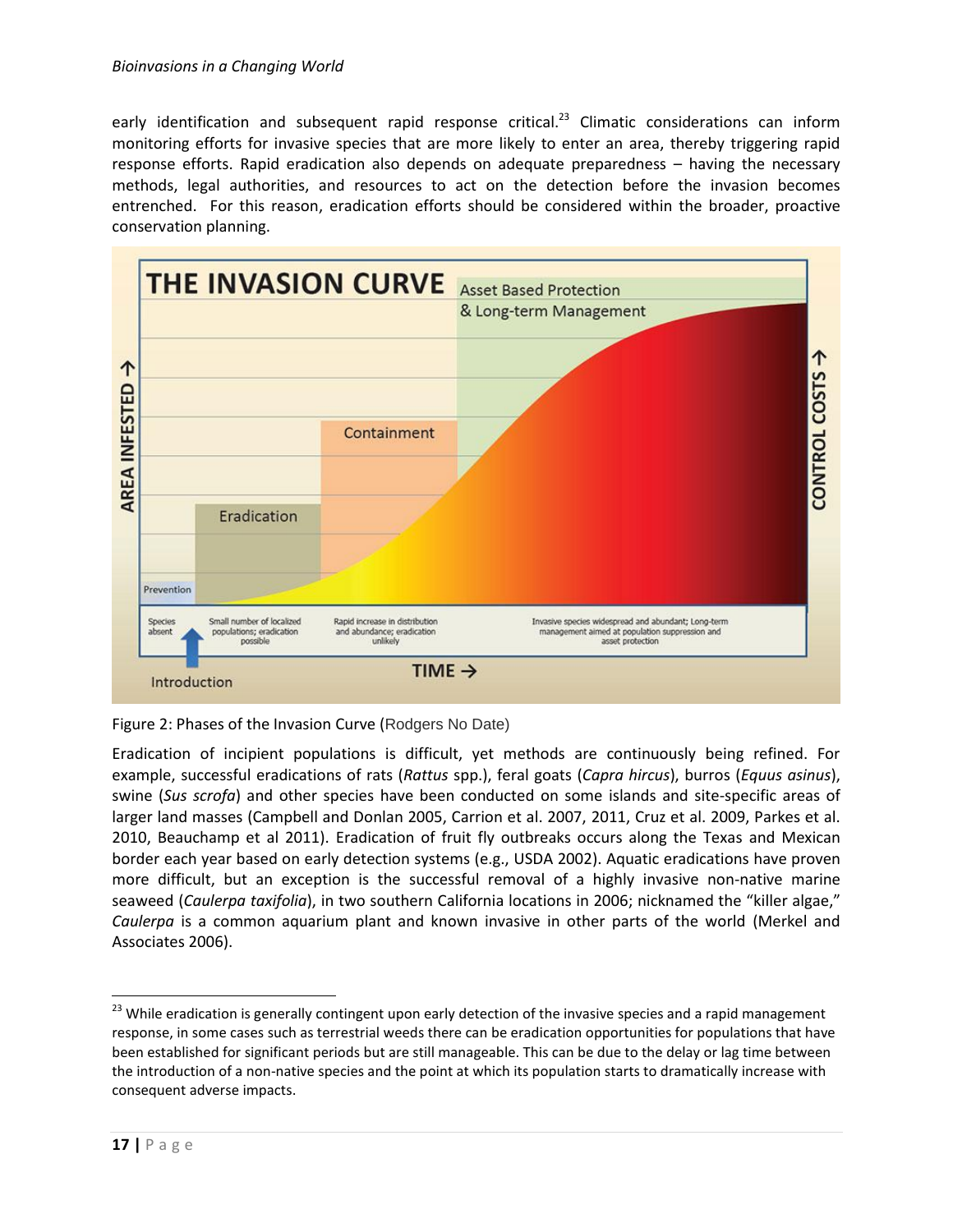early identification and subsequent rapid response critical.[23] Climatic considerations can inform monitoring efforts for invasive species that are more likely to enter an area, thereby triggering rapid response efforts. Rapid eradication also depends on adequate preparedness – having the necessary methods, legal authorities, and resources to act on the detection before the invasion becomes entrenched. For this reason, eradication efforts should be considered within the broader, proactive conservation planning.

Figure 2: Phases of the Invasion Curve (Rodgers No Date)

Eradication of incipient populations is difficult, yet methods are continuously being refined. For example, successful eradications of rats (*Rattus* spp.), feral goats (*Capra hircus*), burros (*Equus asinus*), swine (*Sus scrofa*) and other species have been conducted on some islands and site-specific areas of larger land masses (Campbell and Donlan 2005, Carrion et al. 2007, 2011, Cruz et al. 2009, Parkes et al. 2010, Beauchamp et al 2011). Eradication of fruit fly outbreaks occurs along the Texas and Mexican border each year based on early detection systems (e.g., USDA 2002). Aquatic eradications have proven more difficult, but an exception is the successful removal of a highly invasive non-native marine seaweed (*Caulerpa taxifolia*), in two southern California locations in 2006; nicknamed the "killer algae," *Caulerpa* is a common aquarium plant and known invasive in other parts of the world (Merkel and Associates 2006).

[23] While eradication is generally contingent upon early detection of the invasive species and a rapid management response, in some cases such as terrestrial weeds there can be eradication opportunities for populations that have been established for significant periods but are still manageable. This can be due to the delay or lag time between the introduction of a non-native species and the point at which its population starts to dramatically increase with consequent adverse impacts.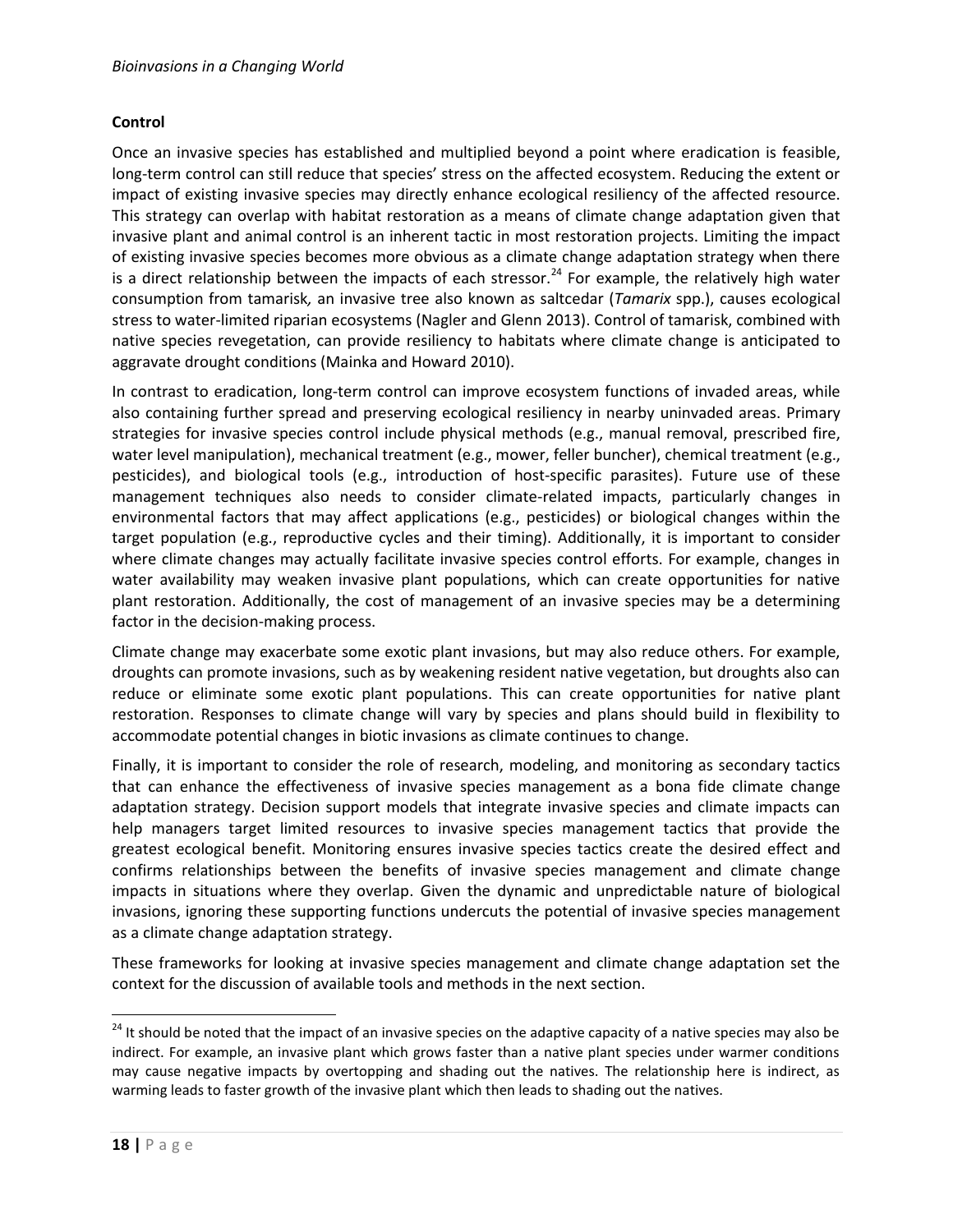**Control**

Once an invasive species has established and multiplied beyond a point where eradication is feasible, long-term control can still reduce that species' stress on the affected ecosystem. Reducing the extent or impact of existing invasive species may directly enhance ecological resiliency of the affected resource. This strategy can overlap with habitat restoration as a means of climate change adaptation given that invasive plant and animal control is an inherent tactic in most restoration projects. Limiting the impact of existing invasive species becomes more obvious as a climate change adaptation strategy when there is a direct relationship between the impacts of each stressor.[24] For example, the relatively high water consumption from tamarisk, an invasive tree also known as saltcedar (*Tamarix* spp.), causes ecological stress to water-limited riparian ecosystems (Nagler and Glenn 2013). Control of tamarisk, combined with native species revegetation, can provide resiliency to habitats where climate change is anticipated to aggravate drought conditions (Mainka and Howard 2010).

In contrast to eradication, long-term control can improve ecosystem functions of invaded areas, while also containing further spread and preserving ecological resiliency in nearby uninvaded areas. Primary strategies for invasive species control include physical methods (e.g., manual removal, prescribed fire, water level manipulation), mechanical treatment (e.g., mower, feller buncher), chemical treatment (e.g., pesticides), and biological tools (e.g., introduction of host-specific parasites). Future use of these management techniques also needs to consider climate-related impacts, particularly changes in environmental factors that may affect applications (e.g., pesticides) or biological changes within the target population (e.g., reproductive cycles and their timing). Additionally, it is important to consider where climate changes may actually facilitate invasive species control efforts. For example, changes in water availability may weaken invasive plant populations, which can create opportunities for native plant restoration. Additionally, the cost of management of an invasive species may be a determining factor in the decision-making process.

Climate change may exacerbate some exotic plant invasions, but may also reduce others. For example, droughts can promote invasions, such as by weakening resident native vegetation, but droughts also can reduce or eliminate some exotic plant populations. This can create opportunities for native plant restoration. Responses to climate change will vary by species and plans should build in flexibility to accommodate potential changes in biotic invasions as climate continues to change.

Finally, it is important to consider the role of research, modeling, and monitoring as secondary tactics that can enhance the effectiveness of invasive species management as a bona fide climate change adaptation strategy. Decision support models that integrate invasive species and climate impacts can help managers target limited resources to invasive species management tactics that provide the greatest ecological benefit. Monitoring ensures invasive species tactics create the desired effect and confirms relationships between the benefits of invasive species management and climate change impacts in situations where they overlap. Given the dynamic and unpredictable nature of biological invasions, ignoring these supporting functions undercuts the potential of invasive species management as a climate change adaptation strategy.

These frameworks for looking at invasive species management and climate change adaptation set the context for the discussion of available tools and methods in the next section.

---

[24] It should be noted that the impact of an invasive species on the adaptive capacity of a native species may also be indirect. For example, an invasive plant which grows faster than a native plant species under warmer conditions may cause negative impacts by overtopping and shading out the natives. The relationship here is indirect, as warming leads to faster growth of the invasive plant which then leads to shading out the natives.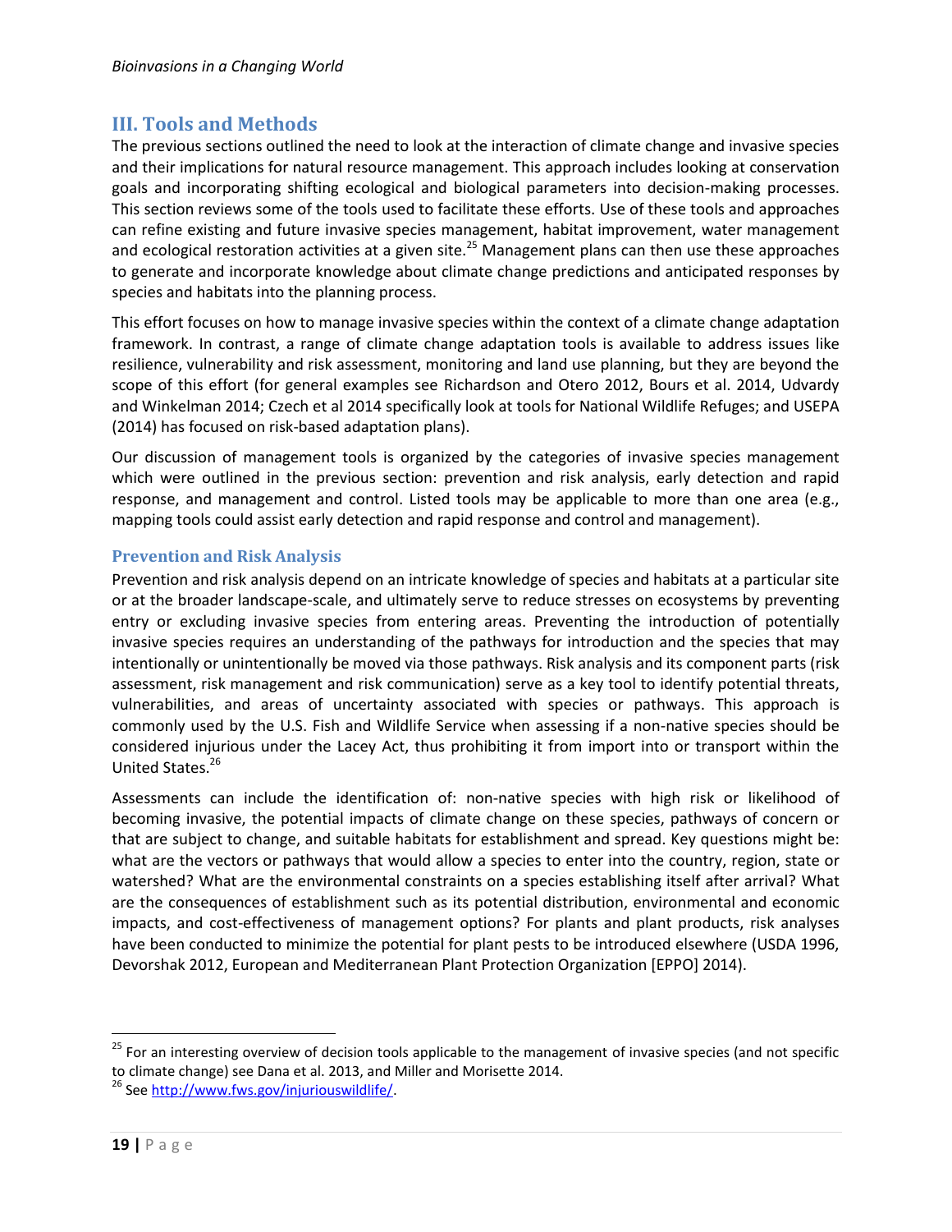## III. Tools and Methods

The previous sections outlined the need to look at the interaction of climate change and invasive species and their implications for natural resource management. This approach includes looking at conservation goals and incorporating shifting ecological and biological parameters into decision-making processes. This section reviews some of the tools used to facilitate these efforts. Use of these tools and approaches can refine existing and future invasive species management, habitat improvement, water management and ecological restoration activities at a given site.[25] Management plans can then use these approaches to generate and incorporate knowledge about climate change predictions and anticipated responses by species and habitats into the planning process.

This effort focuses on how to manage invasive species within the context of a climate change adaptation framework. In contrast, a range of climate change adaptation tools is available to address issues like resilience, vulnerability and risk assessment, monitoring and land use planning, but they are beyond the scope of this effort (for general examples see Richardson and Otero 2012, Bours et al. 2014, Udvardy and Winkelman 2014; Czech et al 2014 specifically look at tools for National Wildlife Refuges; and USEPA (2014) has focused on risk-based adaptation plans).

Our discussion of management tools is organized by the categories of invasive species management which were outlined in the previous section: prevention and risk analysis, early detection and rapid response, and management and control. Listed tools may be applicable to more than one area (e.g., mapping tools could assist early detection and rapid response and control and management).

### Prevention and Risk Analysis

Prevention and risk analysis depend on an intricate knowledge of species and habitats at a particular site or at the broader landscape-scale, and ultimately serve to reduce stresses on ecosystems by preventing entry or excluding invasive species from entering areas. Preventing the introduction of potentially invasive species requires an understanding of the pathways for introduction and the species that may intentionally or unintentionally be moved via those pathways. Risk analysis and its component parts (risk assessment, risk management and risk communication) serve as a key tool to identify potential threats, vulnerabilities, and areas of uncertainty associated with species or pathways. This approach is commonly used by the U.S. Fish and Wildlife Service when assessing if a non-native species should be considered injurious under the Lacey Act, thus prohibiting it from import into or transport within the United States.[26]

Assessments can include the identification of: non-native species with high risk or likelihood of becoming invasive, the potential impacts of climate change on these species, pathways of concern or that are subject to change, and suitable habitats for establishment and spread. Key questions might be: what are the vectors or pathways that would allow a species to enter into the country, region, state or watershed? What are the environmental constraints on a species establishing itself after arrival? What are the consequences of establishment such as its potential distribution, environmental and economic impacts, and cost-effectiveness of management options? For plants and plant products, risk analyses have been conducted to minimize the potential for plant pests to be introduced elsewhere (USDA 1996, Devorshak 2012, European and Mediterranean Plant Protection Organization [EPPO] 2014).

---

[25] For an interesting overview of decision tools applicable to the management of invasive species (and not specific to climate change) see Dana et al. 2013, and Miller and Morisette 2014.

[26] See http://www.fws.gov/injuriouswildlife/.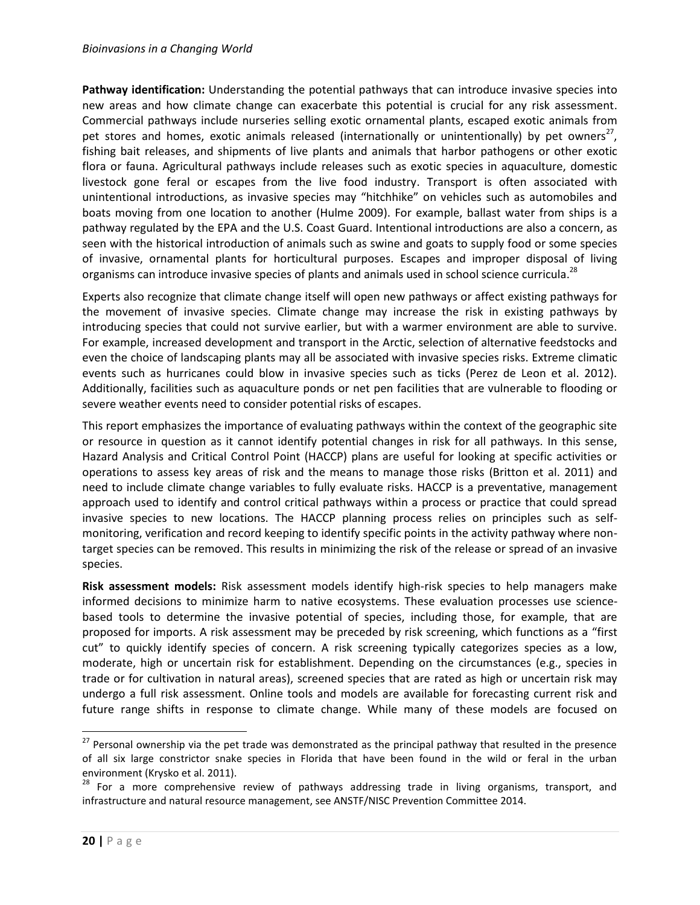**Pathway identification:** Understanding the potential pathways that can introduce invasive species into new areas and how climate change can exacerbate this potential is crucial for any risk assessment. Commercial pathways include nurseries selling exotic ornamental plants, escaped exotic animals from pet stores and homes, exotic animals released (internationally or unintentionally) by pet owners[27], fishing bait releases, and shipments of live plants and animals that harbor pathogens or other exotic flora or fauna. Agricultural pathways include releases such as exotic species in aquaculture, domestic livestock gone feral or escapes from the live food industry. Transport is often associated with unintentional introductions, as invasive species may "hitchhike" on vehicles such as automobiles and boats moving from one location to another (Hulme 2009). For example, ballast water from ships is a pathway regulated by the EPA and the U.S. Coast Guard. Intentional introductions are also a concern, as seen with the historical introduction of animals such as swine and goats to supply food or some species of invasive, ornamental plants for horticultural purposes. Escapes and improper disposal of living organisms can introduce invasive species of plants and animals used in school science curricula.[28]

Experts also recognize that climate change itself will open new pathways or affect existing pathways for the movement of invasive species. Climate change may increase the risk in existing pathways by introducing species that could not survive earlier, but with a warmer environment are able to survive. For example, increased development and transport in the Arctic, selection of alternative feedstocks and even the choice of landscaping plants may all be associated with invasive species risks. Extreme climatic events such as hurricanes could blow in invasive species such as ticks (Perez de Leon et al. 2012). Additionally, facilities such as aquaculture ponds or net pen facilities that are vulnerable to flooding or severe weather events need to consider potential risks of escapes.

This report emphasizes the importance of evaluating pathways within the context of the geographic site or resource in question as it cannot identify potential changes in risk for all pathways. In this sense, Hazard Analysis and Critical Control Point (HACCP) plans are useful for looking at specific activities or operations to assess key areas of risk and the means to manage those risks (Britton et al. 2011) and need to include climate change variables to fully evaluate risks. HACCP is a preventative, management approach used to identify and control critical pathways within a process or practice that could spread invasive species to new locations. The HACCP planning process relies on principles such as self-monitoring, verification and record keeping to identify specific points in the activity pathway where non-target species can be removed. This results in minimizing the risk of the release or spread of an invasive species.

**Risk assessment models:** Risk assessment models identify high-risk species to help managers make informed decisions to minimize harm to native ecosystems. These evaluation processes use science-based tools to determine the invasive potential of species, including those, for example, that are proposed for imports. A risk assessment may be preceded by risk screening, which functions as a "first cut" to quickly identify species of concern. A risk screening typically categorizes species as a low, moderate, high or uncertain risk for establishment. Depending on the circumstances (e.g., species in trade or for cultivation in natural areas), screened species that are rated as high or uncertain risk may undergo a full risk assessment. Online tools and models are available for forecasting current risk and future range shifts in response to climate change. While many of these models are focused on

---

[27] Personal ownership via the pet trade was demonstrated as the principal pathway that resulted in the presence of all six large constrictor snake species in Florida that have been found in the wild or feral in the urban environment (Krysko et al. 2011).

[28] For a more comprehensive review of pathways addressing trade in living organisms, transport, and infrastructure and natural resource management, see ANSTF/NISC Prevention Committee 2014.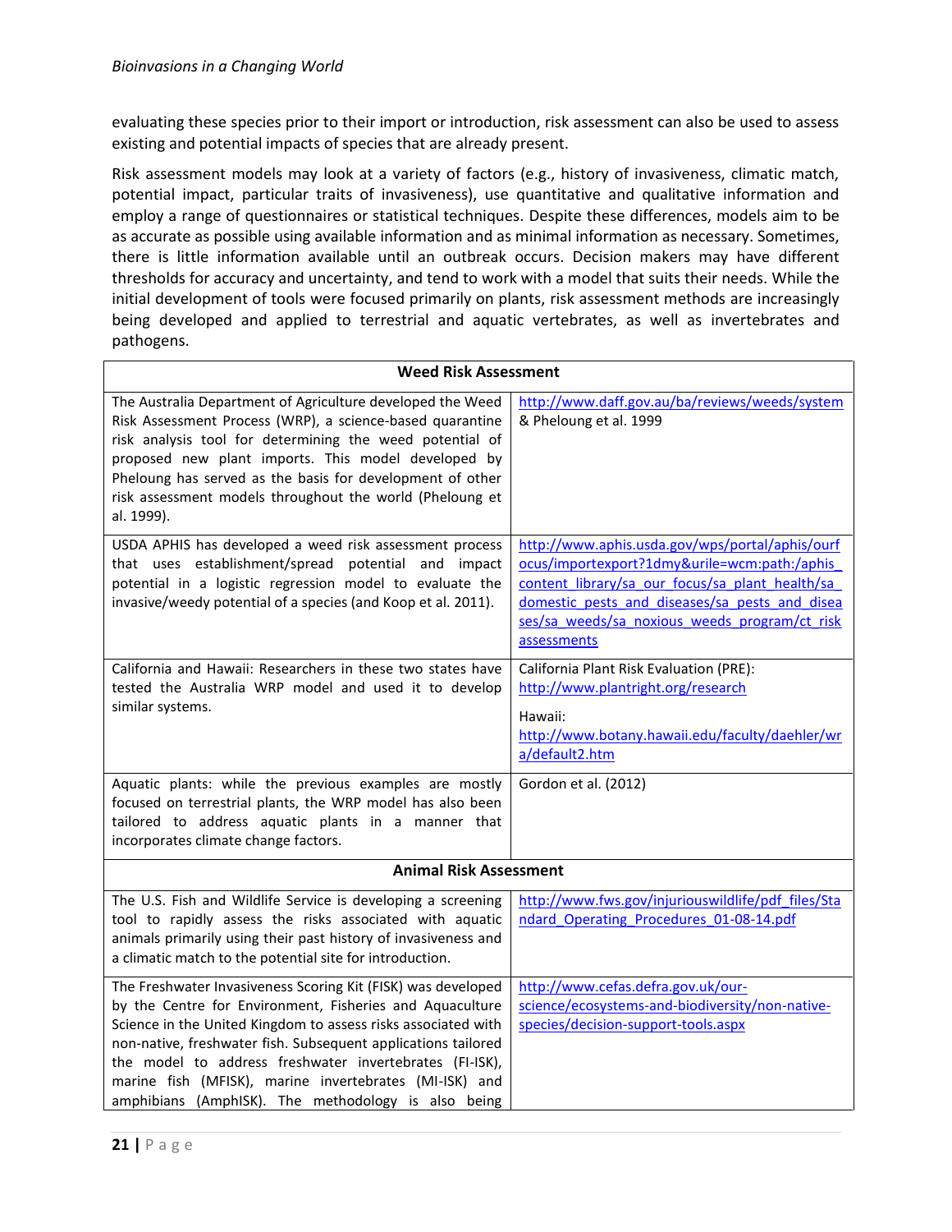evaluating these species prior to their import or introduction, risk assessment can also be used to assess existing and potential impacts of species that are already present.

Risk assessment models may look at a variety of factors (e.g., history of invasiveness, climatic match, potential impact, particular traits of invasiveness), use quantitative and qualitative information and employ a range of questionnaires or statistical techniques. Despite these differences, models aim to be as accurate as possible using available information and as minimal information as necessary. Sometimes, there is little information available until an outbreak occurs. Decision makers may have different thresholds for accuracy and uncertainty, and tend to work with a model that suits their needs. While the initial development of tools were focused primarily on plants, risk assessment methods are increasingly being developed and applied to terrestrial and aquatic vertebrates, as well as invertebrates and pathogens.

| **Weed Risk Assessment** | |
|---|---|
| The Australia Department of Agriculture developed the Weed Risk Assessment Process (WRP), a science-based quarantine risk analysis tool for determining the weed potential of proposed new plant imports. This model developed by Pheloung has served as the basis for development of other risk assessment models throughout the world (Pheloung et al. 1999). | http://www.daff.gov.au/ba/reviews/weeds/system & Pheloung et al. 1999 |
| USDA APHIS has developed a weed risk assessment process that uses establishment/spread potential and impact potential in a logistic regression model to evaluate the invasive/weedy potential of a species (and Koop et al. 2011). | http://www.aphis.usda.gov/wps/portal/aphis/ourfocus/importexport?1dmy&urile=wcm:path:/aphis_content_library/sa_our_focus/sa_plant_health/sa_domestic_pests_and_diseases/sa_pests_and_diseases/sa_weeds/sa_noxious_weeds_program/ct_risk_assessments |
| California and Hawaii: Researchers in these two states have tested the Australia WRP model and used it to develop similar systems. | California Plant Risk Evaluation (PRE): http://www.plantright.org/research<br><br>Hawaii: http://www.botany.hawaii.edu/faculty/daehler/wra/default2.htm |
| Aquatic plants: while the previous examples are mostly focused on terrestrial plants, the WRP model has also been tailored to address aquatic plants in a manner that incorporates climate change factors. | Gordon et al. (2012) |
| **Animal Risk Assessment** | |
| The U.S. Fish and Wildlife Service is developing a screening tool to rapidly assess the risks associated with aquatic animals primarily using their past history of invasiveness and a climatic match to the potential site for introduction. | http://www.fws.gov/injuriouswildlife/pdf_files/Standard_Operating_Procedures_01-08-14.pdf |
| The Freshwater Invasiveness Scoring Kit (FISK) was developed by the Centre for Environment, Fisheries and Aquaculture Science in the United Kingdom to assess risks associated with non-native, freshwater fish. Subsequent applications tailored the model to address freshwater invertebrates (FI-ISK), marine fish (MFISK), marine invertebrates (MI-ISK) and amphibians (AmphISK). The methodology is also being | http://www.cefas.defra.gov.uk/our-science/ecosystems-and-biodiversity/non-native-species/decision-support-tools.aspx |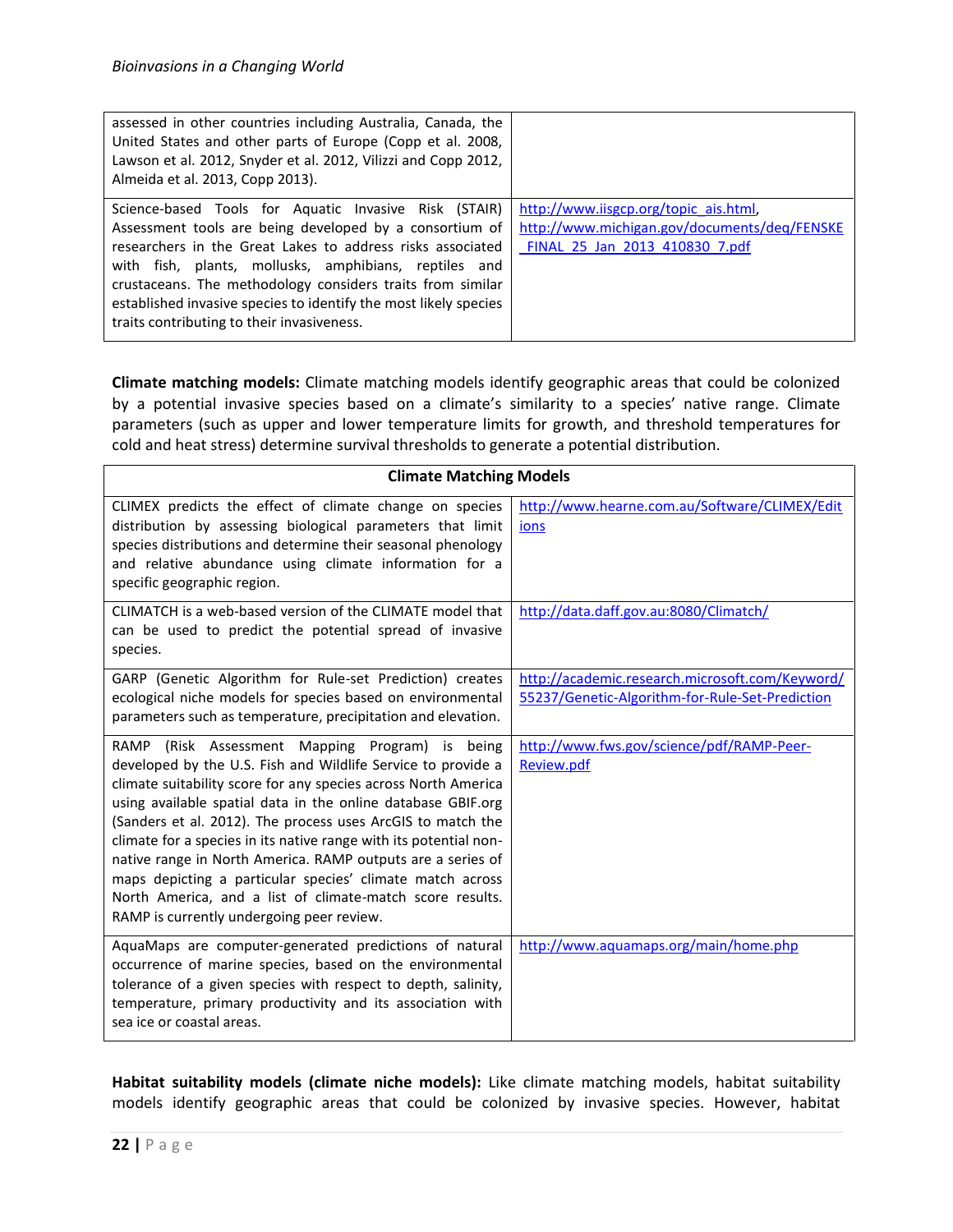| | |
|---|---|
| assessed in other countries including Australia, Canada, the United States and other parts of Europe (Copp et al. 2008, Lawson et al. 2012, Snyder et al. 2012, Vilizzi and Copp 2012, Almeida et al. 2013, Copp 2013). | |
| Science-based Tools for Aquatic Invasive Risk (STAIR) Assessment tools are being developed by a consortium of researchers in the Great Lakes to address risks associated with fish, plants, mollusks, amphibians, reptiles and crustaceans. The methodology considers traits from similar established invasive species to identify the most likely species traits contributing to their invasiveness. | http://www.iisgcp.org/topic_ais.html, http://www.michigan.gov/documents/deq/FENSKE_FINAL_25_Jan_2013_410830_7.pdf |

**Climate matching models:** Climate matching models identify geographic areas that could be colonized by a potential invasive species based on a climate's similarity to a species' native range. Climate parameters (such as upper and lower temperature limits for growth, and threshold temperatures for cold and heat stress) determine survival thresholds to generate a potential distribution.

| Climate Matching Models | |
|---|---|
| CLIMEX predicts the effect of climate change on species distribution by assessing biological parameters that limit species distributions and determine their seasonal phenology and relative abundance using climate information for a specific geographic region. | http://www.hearne.com.au/Software/CLIMEX/Editions |
| CLIMATCH is a web-based version of the CLIMATE model that can be used to predict the potential spread of invasive species. | http://data.daff.gov.au:8080/Climatch/ |
| GARP (Genetic Algorithm for Rule-set Prediction) creates ecological niche models for species based on environmental parameters such as temperature, precipitation and elevation. | http://academic.research.microsoft.com/Keyword/55237/Genetic-Algorithm-for-Rule-Set-Prediction |
| RAMP (Risk Assessment Mapping Program) is being developed by the U.S. Fish and Wildlife Service to provide a climate suitability score for any species across North America using available spatial data in the online database GBIF.org (Sanders et al. 2012). The process uses ArcGIS to match the climate for a species in its native range with its potential non-native range in North America. RAMP outputs are a series of maps depicting a particular species' climate match across North America, and a list of climate-match score results. RAMP is currently undergoing peer review. | http://www.fws.gov/science/pdf/RAMP-Peer-Review.pdf |
| AquaMaps are computer-generated predictions of natural occurrence of marine species, based on the environmental tolerance of a given species with respect to depth, salinity, temperature, primary productivity and its association with sea ice or coastal areas. | http://www.aquamaps.org/main/home.php |

**Habitat suitability models (climate niche models):** Like climate matching models, habitat suitability models identify geographic areas that could be colonized by invasive species. However, habitat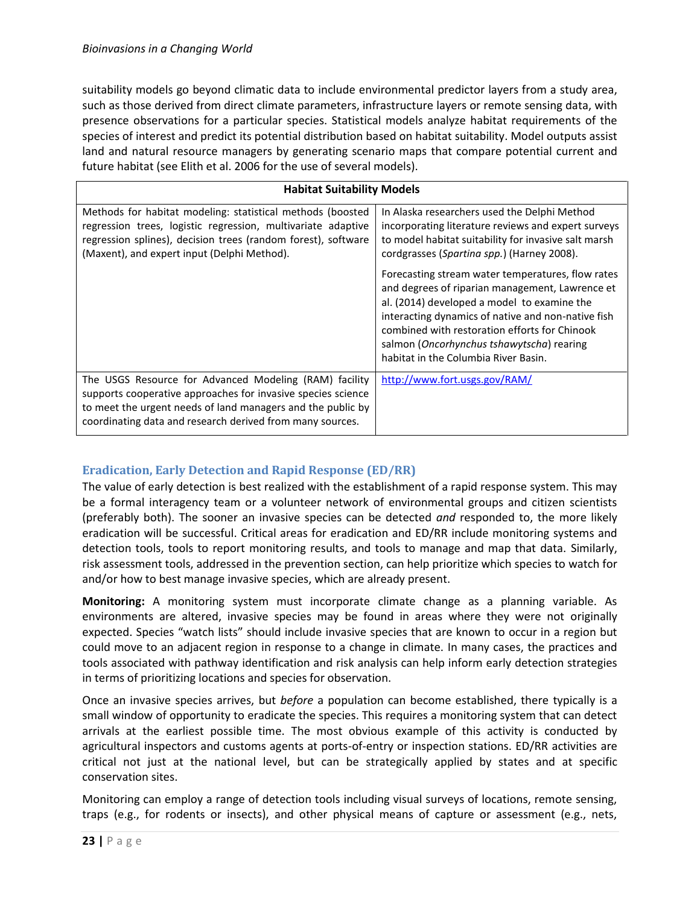suitability models go beyond climatic data to include environmental predictor layers from a study area, such as those derived from direct climate parameters, infrastructure layers or remote sensing data, with presence observations for a particular species. Statistical models analyze habitat requirements of the species of interest and predict its potential distribution based on habitat suitability. Model outputs assist land and natural resource managers by generating scenario maps that compare potential current and future habitat (see Elith et al. 2006 for the use of several models).

| Habitat Suitability Models | |
|---|---|
| Methods for habitat modeling: statistical methods (boosted regression trees, logistic regression, multivariate adaptive regression splines), decision trees (random forest), software (Maxent), and expert input (Delphi Method). | In Alaska researchers used the Delphi Method incorporating literature reviews and expert surveys to model habitat suitability for invasive salt marsh cordgrasses (*Spartina spp.*) (Harney 2008).<br><br>Forecasting stream water temperatures, flow rates and degrees of riparian management, Lawrence et al. (2014) developed a model to examine the interacting dynamics of native and non-native fish combined with restoration efforts for Chinook salmon (*Oncorhynchus tshawytscha*) rearing habitat in the Columbia River Basin. |
| The USGS Resource for Advanced Modeling (RAM) facility supports cooperative approaches for invasive species science to meet the urgent needs of land managers and the public by coordinating data and research derived from many sources. | http://www.fort.usgs.gov/RAM/ |

## Eradication, Early Detection and Rapid Response (ED/RR)

The value of early detection is best realized with the establishment of a rapid response system. This may be a formal interagency team or a volunteer network of environmental groups and citizen scientists (preferably both). The sooner an invasive species can be detected *and* responded to, the more likely eradication will be successful. Critical areas for eradication and ED/RR include monitoring systems and detection tools, tools to report monitoring results, and tools to manage and map that data. Similarly, risk assessment tools, addressed in the prevention section, can help prioritize which species to watch for and/or how to best manage invasive species, which are already present.

**Monitoring:** A monitoring system must incorporate climate change as a planning variable. As environments are altered, invasive species may be found in areas where they were not originally expected. Species "watch lists" should include invasive species that are known to occur in a region but could move to an adjacent region in response to a change in climate. In many cases, the practices and tools associated with pathway identification and risk analysis can help inform early detection strategies in terms of prioritizing locations and species for observation.

Once an invasive species arrives, but *before* a population can become established, there typically is a small window of opportunity to eradicate the species. This requires a monitoring system that can detect arrivals at the earliest possible time. The most obvious example of this activity is conducted by agricultural inspectors and customs agents at ports-of-entry or inspection stations. ED/RR activities are critical not just at the national level, but can be strategically applied by states and at specific conservation sites.

Monitoring can employ a range of detection tools including visual surveys of locations, remote sensing, traps (e.g., for rodents or insects), and other physical means of capture or assessment (e.g., nets,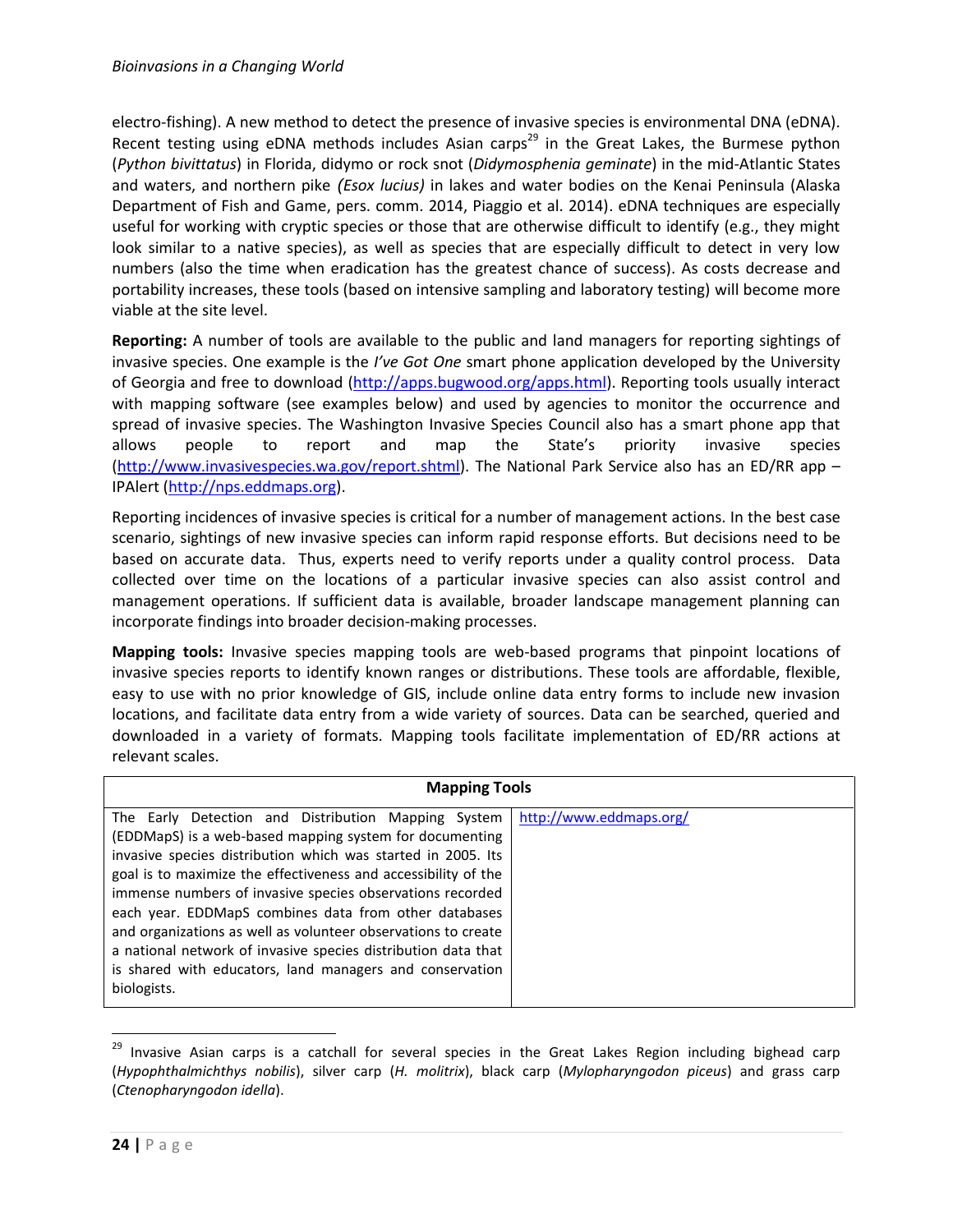electro-fishing). A new method to detect the presence of invasive species is environmental DNA (eDNA). Recent testing using eDNA methods includes Asian carps[29] in the Great Lakes, the Burmese python (*Python bivittatus*) in Florida, didymo or rock snot (*Didymosphenia geminate*) in the mid-Atlantic States and waters, and northern pike *(Esox lucius)* in lakes and water bodies on the Kenai Peninsula (Alaska Department of Fish and Game, pers. comm. 2014, Piaggio et al. 2014). eDNA techniques are especially useful for working with cryptic species or those that are otherwise difficult to identify (e.g., they might look similar to a native species), as well as species that are especially difficult to detect in very low numbers (also the time when eradication has the greatest chance of success). As costs decrease and portability increases, these tools (based on intensive sampling and laboratory testing) will become more viable at the site level.

**Reporting:** A number of tools are available to the public and land managers for reporting sightings of invasive species. One example is the *I've Got One* smart phone application developed by the University of Georgia and free to download (http://apps.bugwood.org/apps.html). Reporting tools usually interact with mapping software (see examples below) and used by agencies to monitor the occurrence and spread of invasive species. The Washington Invasive Species Council also has a smart phone app that allows people to report and map the State's priority invasive species (http://www.invasivespecies.wa.gov/report.shtml). The National Park Service also has an ED/RR app – IPAlert (http://nps.eddmaps.org).

Reporting incidences of invasive species is critical for a number of management actions. In the best case scenario, sightings of new invasive species can inform rapid response efforts. But decisions need to be based on accurate data. Thus, experts need to verify reports under a quality control process. Data collected over time on the locations of a particular invasive species can also assist control and management operations. If sufficient data is available, broader landscape management planning can incorporate findings into broader decision-making processes.

**Mapping tools:** Invasive species mapping tools are web-based programs that pinpoint locations of invasive species reports to identify known ranges or distributions. These tools are affordable, flexible, easy to use with no prior knowledge of GIS, include online data entry forms to include new invasion locations, and facilitate data entry from a wide variety of sources. Data can be searched, queried and downloaded in a variety of formats. Mapping tools facilitate implementation of ED/RR actions at relevant scales.

| **Mapping Tools** | |
|---|---|
| The Early Detection and Distribution Mapping System (EDDMapS) is a web-based mapping system for documenting invasive species distribution which was started in 2005. Its goal is to maximize the effectiveness and accessibility of the immense numbers of invasive species observations recorded each year. EDDMapS combines data from other databases and organizations as well as volunteer observations to create a national network of invasive species distribution data that is shared with educators, land managers and conservation biologists. | http://www.eddmaps.org/ |

[29] Invasive Asian carps is a catchall for several species in the Great Lakes Region including bighead carp (*Hypophthalmichthys nobilis*), silver carp (*H. molitrix*), black carp (*Mylopharyngodon piceus*) and grass carp (*Ctenopharyngodon idella*).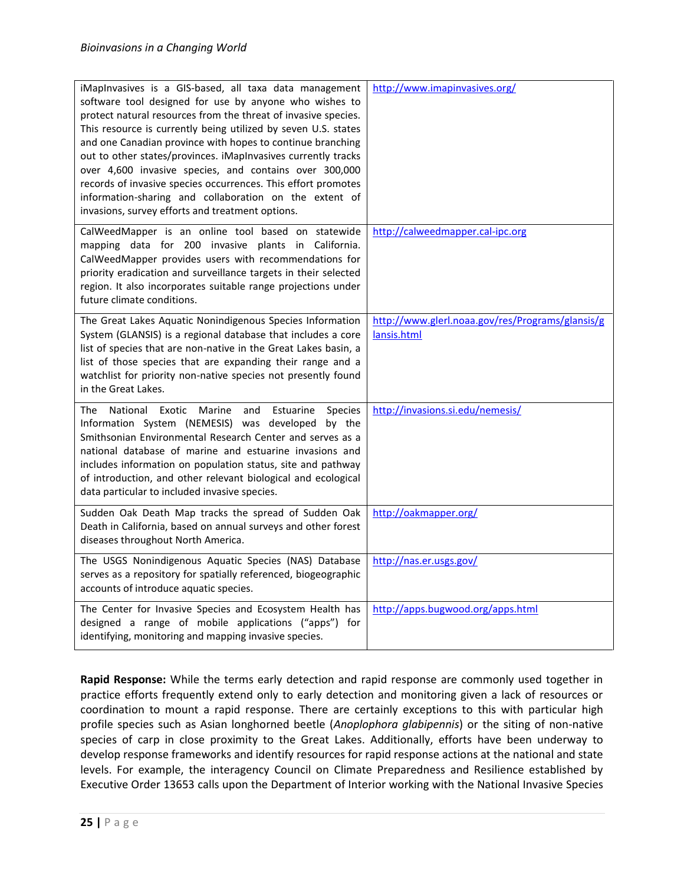| | |
|---|---|
| iMapInvasives is a GIS-based, all taxa data management software tool designed for use by anyone who wishes to protect natural resources from the threat of invasive species. This resource is currently being utilized by seven U.S. states and one Canadian province with hopes to continue branching out to other states/provinces. iMapInvasives currently tracks over 4,600 invasive species, and contains over 300,000 records of invasive species occurrences. This effort promotes information-sharing and collaboration on the extent of invasions, survey efforts and treatment options. | http://www.imapinvasives.org/ |
| CalWeedMapper is an online tool based on statewide mapping data for 200 invasive plants in California. CalWeedMapper provides users with recommendations for priority eradication and surveillance targets in their selected region. It also incorporates suitable range projections under future climate conditions. | http://calweedmapper.cal-ipc.org |
| The Great Lakes Aquatic Nonindigenous Species Information System (GLANSIS) is a regional database that includes a core list of species that are non-native in the Great Lakes basin, a list of those species that are expanding their range and a watchlist for priority non-native species not presently found in the Great Lakes. | http://www.glerl.noaa.gov/res/Programs/glansis/glansis.html |
| The National Exotic Marine and Estuarine Species Information System (NEMESIS) was developed by the Smithsonian Environmental Research Center and serves as a national database of marine and estuarine invasions and includes information on population status, site and pathway of introduction, and other relevant biological and ecological data particular to included invasive species. | http://invasions.si.edu/nemesis/ |
| Sudden Oak Death Map tracks the spread of Sudden Oak Death in California, based on annual surveys and other forest diseases throughout North America. | http://oakmapper.org/ |
| The USGS Nonindigenous Aquatic Species (NAS) Database serves as a repository for spatially referenced, biogeographic accounts of introduce aquatic species. | http://nas.er.usgs.gov/ |
| The Center for Invasive Species and Ecosystem Health has designed a range of mobile applications ("apps") for identifying, monitoring and mapping invasive species. | http://apps.bugwood.org/apps.html |

**Rapid Response:** While the terms early detection and rapid response are commonly used together in practice efforts frequently extend only to early detection and monitoring given a lack of resources or coordination to mount a rapid response. There are certainly exceptions to this with particular high profile species such as Asian longhorned beetle (*Anoplophora glabipennis*) or the siting of non-native species of carp in close proximity to the Great Lakes. Additionally, efforts have been underway to develop response frameworks and identify resources for rapid response actions at the national and state levels. For example, the interagency Council on Climate Preparedness and Resilience established by Executive Order 13653 calls upon the Department of Interior working with the National Invasive Species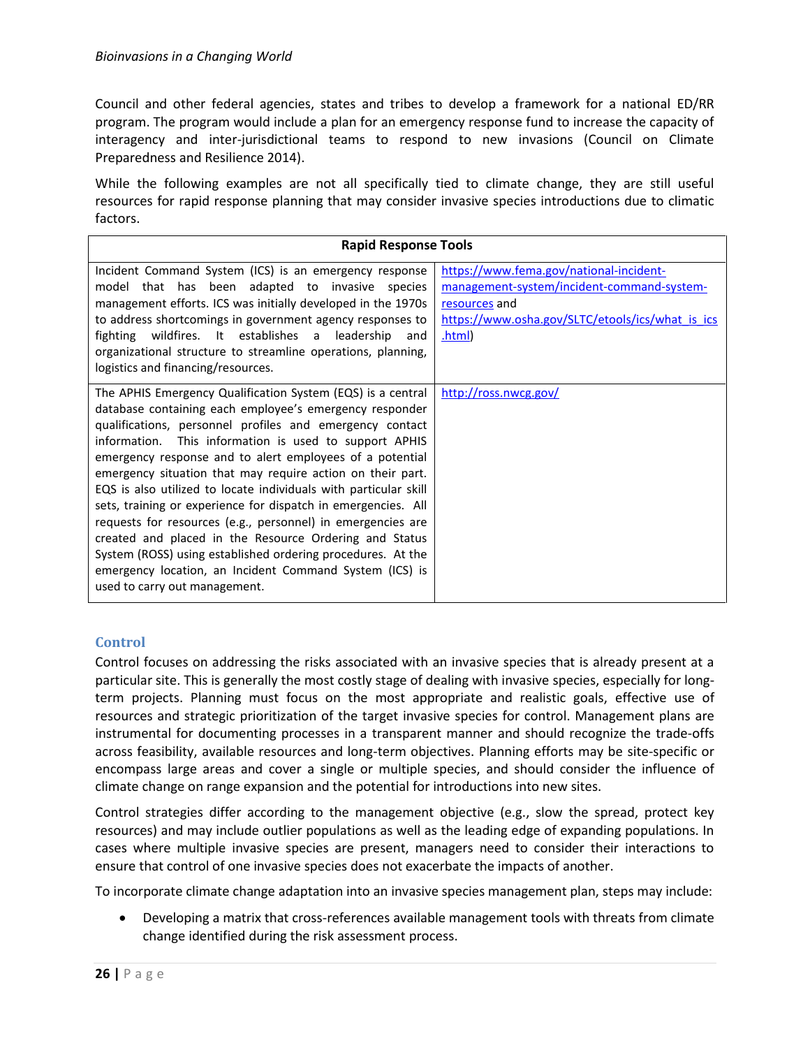Council and other federal agencies, states and tribes to develop a framework for a national ED/RR program. The program would include a plan for an emergency response fund to increase the capacity of interagency and inter-jurisdictional teams to respond to new invasions (Council on Climate Preparedness and Resilience 2014).

While the following examples are not all specifically tied to climate change, they are still useful resources for rapid response planning that may consider invasive species introductions due to climatic factors.

| Rapid Response Tools | |
|---|---|
| Incident Command System (ICS) is an emergency response model that has been adapted to invasive species management efforts. ICS was initially developed in the 1970s to address shortcomings in government agency responses to fighting wildfires. It establishes a leadership and organizational structure to streamline operations, planning, logistics and financing/resources. | https://www.fema.gov/national-incident-management-system/incident-command-system-resources and https://www.osha.gov/SLTC/etools/ics/what_is_ics.html) |
| The APHIS Emergency Qualification System (EQS) is a central database containing each employee's emergency responder qualifications, personnel profiles and emergency contact information. This information is used to support APHIS emergency response and to alert employees of a potential emergency situation that may require action on their part. EQS is also utilized to locate individuals with particular skill sets, training or experience for dispatch in emergencies. All requests for resources (e.g., personnel) in emergencies are created and placed in the Resource Ordering and Status System (ROSS) using established ordering procedures. At the emergency location, an Incident Command System (ICS) is used to carry out management. | http://ross.nwcg.gov/ |

## Control

Control focuses on addressing the risks associated with an invasive species that is already present at a particular site. This is generally the most costly stage of dealing with invasive species, especially for long-term projects. Planning must focus on the most appropriate and realistic goals, effective use of resources and strategic prioritization of the target invasive species for control. Management plans are instrumental for documenting processes in a transparent manner and should recognize the trade-offs across feasibility, available resources and long-term objectives. Planning efforts may be site-specific or encompass large areas and cover a single or multiple species, and should consider the influence of climate change on range expansion and the potential for introductions into new sites.

Control strategies differ according to the management objective (e.g., slow the spread, protect key resources) and may include outlier populations as well as the leading edge of expanding populations. In cases where multiple invasive species are present, managers need to consider their interactions to ensure that control of one invasive species does not exacerbate the impacts of another.

To incorporate climate change adaptation into an invasive species management plan, steps may include:

- Developing a matrix that cross-references available management tools with threats from climate change identified during the risk assessment process.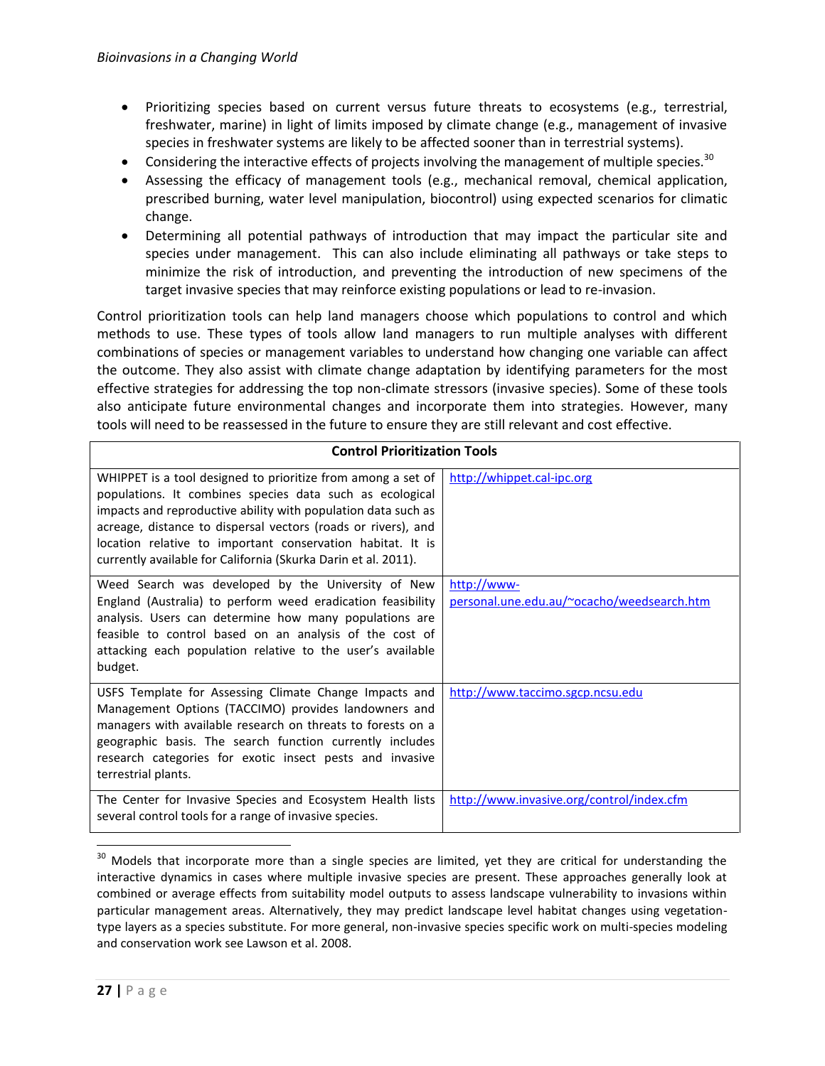- Prioritizing species based on current versus future threats to ecosystems (e.g., terrestrial, freshwater, marine) in light of limits imposed by climate change (e.g., management of invasive species in freshwater systems are likely to be affected sooner than in terrestrial systems).
- Considering the interactive effects of projects involving the management of multiple species.[30]
- Assessing the efficacy of management tools (e.g., mechanical removal, chemical application, prescribed burning, water level manipulation, biocontrol) using expected scenarios for climatic change.
- Determining all potential pathways of introduction that may impact the particular site and species under management. This can also include eliminating all pathways or take steps to minimize the risk of introduction, and preventing the introduction of new specimens of the target invasive species that may reinforce existing populations or lead to re-invasion.

Control prioritization tools can help land managers choose which populations to control and which methods to use. These types of tools allow land managers to run multiple analyses with different combinations of species or management variables to understand how changing one variable can affect the outcome. They also assist with climate change adaptation by identifying parameters for the most effective strategies for addressing the top non-climate stressors (invasive species). Some of these tools also anticipate future environmental changes and incorporate them into strategies. However, many tools will need to be reassessed in the future to ensure they are still relevant and cost effective.

| Control Prioritization Tools | |
|---|---|
| WHIPPET is a tool designed to prioritize from among a set of populations. It combines species data such as ecological impacts and reproductive ability with population data such as acreage, distance to dispersal vectors (roads or rivers), and location relative to important conservation habitat. It is currently available for California (Skurka Darin et al. 2011). | http://whippet.cal-ipc.org |
| Weed Search was developed by the University of New England (Australia) to perform weed eradication feasibility analysis. Users can determine how many populations are feasible to control based on an analysis of the cost of attacking each population relative to the user's available budget. | http://www-personal.une.edu.au/~ocacho/weedsearch.htm |
| USFS Template for Assessing Climate Change Impacts and Management Options (TACCIMO) provides landowners and managers with available research on threats to forests on a geographic basis. The search function currently includes research categories for exotic insect pests and invasive terrestrial plants. | http://www.taccimo.sgcp.ncsu.edu |
| The Center for Invasive Species and Ecosystem Health lists several control tools for a range of invasive species. | http://www.invasive.org/control/index.cfm |

[30] Models that incorporate more than a single species are limited, yet they are critical for understanding the interactive dynamics in cases where multiple invasive species are present. These approaches generally look at combined or average effects from suitability model outputs to assess landscape vulnerability to invasions within particular management areas. Alternatively, they may predict landscape level habitat changes using vegetation-type layers as a species substitute. For more general, non-invasive species specific work on multi-species modeling and conservation work see Lawson et al. 2008.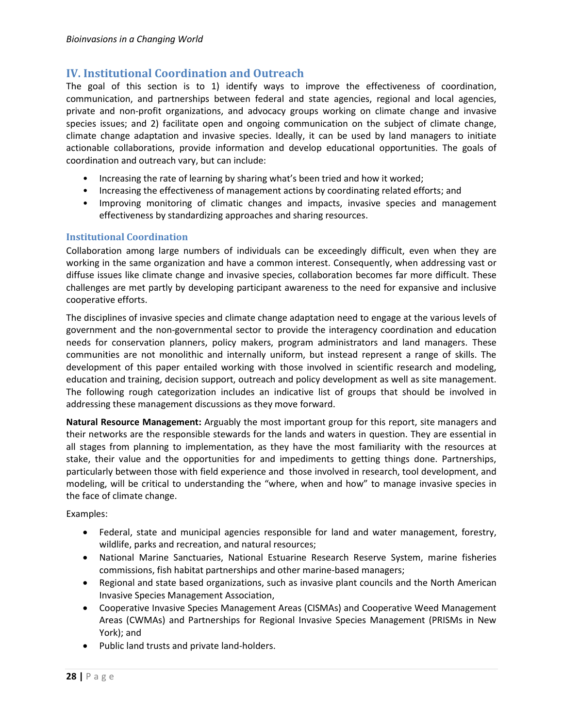## IV. Institutional Coordination and Outreach

The goal of this section is to 1) identify ways to improve the effectiveness of coordination, communication, and partnerships between federal and state agencies, regional and local agencies, private and non-profit organizations, and advocacy groups working on climate change and invasive species issues; and 2) facilitate open and ongoing communication on the subject of climate change, climate change adaptation and invasive species. Ideally, it can be used by land managers to initiate actionable collaborations, provide information and develop educational opportunities. The goals of coordination and outreach vary, but can include:

- Increasing the rate of learning by sharing what's been tried and how it worked;
- Increasing the effectiveness of management actions by coordinating related efforts; and
- Improving monitoring of climatic changes and impacts, invasive species and management effectiveness by standardizing approaches and sharing resources.

### Institutional Coordination

Collaboration among large numbers of individuals can be exceedingly difficult, even when they are working in the same organization and have a common interest. Consequently, when addressing vast or diffuse issues like climate change and invasive species, collaboration becomes far more difficult. These challenges are met partly by developing participant awareness to the need for expansive and inclusive cooperative efforts.

The disciplines of invasive species and climate change adaptation need to engage at the various levels of government and the non-governmental sector to provide the interagency coordination and education needs for conservation planners, policy makers, program administrators and land managers. These communities are not monolithic and internally uniform, but instead represent a range of skills. The development of this paper entailed working with those involved in scientific research and modeling, education and training, decision support, outreach and policy development as well as site management. The following rough categorization includes an indicative list of groups that should be involved in addressing these management discussions as they move forward.

**Natural Resource Management:** Arguably the most important group for this report, site managers and their networks are the responsible stewards for the lands and waters in question. They are essential in all stages from planning to implementation, as they have the most familiarity with the resources at stake, their value and the opportunities for and impediments to getting things done. Partnerships, particularly between those with field experience and those involved in research, tool development, and modeling, will be critical to understanding the "where, when and how" to manage invasive species in the face of climate change.

Examples:

- Federal, state and municipal agencies responsible for land and water management, forestry, wildlife, parks and recreation, and natural resources;
- National Marine Sanctuaries, National Estuarine Research Reserve System, marine fisheries commissions, fish habitat partnerships and other marine-based managers;
- Regional and state based organizations, such as invasive plant councils and the North American Invasive Species Management Association,
- Cooperative Invasive Species Management Areas (CISMAs) and Cooperative Weed Management Areas (CWMAs) and Partnerships for Regional Invasive Species Management (PRISMs in New York); and
- Public land trusts and private land-holders.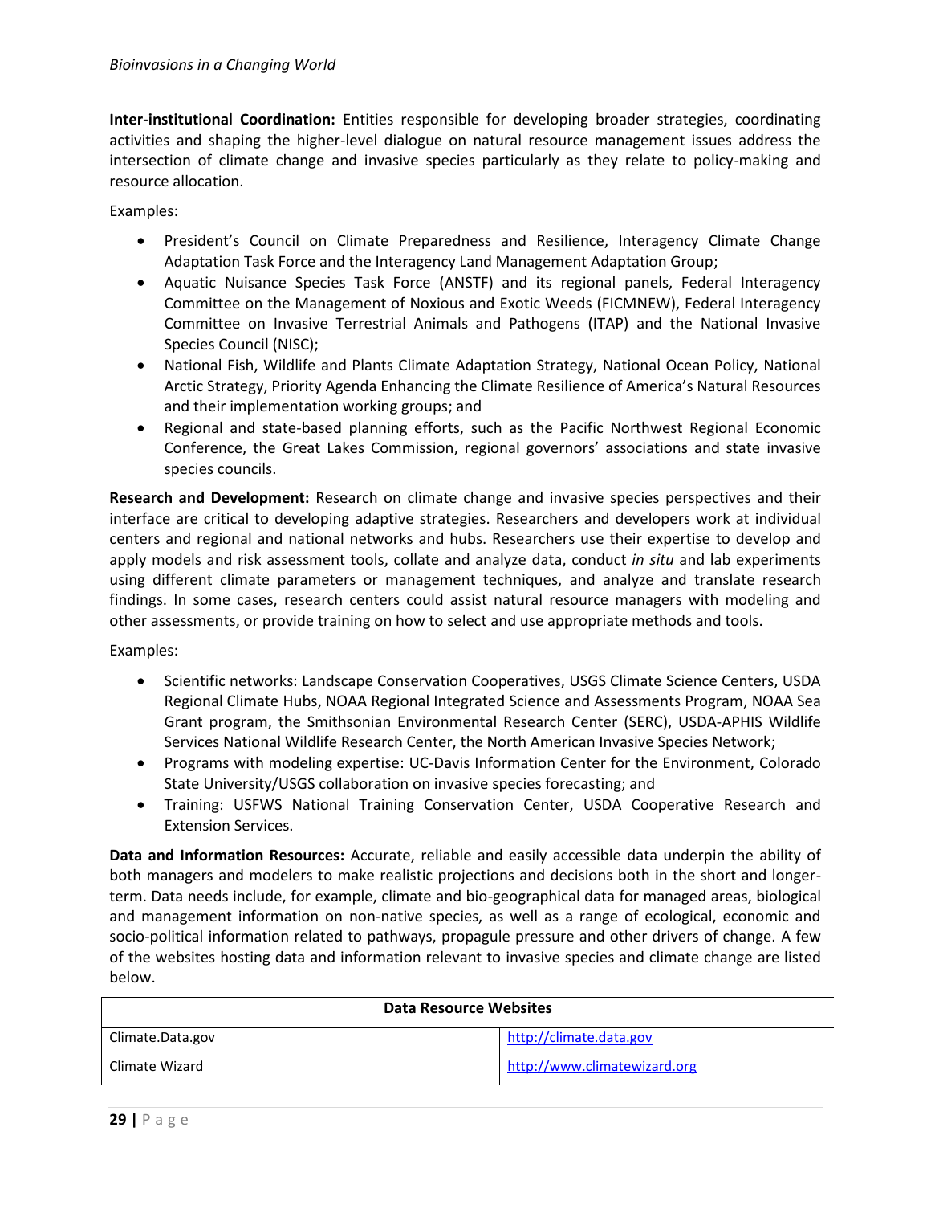**Inter-institutional Coordination:** Entities responsible for developing broader strategies, coordinating activities and shaping the higher-level dialogue on natural resource management issues address the intersection of climate change and invasive species particularly as they relate to policy-making and resource allocation.

Examples:

- President's Council on Climate Preparedness and Resilience, Interagency Climate Change Adaptation Task Force and the Interagency Land Management Adaptation Group;
- Aquatic Nuisance Species Task Force (ANSTF) and its regional panels, Federal Interagency Committee on the Management of Noxious and Exotic Weeds (FICMNEW), Federal Interagency Committee on Invasive Terrestrial Animals and Pathogens (ITAP) and the National Invasive Species Council (NISC);
- National Fish, Wildlife and Plants Climate Adaptation Strategy, National Ocean Policy, National Arctic Strategy, Priority Agenda Enhancing the Climate Resilience of America's Natural Resources and their implementation working groups; and
- Regional and state-based planning efforts, such as the Pacific Northwest Regional Economic Conference, the Great Lakes Commission, regional governors' associations and state invasive species councils.

**Research and Development:** Research on climate change and invasive species perspectives and their interface are critical to developing adaptive strategies. Researchers and developers work at individual centers and regional and national networks and hubs. Researchers use their expertise to develop and apply models and risk assessment tools, collate and analyze data, conduct *in situ* and lab experiments using different climate parameters or management techniques, and analyze and translate research findings. In some cases, research centers could assist natural resource managers with modeling and other assessments, or provide training on how to select and use appropriate methods and tools.

Examples:

- Scientific networks: Landscape Conservation Cooperatives, USGS Climate Science Centers, USDA Regional Climate Hubs, NOAA Regional Integrated Science and Assessments Program, NOAA Sea Grant program, the Smithsonian Environmental Research Center (SERC), USDA-APHIS Wildlife Services National Wildlife Research Center, the North American Invasive Species Network;
- Programs with modeling expertise: UC-Davis Information Center for the Environment, Colorado State University/USGS collaboration on invasive species forecasting; and
- Training: USFWS National Training Conservation Center, USDA Cooperative Research and Extension Services.

**Data and Information Resources:** Accurate, reliable and easily accessible data underpin the ability of both managers and modelers to make realistic projections and decisions both in the short and longer-term. Data needs include, for example, climate and bio-geographical data for managed areas, biological and management information on non-native species, as well as a range of ecological, economic and socio-political information related to pathways, propagule pressure and other drivers of change. A few of the websites hosting data and information relevant to invasive species and climate change are listed below.

| **Data Resource Websites** | |
|---|---|
| Climate.Data.gov | http://climate.data.gov |
| Climate Wizard | http://www.climatewizard.org |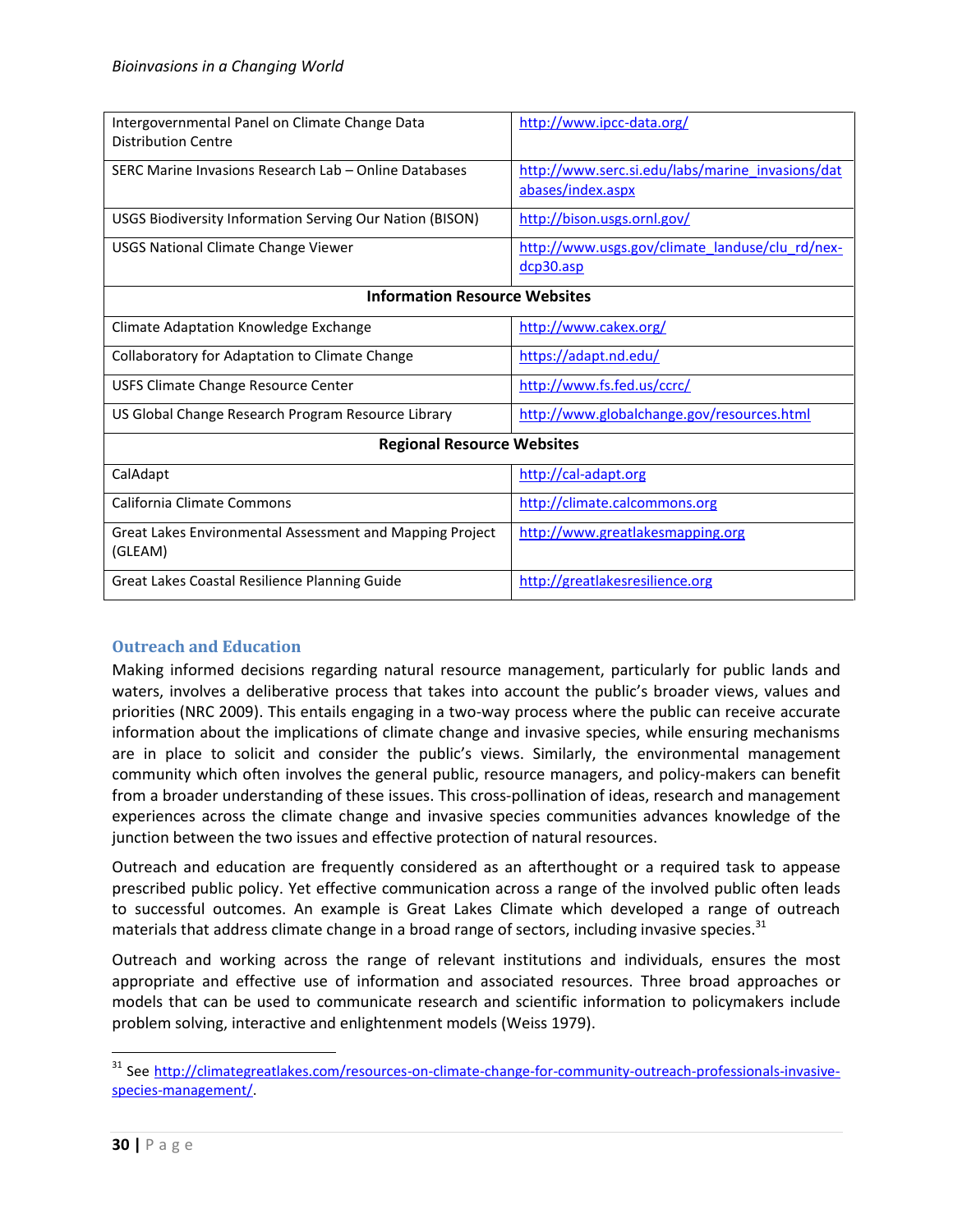| | |
|---|---|
| Intergovernmental Panel on Climate Change Data Distribution Centre | http://www.ipcc-data.org/ |
| SERC Marine Invasions Research Lab – Online Databases | http://www.serc.si.edu/labs/marine_invasions/databases/index.aspx |
| USGS Biodiversity Information Serving Our Nation (BISON) | http://bison.usgs.ornl.gov/ |
| USGS National Climate Change Viewer | http://www.usgs.gov/climate_landuse/clu_rd/nex-dcp30.asp |
| **Information Resource Websites** | |
| Climate Adaptation Knowledge Exchange | http://www.cakex.org/ |
| Collaboratory for Adaptation to Climate Change | https://adapt.nd.edu/ |
| USFS Climate Change Resource Center | http://www.fs.fed.us/ccrc/ |
| US Global Change Research Program Resource Library | http://www.globalchange.gov/resources.html |
| **Regional Resource Websites** | |
| CalAdapt | http://cal-adapt.org |
| California Climate Commons | http://climate.calcommons.org |
| Great Lakes Environmental Assessment and Mapping Project (GLEAM) | http://www.greatlakesmapping.org |
| Great Lakes Coastal Resilience Planning Guide | http://greatlakesresilience.org |

## Outreach and Education

Making informed decisions regarding natural resource management, particularly for public lands and waters, involves a deliberative process that takes into account the public's broader views, values and priorities (NRC 2009). This entails engaging in a two-way process where the public can receive accurate information about the implications of climate change and invasive species, while ensuring mechanisms are in place to solicit and consider the public's views. Similarly, the environmental management community which often involves the general public, resource managers, and policy-makers can benefit from a broader understanding of these issues. This cross-pollination of ideas, research and management experiences across the climate change and invasive species communities advances knowledge of the junction between the two issues and effective protection of natural resources.

Outreach and education are frequently considered as an afterthought or a required task to appease prescribed public policy. Yet effective communication across a range of the involved public often leads to successful outcomes. An example is Great Lakes Climate which developed a range of outreach materials that address climate change in a broad range of sectors, including invasive species.[31]

Outreach and working across the range of relevant institutions and individuals, ensures the most appropriate and effective use of information and associated resources. Three broad approaches or models that can be used to communicate research and scientific information to policymakers include problem solving, interactive and enlightenment models (Weiss 1979).

---

[31] See http://climategreatlakes.com/resources-on-climate-change-for-community-outreach-professionals-invasive-species-management/.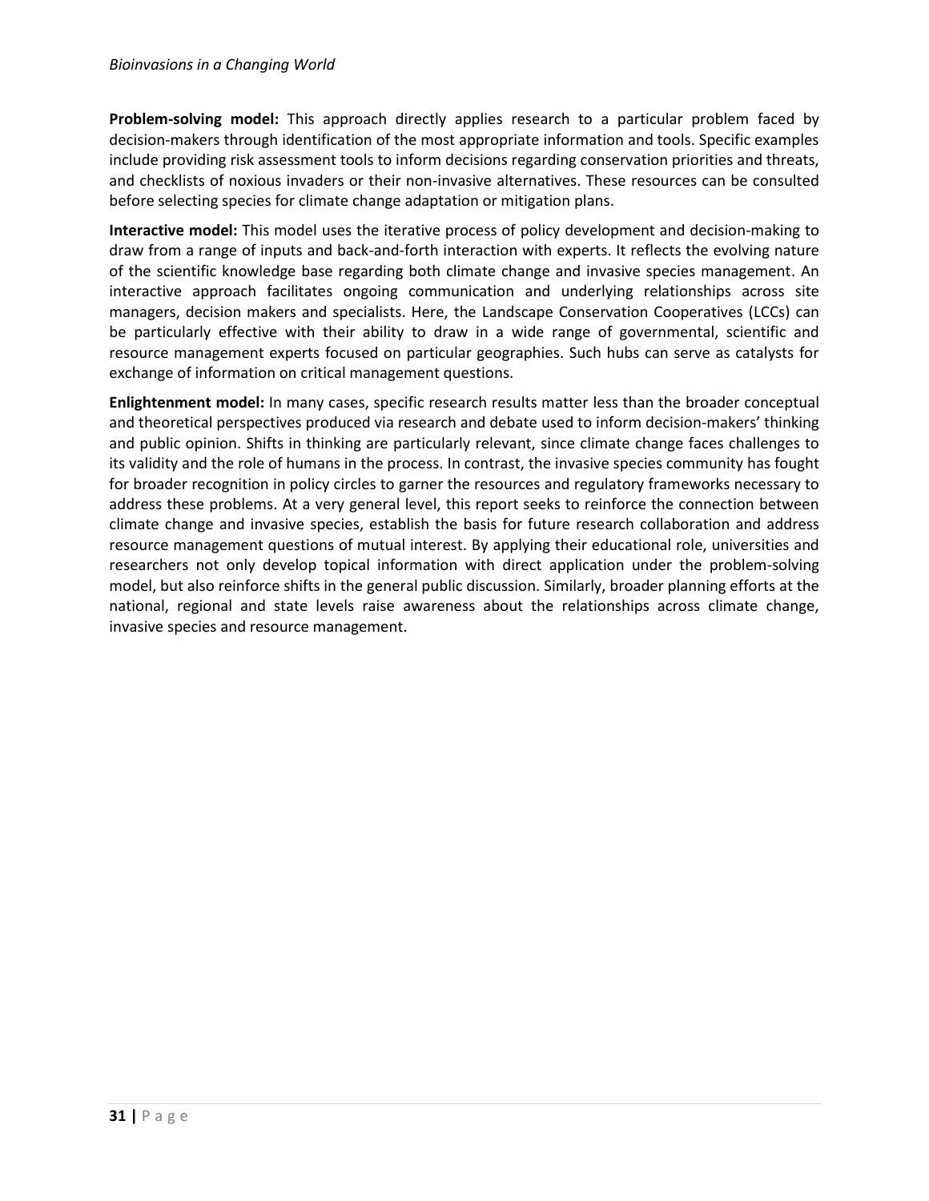**Problem-solving model:** This approach directly applies research to a particular problem faced by decision-makers through identification of the most appropriate information and tools. Specific examples include providing risk assessment tools to inform decisions regarding conservation priorities and threats, and checklists of noxious invaders or their non-invasive alternatives. These resources can be consulted before selecting species for climate change adaptation or mitigation plans.

**Interactive model:** This model uses the iterative process of policy development and decision-making to draw from a range of inputs and back-and-forth interaction with experts. It reflects the evolving nature of the scientific knowledge base regarding both climate change and invasive species management. An interactive approach facilitates ongoing communication and underlying relationships across site managers, decision makers and specialists. Here, the Landscape Conservation Cooperatives (LCCs) can be particularly effective with their ability to draw in a wide range of governmental, scientific and resource management experts focused on particular geographies. Such hubs can serve as catalysts for exchange of information on critical management questions.

**Enlightenment model:** In many cases, specific research results matter less than the broader conceptual and theoretical perspectives produced via research and debate used to inform decision-makers' thinking and public opinion. Shifts in thinking are particularly relevant, since climate change faces challenges to its validity and the role of humans in the process. In contrast, the invasive species community has fought for broader recognition in policy circles to garner the resources and regulatory frameworks necessary to address these problems. At a very general level, this report seeks to reinforce the connection between climate change and invasive species, establish the basis for future research collaboration and address resource management questions of mutual interest. By applying their educational role, universities and researchers not only develop topical information with direct application under the problem-solving model, but also reinforce shifts in the general public discussion. Similarly, broader planning efforts at the national, regional and state levels raise awareness about the relationships across climate change, invasive species and resource management.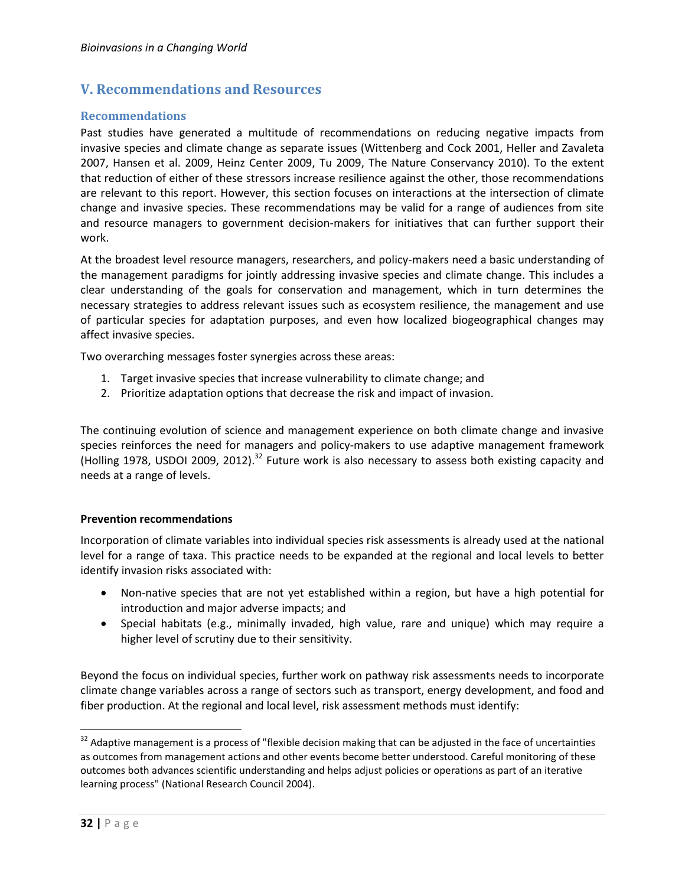## V. Recommendations and Resources

### Recommendations

Past studies have generated a multitude of recommendations on reducing negative impacts from invasive species and climate change as separate issues (Wittenberg and Cock 2001, Heller and Zavaleta 2007, Hansen et al. 2009, Heinz Center 2009, Tu 2009, The Nature Conservancy 2010). To the extent that reduction of either of these stressors increase resilience against the other, those recommendations are relevant to this report. However, this section focuses on interactions at the intersection of climate change and invasive species. These recommendations may be valid for a range of audiences from site and resource managers to government decision-makers for initiatives that can further support their work.

At the broadest level resource managers, researchers, and policy-makers need a basic understanding of the management paradigms for jointly addressing invasive species and climate change. This includes a clear understanding of the goals for conservation and management, which in turn determines the necessary strategies to address relevant issues such as ecosystem resilience, the management and use of particular species for adaptation purposes, and even how localized biogeographical changes may affect invasive species.

Two overarching messages foster synergies across these areas:

1. Target invasive species that increase vulnerability to climate change; and
2. Prioritize adaptation options that decrease the risk and impact of invasion.

The continuing evolution of science and management experience on both climate change and invasive species reinforces the need for managers and policy-makers to use adaptive management framework (Holling 1978, USDOI 2009, 2012).[32] Future work is also necessary to assess both existing capacity and needs at a range of levels.

**Prevention recommendations**

Incorporation of climate variables into individual species risk assessments is already used at the national level for a range of taxa. This practice needs to be expanded at the regional and local levels to better identify invasion risks associated with:

- Non-native species that are not yet established within a region, but have a high potential for introduction and major adverse impacts; and
- Special habitats (e.g., minimally invaded, high value, rare and unique) which may require a higher level of scrutiny due to their sensitivity.

Beyond the focus on individual species, further work on pathway risk assessments needs to incorporate climate change variables across a range of sectors such as transport, energy development, and food and fiber production. At the regional and local level, risk assessment methods must identify:

[32] Adaptive management is a process of "flexible decision making that can be adjusted in the face of uncertainties as outcomes from management actions and other events become better understood. Careful monitoring of these outcomes both advances scientific understanding and helps adjust policies or operations as part of an iterative learning process" (National Research Council 2004).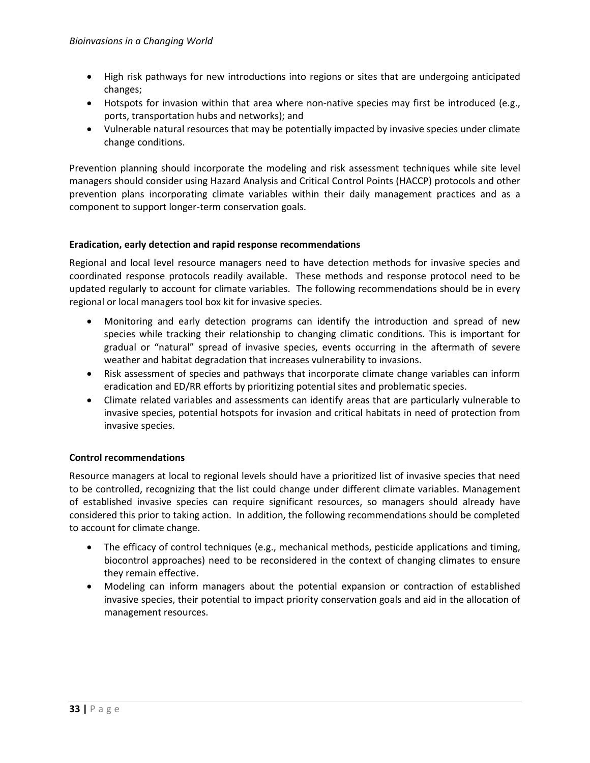- High risk pathways for new introductions into regions or sites that are undergoing anticipated changes;
- Hotspots for invasion within that area where non-native species may first be introduced (e.g., ports, transportation hubs and networks); and
- Vulnerable natural resources that may be potentially impacted by invasive species under climate change conditions.

Prevention planning should incorporate the modeling and risk assessment techniques while site level managers should consider using Hazard Analysis and Critical Control Points (HACCP) protocols and other prevention plans incorporating climate variables within their daily management practices and as a component to support longer-term conservation goals.

**Eradication, early detection and rapid response recommendations**

Regional and local level resource managers need to have detection methods for invasive species and coordinated response protocols readily available. These methods and response protocol need to be updated regularly to account for climate variables. The following recommendations should be in every regional or local managers tool box kit for invasive species.

- Monitoring and early detection programs can identify the introduction and spread of new species while tracking their relationship to changing climatic conditions. This is important for gradual or "natural" spread of invasive species, events occurring in the aftermath of severe weather and habitat degradation that increases vulnerability to invasions.
- Risk assessment of species and pathways that incorporate climate change variables can inform eradication and ED/RR efforts by prioritizing potential sites and problematic species.
- Climate related variables and assessments can identify areas that are particularly vulnerable to invasive species, potential hotspots for invasion and critical habitats in need of protection from invasive species.

**Control recommendations**

Resource managers at local to regional levels should have a prioritized list of invasive species that need to be controlled, recognizing that the list could change under different climate variables. Management of established invasive species can require significant resources, so managers should already have considered this prior to taking action. In addition, the following recommendations should be completed to account for climate change.

- The efficacy of control techniques (e.g., mechanical methods, pesticide applications and timing, biocontrol approaches) need to be reconsidered in the context of changing climates to ensure they remain effective.
- Modeling can inform managers about the potential expansion or contraction of established invasive species, their potential to impact priority conservation goals and aid in the allocation of management resources.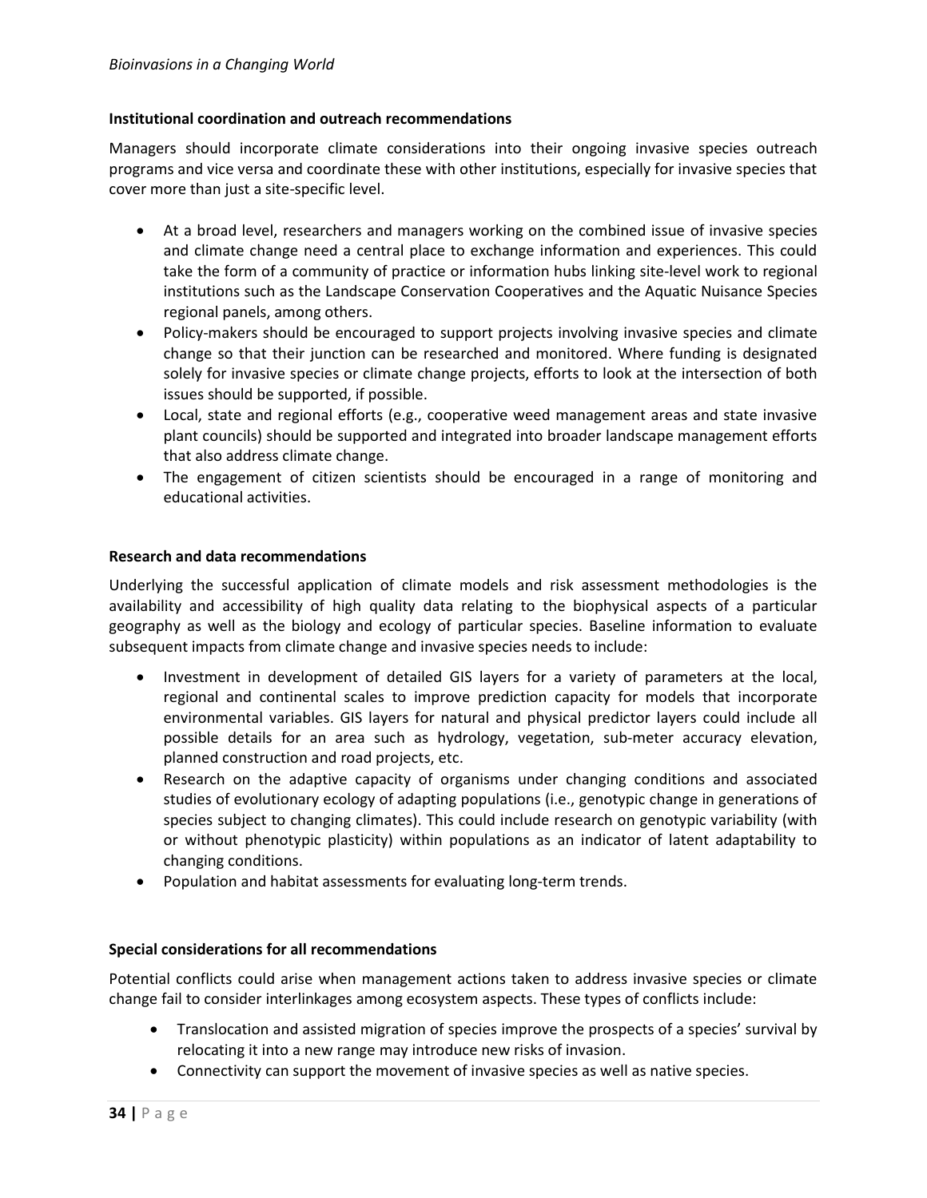### Institutional coordination and outreach recommendations

Managers should incorporate climate considerations into their ongoing invasive species outreach programs and vice versa and coordinate these with other institutions, especially for invasive species that cover more than just a site-specific level.

- At a broad level, researchers and managers working on the combined issue of invasive species and climate change need a central place to exchange information and experiences. This could take the form of a community of practice or information hubs linking site-level work to regional institutions such as the Landscape Conservation Cooperatives and the Aquatic Nuisance Species regional panels, among others.
- Policy-makers should be encouraged to support projects involving invasive species and climate change so that their junction can be researched and monitored. Where funding is designated solely for invasive species or climate change projects, efforts to look at the intersection of both issues should be supported, if possible.
- Local, state and regional efforts (e.g., cooperative weed management areas and state invasive plant councils) should be supported and integrated into broader landscape management efforts that also address climate change.
- The engagement of citizen scientists should be encouraged in a range of monitoring and educational activities.

### Research and data recommendations

Underlying the successful application of climate models and risk assessment methodologies is the availability and accessibility of high quality data relating to the biophysical aspects of a particular geography as well as the biology and ecology of particular species. Baseline information to evaluate subsequent impacts from climate change and invasive species needs to include:

- Investment in development of detailed GIS layers for a variety of parameters at the local, regional and continental scales to improve prediction capacity for models that incorporate environmental variables. GIS layers for natural and physical predictor layers could include all possible details for an area such as hydrology, vegetation, sub-meter accuracy elevation, planned construction and road projects, etc.
- Research on the adaptive capacity of organisms under changing conditions and associated studies of evolutionary ecology of adapting populations (i.e., genotypic change in generations of species subject to changing climates). This could include research on genotypic variability (with or without phenotypic plasticity) within populations as an indicator of latent adaptability to changing conditions.
- Population and habitat assessments for evaluating long-term trends.

### Special considerations for all recommendations

Potential conflicts could arise when management actions taken to address invasive species or climate change fail to consider interlinkages among ecosystem aspects. These types of conflicts include:

- Translocation and assisted migration of species improve the prospects of a species' survival by relocating it into a new range may introduce new risks of invasion.
- Connectivity can support the movement of invasive species as well as native species.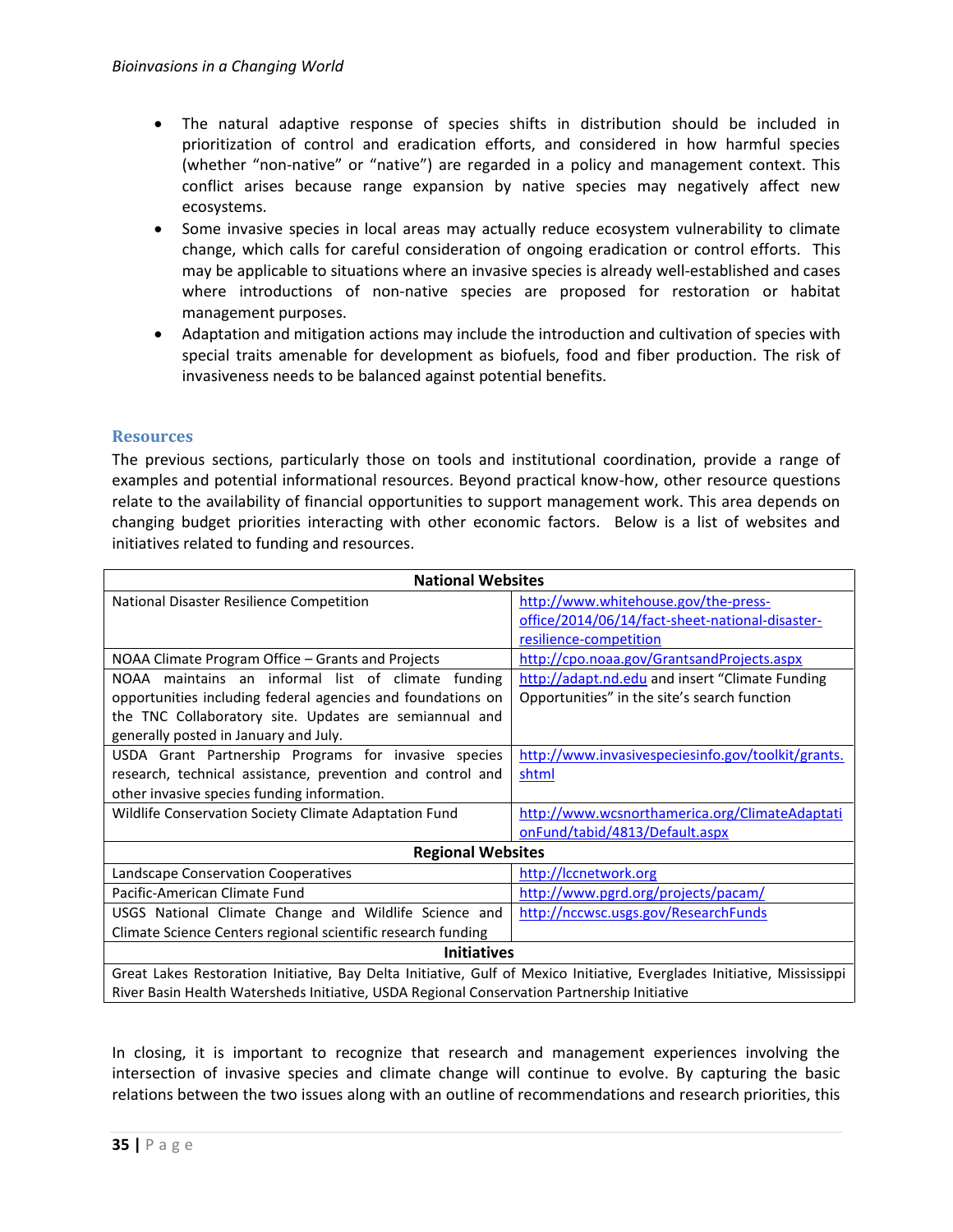- The natural adaptive response of species shifts in distribution should be included in prioritization of control and eradication efforts, and considered in how harmful species (whether "non-native" or "native") are regarded in a policy and management context. This conflict arises because range expansion by native species may negatively affect new ecosystems.
- Some invasive species in local areas may actually reduce ecosystem vulnerability to climate change, which calls for careful consideration of ongoing eradication or control efforts. This may be applicable to situations where an invasive species is already well-established and cases where introductions of non-native species are proposed for restoration or habitat management purposes.
- Adaptation and mitigation actions may include the introduction and cultivation of species with special traits amenable for development as biofuels, food and fiber production. The risk of invasiveness needs to be balanced against potential benefits.

### Resources

The previous sections, particularly those on tools and institutional coordination, provide a range of examples and potential informational resources. Beyond practical know-how, other resource questions relate to the availability of financial opportunities to support management work. This area depends on changing budget priorities interacting with other economic factors. Below is a list of websites and initiatives related to funding and resources.

| **National Websites** | |
|---|---|
| National Disaster Resilience Competition | http://www.whitehouse.gov/the-press-office/2014/06/14/fact-sheet-national-disaster-resilience-competition |
| NOAA Climate Program Office – Grants and Projects | http://cpo.noaa.gov/GrantsandProjects.aspx |
| NOAA maintains an informal list of climate funding opportunities including federal agencies and foundations on the TNC Collaboratory site. Updates are semiannual and generally posted in January and July. | http://adapt.nd.edu and insert "Climate Funding Opportunities" in the site's search function |
| USDA Grant Partnership Programs for invasive species research, technical assistance, prevention and control and other invasive species funding information. | http://www.invasivespeciesinfo.gov/toolkit/grants.shtml |
| Wildlife Conservation Society Climate Adaptation Fund | http://www.wcsnorthamerica.org/ClimateAdaptationFund/tabid/4813/Default.aspx |
| **Regional Websites** | |
| Landscape Conservation Cooperatives | http://lccnetwork.org |
| Pacific-American Climate Fund | http://www.pgrd.org/projects/pacam/ |
| USGS National Climate Change and Wildlife Science and Climate Science Centers regional scientific research funding | http://nccwsc.usgs.gov/ResearchFunds |
| **Initiatives** | |
| Great Lakes Restoration Initiative, Bay Delta Initiative, Gulf of Mexico Initiative, Everglades Initiative, Mississippi River Basin Health Watersheds Initiative, USDA Regional Conservation Partnership Initiative | |

In closing, it is important to recognize that research and management experiences involving the intersection of invasive species and climate change will continue to evolve. By capturing the basic relations between the two issues along with an outline of recommendations and research priorities, this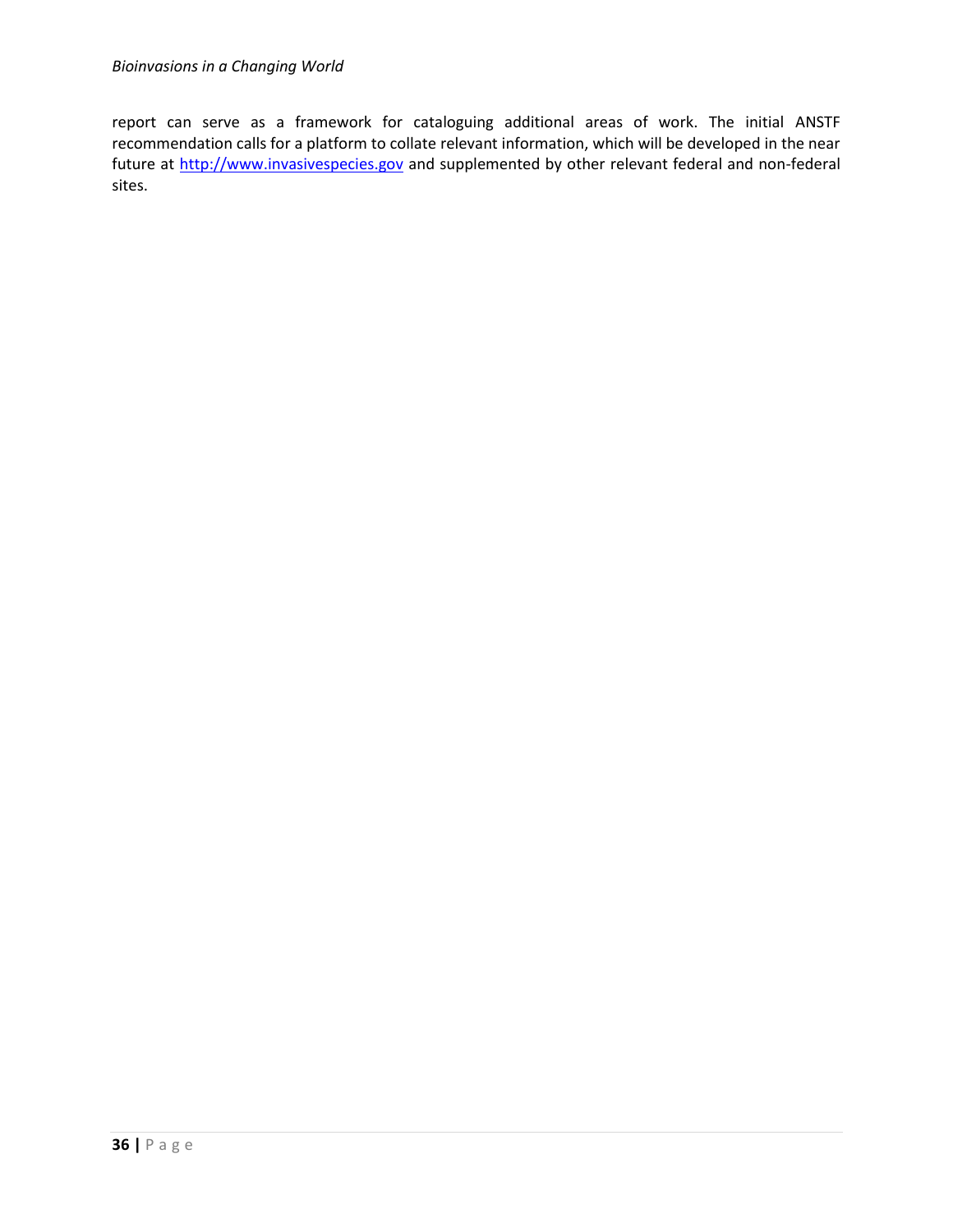report can serve as a framework for cataloguing additional areas of work. The initial ANSTF recommendation calls for a platform to collate relevant information, which will be developed in the near future at [http://www.invasivespecies.gov](http://www.invasivespecies.gov) and supplemented by other relevant federal and non-federal sites.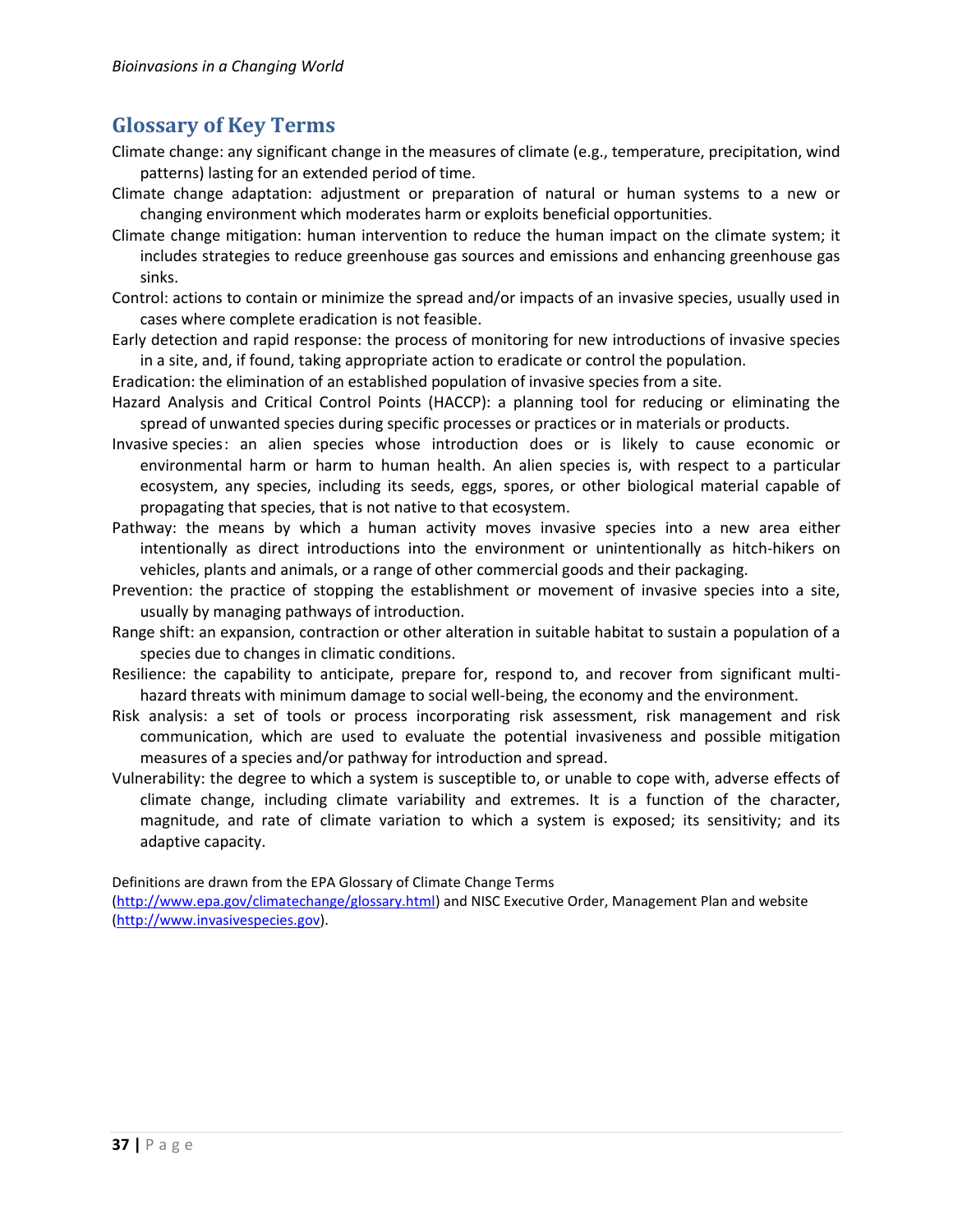## Glossary of Key Terms

Climate change: any significant change in the measures of climate (e.g., temperature, precipitation, wind patterns) lasting for an extended period of time.

Climate change adaptation: adjustment or preparation of natural or human systems to a new or changing environment which moderates harm or exploits beneficial opportunities.

Climate change mitigation: human intervention to reduce the human impact on the climate system; it includes strategies to reduce greenhouse gas sources and emissions and enhancing greenhouse gas sinks.

Control: actions to contain or minimize the spread and/or impacts of an invasive species, usually used in cases where complete eradication is not feasible.

Early detection and rapid response: the process of monitoring for new introductions of invasive species in a site, and, if found, taking appropriate action to eradicate or control the population.

Eradication: the elimination of an established population of invasive species from a site.

Hazard Analysis and Critical Control Points (HACCP): a planning tool for reducing or eliminating the spread of unwanted species during specific processes or practices or in materials or products.

Invasive species: an alien species whose introduction does or is likely to cause economic or environmental harm or harm to human health. An alien species is, with respect to a particular ecosystem, any species, including its seeds, eggs, spores, or other biological material capable of propagating that species, that is not native to that ecosystem.

Pathway: the means by which a human activity moves invasive species into a new area either intentionally as direct introductions into the environment or unintentionally as hitch-hikers on vehicles, plants and animals, or a range of other commercial goods and their packaging.

Prevention: the practice of stopping the establishment or movement of invasive species into a site, usually by managing pathways of introduction.

Range shift: an expansion, contraction or other alteration in suitable habitat to sustain a population of a species due to changes in climatic conditions.

Resilience: the capability to anticipate, prepare for, respond to, and recover from significant multi-hazard threats with minimum damage to social well-being, the economy and the environment.

Risk analysis: a set of tools or process incorporating risk assessment, risk management and risk communication, which are used to evaluate the potential invasiveness and possible mitigation measures of a species and/or pathway for introduction and spread.

Vulnerability: the degree to which a system is susceptible to, or unable to cope with, adverse effects of climate change, including climate variability and extremes. It is a function of the character, magnitude, and rate of climate variation to which a system is exposed; its sensitivity; and its adaptive capacity.

Definitions are drawn from the EPA Glossary of Climate Change Terms (http://www.epa.gov/climatechange/glossary.html) and NISC Executive Order, Management Plan and website (http://www.invasivespecies.gov).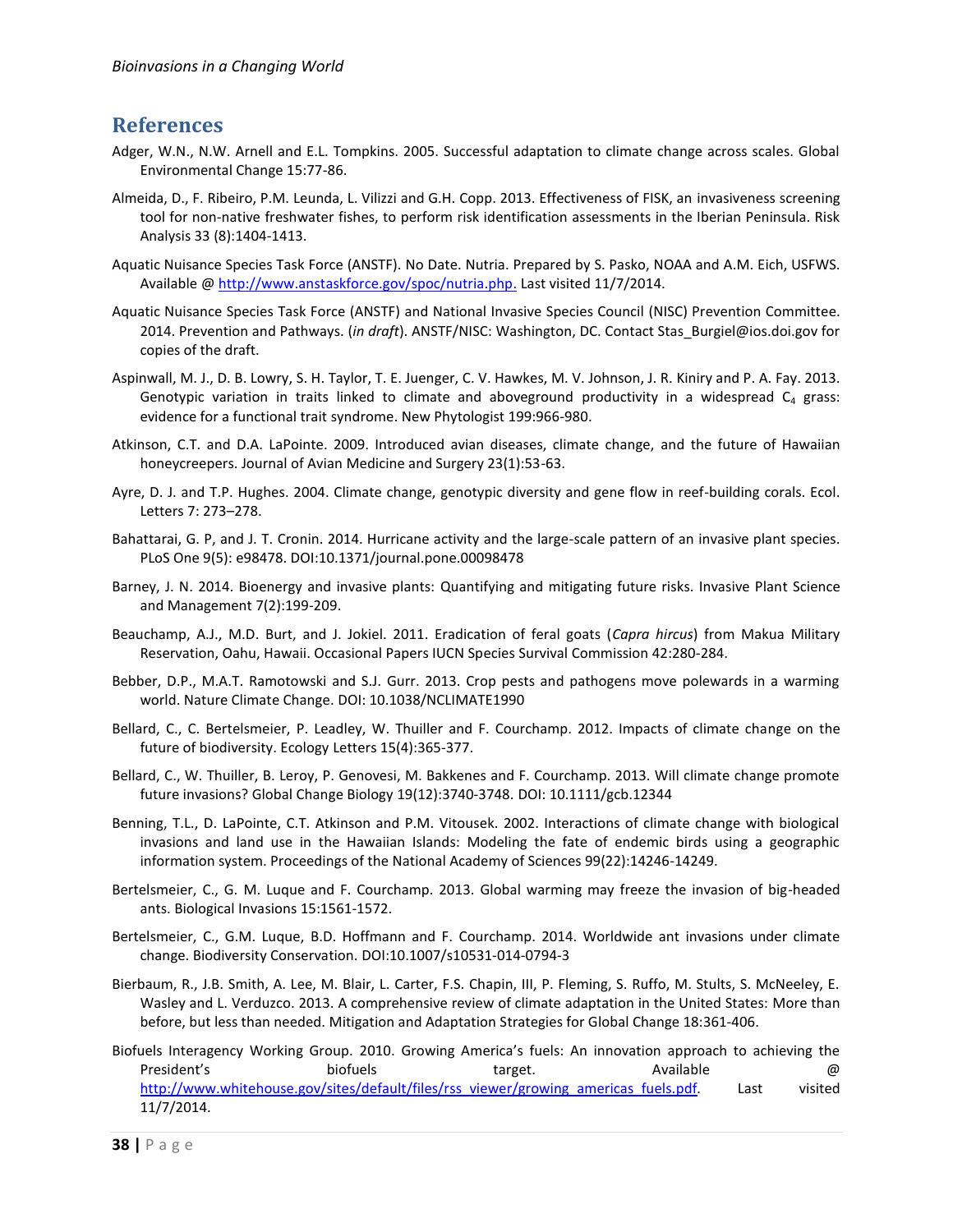## References

Adger, W.N., N.W. Arnell and E.L. Tompkins. 2005. Successful adaptation to climate change across scales. Global Environmental Change 15:77-86.

Almeida, D., F. Ribeiro, P.M. Leunda, L. Vilizzi and G.H. Copp. 2013. Effectiveness of FISK, an invasiveness screening tool for non-native freshwater fishes, to perform risk identification assessments in the Iberian Peninsula. Risk Analysis 33 (8):1404-1413.

Aquatic Nuisance Species Task Force (ANSTF). No Date. Nutria. Prepared by S. Pasko, NOAA and A.M. Eich, USFWS. Available @ http://www.anstaskforce.gov/spoc/nutria.php. Last visited 11/7/2014.

Aquatic Nuisance Species Task Force (ANSTF) and National Invasive Species Council (NISC) Prevention Committee. 2014. Prevention and Pathways. (*in draft*). ANSTF/NISC: Washington, DC. Contact Stas_Burgiel@ios.doi.gov for copies of the draft.

Aspinwall, M. J., D. B. Lowry, S. H. Taylor, T. E. Juenger, C. V. Hawkes, M. V. Johnson, J. R. Kiniry and P. A. Fay. 2013. Genotypic variation in traits linked to climate and aboveground productivity in a widespread $C_4$ grass: evidence for a functional trait syndrome. New Phytologist 199:966-980.

Atkinson, C.T. and D.A. LaPointe. 2009. Introduced avian diseases, climate change, and the future of Hawaiian honeycreepers. Journal of Avian Medicine and Surgery 23(1):53-63.

Ayre, D. J. and T.P. Hughes. 2004. Climate change, genotypic diversity and gene flow in reef-building corals. Ecol. Letters 7: 273–278.

Bahattarai, G. P, and J. T. Cronin. 2014. Hurricane activity and the large-scale pattern of an invasive plant species. PLoS One 9(5): e98478. DOI:10.1371/journal.pone.00098478

Barney, J. N. 2014. Bioenergy and invasive plants: Quantifying and mitigating future risks. Invasive Plant Science and Management 7(2):199-209.

Beauchamp, A.J., M.D. Burt, and J. Jokiel. 2011. Eradication of feral goats (*Capra hircus*) from Makua Military Reservation, Oahu, Hawaii. Occasional Papers IUCN Species Survival Commission 42:280-284.

Bebber, D.P., M.A.T. Ramotowski and S.J. Gurr. 2013. Crop pests and pathogens move polewards in a warming world. Nature Climate Change. DOI: 10.1038/NCLIMATE1990

Bellard, C., C. Bertelsmeier, P. Leadley, W. Thuiller and F. Courchamp. 2012. Impacts of climate change on the future of biodiversity. Ecology Letters 15(4):365-377.

Bellard, C., W. Thuiller, B. Leroy, P. Genovesi, M. Bakkenes and F. Courchamp. 2013. Will climate change promote future invasions? Global Change Biology 19(12):3740-3748. DOI: 10.1111/gcb.12344

Benning, T.L., D. LaPointe, C.T. Atkinson and P.M. Vitousek. 2002. Interactions of climate change with biological invasions and land use in the Hawaiian Islands: Modeling the fate of endemic birds using a geographic information system. Proceedings of the National Academy of Sciences 99(22):14246-14249.

Bertelsmeier, C., G. M. Luque and F. Courchamp. 2013. Global warming may freeze the invasion of big-headed ants. Biological Invasions 15:1561-1572.

Bertelsmeier, C., G.M. Luque, B.D. Hoffmann and F. Courchamp. 2014. Worldwide ant invasions under climate change. Biodiversity Conservation. DOI:10.1007/s10531-014-0794-3

Bierbaum, R., J.B. Smith, A. Lee, M. Blair, L. Carter, F.S. Chapin, III, P. Fleming, S. Ruffo, M. Stults, S. McNeeley, E. Wasley and L. Verduzco. 2013. A comprehensive review of climate adaptation in the United States: More than before, but less than needed. Mitigation and Adaptation Strategies for Global Change 18:361-406.

Biofuels Interagency Working Group. 2010. Growing America's fuels: An innovation approach to achieving the President's biofuels target. Available @ http://www.whitehouse.gov/sites/default/files/rss_viewer/growing_americas_fuels.pdf. Last visited 11/7/2014.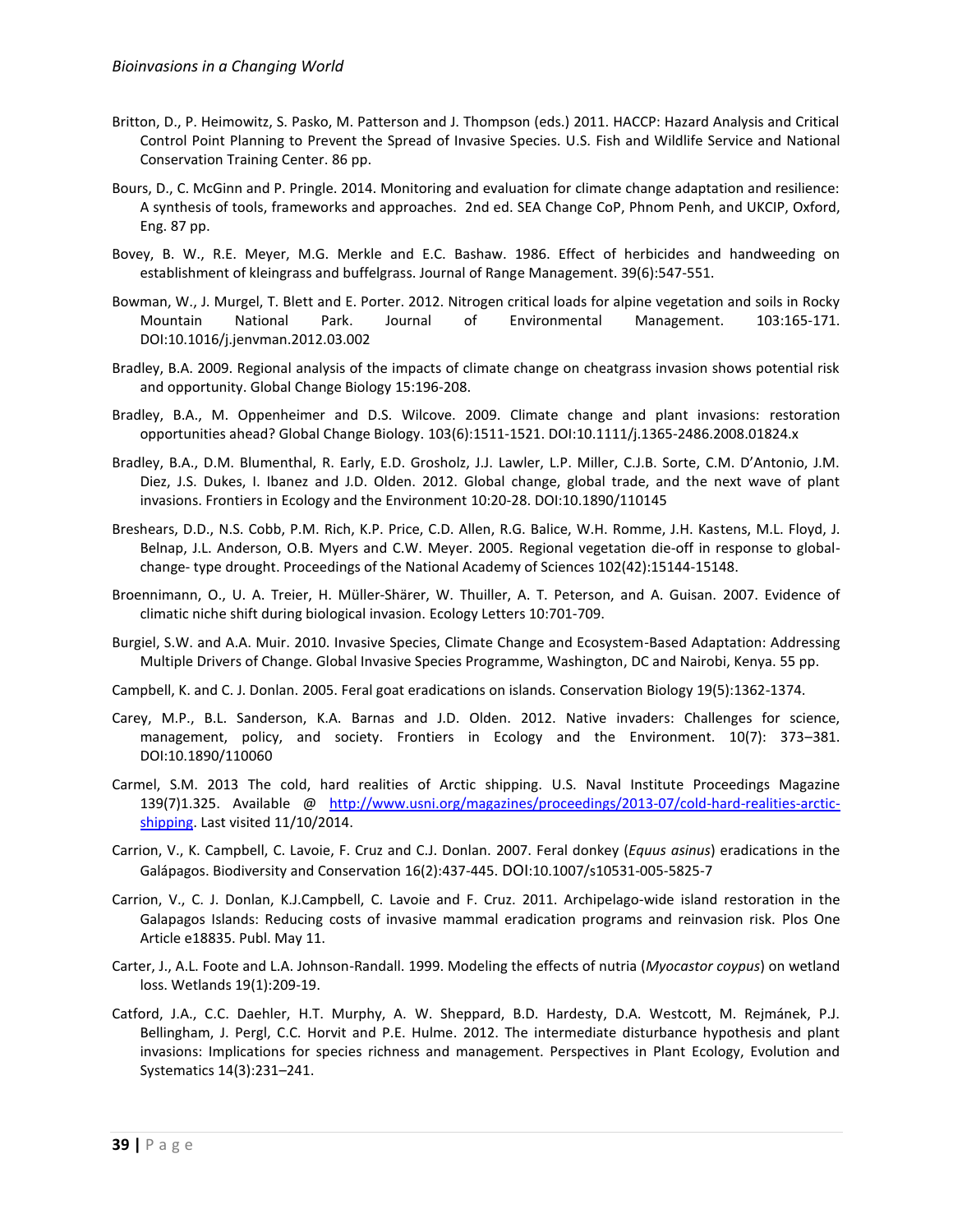Britton, D., P. Heimowitz, S. Pasko, M. Patterson and J. Thompson (eds.) 2011. HACCP: Hazard Analysis and Critical Control Point Planning to Prevent the Spread of Invasive Species. U.S. Fish and Wildlife Service and National Conservation Training Center. 86 pp.

Bours, D., C. McGinn and P. Pringle. 2014. Monitoring and evaluation for climate change adaptation and resilience: A synthesis of tools, frameworks and approaches. 2nd ed. SEA Change CoP, Phnom Penh, and UKCIP, Oxford, Eng. 87 pp.

Bovey, B. W., R.E. Meyer, M.G. Merkle and E.C. Bashaw. 1986. Effect of herbicides and handweeding on establishment of kleingrass and buffelgrass. Journal of Range Management. 39(6):547-551.

Bowman, W., J. Murgel, T. Blett and E. Porter. 2012. Nitrogen critical loads for alpine vegetation and soils in Rocky Mountain National Park. Journal of Environmental Management. 103:165-171. DOI:10.1016/j.jenvman.2012.03.002

Bradley, B.A. 2009. Regional analysis of the impacts of climate change on cheatgrass invasion shows potential risk and opportunity. Global Change Biology 15:196-208.

Bradley, B.A., M. Oppenheimer and D.S. Wilcove. 2009. Climate change and plant invasions: restoration opportunities ahead? Global Change Biology. 103(6):1511-1521. DOI:10.1111/j.1365-2486.2008.01824.x

Bradley, B.A., D.M. Blumenthal, R. Early, E.D. Grosholz, J.J. Lawler, L.P. Miller, C.J.B. Sorte, C.M. D'Antonio, J.M. Diez, J.S. Dukes, I. Ibanez and J.D. Olden. 2012. Global change, global trade, and the next wave of plant invasions. Frontiers in Ecology and the Environment 10:20-28. DOI:10.1890/110145

Breshears, D.D., N.S. Cobb, P.M. Rich, K.P. Price, C.D. Allen, R.G. Balice, W.H. Romme, J.H. Kastens, M.L. Floyd, J. Belnap, J.L. Anderson, O.B. Myers and C.W. Meyer. 2005. Regional vegetation die-off in response to global-change- type drought. Proceedings of the National Academy of Sciences 102(42):15144-15148.

Broennimann, O., U. A. Treier, H. Müller-Shärer, W. Thuiller, A. T. Peterson, and A. Guisan. 2007. Evidence of climatic niche shift during biological invasion. Ecology Letters 10:701-709.

Burgiel, S.W. and A.A. Muir. 2010. Invasive Species, Climate Change and Ecosystem-Based Adaptation: Addressing Multiple Drivers of Change. Global Invasive Species Programme, Washington, DC and Nairobi, Kenya. 55 pp.

Campbell, K. and C. J. Donlan. 2005. Feral goat eradications on islands. Conservation Biology 19(5):1362-1374.

Carey, M.P., B.L. Sanderson, K.A. Barnas and J.D. Olden. 2012. Native invaders: Challenges for science, management, policy, and society. Frontiers in Ecology and the Environment. 10(7): 373–381. DOI:10.1890/110060

Carmel, S.M. 2013 The cold, hard realities of Arctic shipping. U.S. Naval Institute Proceedings Magazine 139(7)1.325. Available @ [http://www.usni.org/magazines/proceedings/2013-07/cold-hard-realities-arctic-shipping](http://www.usni.org/magazines/proceedings/2013-07/cold-hard-realities-arctic-shipping). Last visited 11/10/2014.

Carrion, V., K. Campbell, C. Lavoie, F. Cruz and C.J. Donlan. 2007. Feral donkey (*Equus asinus*) eradications in the Galápagos. Biodiversity and Conservation 16(2):437-445. DOI:10.1007/s10531-005-5825-7

Carrion, V., C. J. Donlan, K.J.Campbell, C. Lavoie and F. Cruz. 2011. Archipelago-wide island restoration in the Galapagos Islands: Reducing costs of invasive mammal eradication programs and reinvasion risk. Plos One Article e18835. Publ. May 11.

Carter, J., A.L. Foote and L.A. Johnson-Randall. 1999. Modeling the effects of nutria (*Myocastor coypus*) on wetland loss. Wetlands 19(1):209-19.

Catford, J.A., C.C. Daehler, H.T. Murphy, A. W. Sheppard, B.D. Hardesty, D.A. Westcott, M. Rejmánek, P.J. Bellingham, J. Pergl, C.C. Horvit and P.E. Hulme. 2012. The intermediate disturbance hypothesis and plant invasions: Implications for species richness and management. Perspectives in Plant Ecology, Evolution and Systematics 14(3):231–241.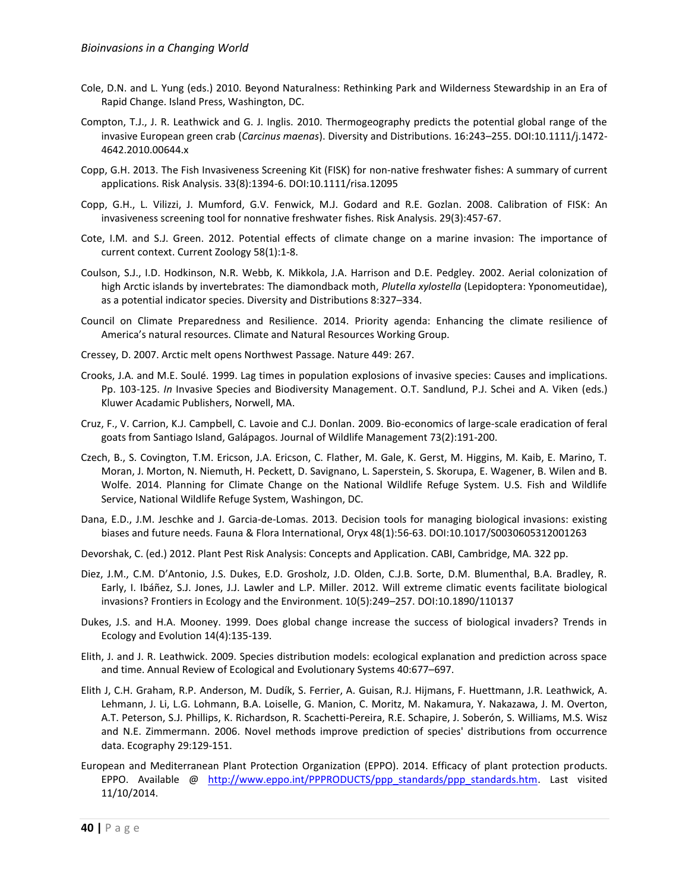Cole, D.N. and L. Yung (eds.) 2010. Beyond Naturalness: Rethinking Park and Wilderness Stewardship in an Era of Rapid Change. Island Press, Washington, DC.

Compton, T.J., J. R. Leathwick and G. J. Inglis. 2010. Thermogeography predicts the potential global range of the invasive European green crab (*Carcinus maenas*). Diversity and Distributions. 16:243–255. DOI:10.1111/j.1472-4642.2010.00644.x

Copp, G.H. 2013. The Fish Invasiveness Screening Kit (FISK) for non-native freshwater fishes: A summary of current applications. Risk Analysis. 33(8):1394-6. DOI:10.1111/risa.12095

Copp, G.H., L. Vilizzi, J. Mumford, G.V. Fenwick, M.J. Godard and R.E. Gozlan. 2008. Calibration of FISK: An invasiveness screening tool for nonnative freshwater fishes. Risk Analysis. 29(3):457-67.

Cote, I.M. and S.J. Green. 2012. Potential effects of climate change on a marine invasion: The importance of current context. Current Zoology 58(1):1-8.

Coulson, S.J., I.D. Hodkinson, N.R. Webb, K. Mikkola, J.A. Harrison and D.E. Pedgley. 2002. Aerial colonization of high Arctic islands by invertebrates: The diamondback moth, *Plutella xylostella* (Lepidoptera: Yponomeutidae), as a potential indicator species. Diversity and Distributions 8:327–334.

Council on Climate Preparedness and Resilience. 2014. Priority agenda: Enhancing the climate resilience of America's natural resources. Climate and Natural Resources Working Group.

Cressey, D. 2007. Arctic melt opens Northwest Passage. Nature 449: 267.

Crooks, J.A. and M.E. Soulé. 1999. Lag times in population explosions of invasive species: Causes and implications. Pp. 103-125. *In* Invasive Species and Biodiversity Management. O.T. Sandlund, P.J. Schei and A. Viken (eds.) Kluwer Acadamic Publishers, Norwell, MA.

Cruz, F., V. Carrion, K.J. Campbell, C. Lavoie and C.J. Donlan. 2009. Bio-economics of large-scale eradication of feral goats from Santiago Island, Galápagos. Journal of Wildlife Management 73(2):191-200.

Czech, B., S. Covington, T.M. Ericson, J.A. Ericson, C. Flather, M. Gale, K. Gerst, M. Higgins, M. Kaib, E. Marino, T. Moran, J. Morton, N. Niemuth, H. Peckett, D. Savignano, L. Saperstein, S. Skorupa, E. Wagener, B. Wilen and B. Wolfe. 2014. Planning for Climate Change on the National Wildlife Refuge System. U.S. Fish and Wildlife Service, National Wildlife Refuge System, Washington, DC.

Dana, E.D., J.M. Jeschke and J. Garcia-de-Lomas. 2013. Decision tools for managing biological invasions: existing biases and future needs. Fauna & Flora International, Oryx 48(1):56-63. DOI:10.1017/S0030605312001263

Devorshak, C. (ed.) 2012. Plant Pest Risk Analysis: Concepts and Application. CABI, Cambridge, MA. 322 pp.

Diez, J.M., C.M. D'Antonio, J.S. Dukes, E.D. Grosholz, J.D. Olden, C.J.B. Sorte, D.M. Blumenthal, B.A. Bradley, R. Early, I. Ibáñez, S.J. Jones, J.J. Lawler and L.P. Miller. 2012. Will extreme climatic events facilitate biological invasions? Frontiers in Ecology and the Environment. 10(5):249–257. DOI:10.1890/110137

Dukes, J.S. and H.A. Mooney. 1999. Does global change increase the success of biological invaders? Trends in Ecology and Evolution 14(4):135-139.

Elith, J. and J. R. Leathwick. 2009. Species distribution models: ecological explanation and prediction across space and time. Annual Review of Ecological and Evolutionary Systems 40:677–697.

Elith J, C.H. Graham, R.P. Anderson, M. Dudík, S. Ferrier, A. Guisan, R.J. Hijmans, F. Huettmann, J.R. Leathwick, A. Lehmann, J. Li, L.G. Lohmann, B.A. Loiselle, G. Manion, C. Moritz, M. Nakamura, Y. Nakazawa, J. M. Overton, A.T. Peterson, S.J. Phillips, K. Richardson, R. Scachetti-Pereira, R.E. Schapire, J. Soberón, S. Williams, M.S. Wisz and N.E. Zimmermann. 2006. Novel methods improve prediction of species' distributions from occurrence data. Ecography 29:129-151.

European and Mediterranean Plant Protection Organization (EPPO). 2014. Efficacy of plant protection products. EPPO. Available @ http://www.eppo.int/PPPRODUCTS/ppp_standards/ppp_standards.htm. Last visited 11/10/2014.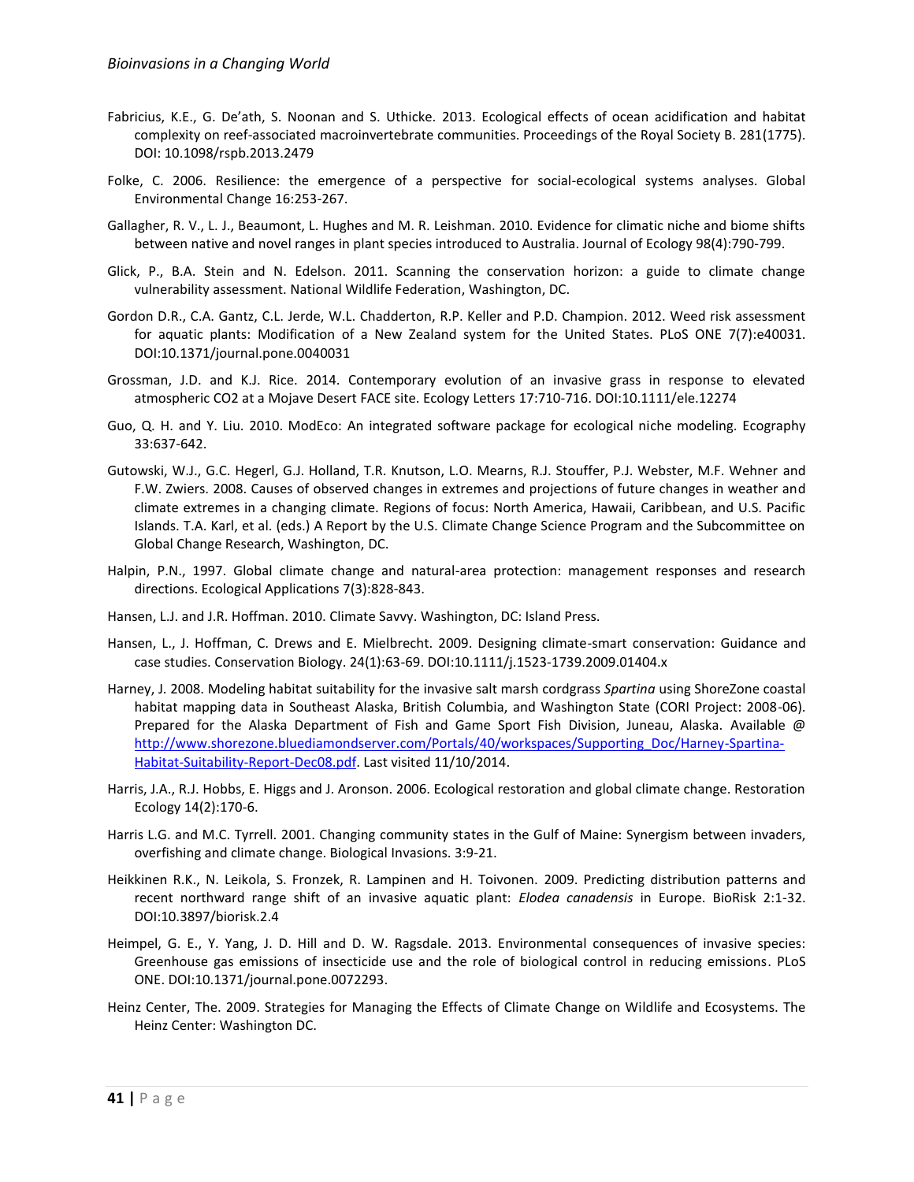Fabricius, K.E., G. De'ath, S. Noonan and S. Uthicke. 2013. Ecological effects of ocean acidification and habitat complexity on reef-associated macroinvertebrate communities. Proceedings of the Royal Society B. 281(1775). DOI: 10.1098/rspb.2013.2479

Folke, C. 2006. Resilience: the emergence of a perspective for social-ecological systems analyses. Global Environmental Change 16:253-267.

Gallagher, R. V., L. J., Beaumont, L. Hughes and M. R. Leishman. 2010. Evidence for climatic niche and biome shifts between native and novel ranges in plant species introduced to Australia. Journal of Ecology 98(4):790-799.

Glick, P., B.A. Stein and N. Edelson. 2011. Scanning the conservation horizon: a guide to climate change vulnerability assessment. National Wildlife Federation, Washington, DC.

Gordon D.R., C.A. Gantz, C.L. Jerde, W.L. Chadderton, R.P. Keller and P.D. Champion. 2012. Weed risk assessment for aquatic plants: Modification of a New Zealand system for the United States. PLoS ONE 7(7):e40031. DOI:10.1371/journal.pone.0040031

Grossman, J.D. and K.J. Rice. 2014. Contemporary evolution of an invasive grass in response to elevated atmospheric CO2 at a Mojave Desert FACE site. Ecology Letters 17:710-716. DOI:10.1111/ele.12274

Guo, Q. H. and Y. Liu. 2010. ModEco: An integrated software package for ecological niche modeling. Ecography 33:637-642.

Gutowski, W.J., G.C. Hegerl, G.J. Holland, T.R. Knutson, L.O. Mearns, R.J. Stouffer, P.J. Webster, M.F. Wehner and F.W. Zwiers. 2008. Causes of observed changes in extremes and projections of future changes in weather and climate extremes in a changing climate. Regions of focus: North America, Hawaii, Caribbean, and U.S. Pacific Islands. T.A. Karl, et al. (eds.) A Report by the U.S. Climate Change Science Program and the Subcommittee on Global Change Research, Washington, DC.

Halpin, P.N., 1997. Global climate change and natural-area protection: management responses and research directions. Ecological Applications 7(3):828-843.

Hansen, L.J. and J.R. Hoffman. 2010. Climate Savvy. Washington, DC: Island Press.

Hansen, L., J. Hoffman, C. Drews and E. Mielbrecht. 2009. Designing climate-smart conservation: Guidance and case studies. Conservation Biology. 24(1):63-69. DOI:10.1111/j.1523-1739.2009.01404.x

Harney, J. 2008. Modeling habitat suitability for the invasive salt marsh cordgrass *Spartina* using ShoreZone coastal habitat mapping data in Southeast Alaska, British Columbia, and Washington State (CORI Project: 2008-06). Prepared for the Alaska Department of Fish and Game Sport Fish Division, Juneau, Alaska. Available @ [http://www.shorezone.bluediamondserver.com/Portals/40/workspaces/Supporting_Doc/Harney-Spartina-Habitat-Suitability-Report-Dec08.pdf](http://www.shorezone.bluediamondserver.com/Portals/40/workspaces/Supporting_Doc/Harney-Spartina-Habitat-Suitability-Report-Dec08.pdf). Last visited 11/10/2014.

Harris, J.A., R.J. Hobbs, E. Higgs and J. Aronson. 2006. Ecological restoration and global climate change. Restoration Ecology 14(2):170-6.

Harris L.G. and M.C. Tyrrell. 2001. Changing community states in the Gulf of Maine: Synergism between invaders, overfishing and climate change. Biological Invasions. 3:9-21.

Heikkinen R.K., N. Leikola, S. Fronzek, R. Lampinen and H. Toivonen. 2009. Predicting distribution patterns and recent northward range shift of an invasive aquatic plant: *Elodea canadensis* in Europe. BioRisk 2:1-32. DOI:10.3897/biorisk.2.4

Heimpel, G. E., Y. Yang, J. D. Hill and D. W. Ragsdale. 2013. Environmental consequences of invasive species: Greenhouse gas emissions of insecticide use and the role of biological control in reducing emissions. PLoS ONE. DOI:10.1371/journal.pone.0072293.

Heinz Center, The. 2009. Strategies for Managing the Effects of Climate Change on Wildlife and Ecosystems. The Heinz Center: Washington DC.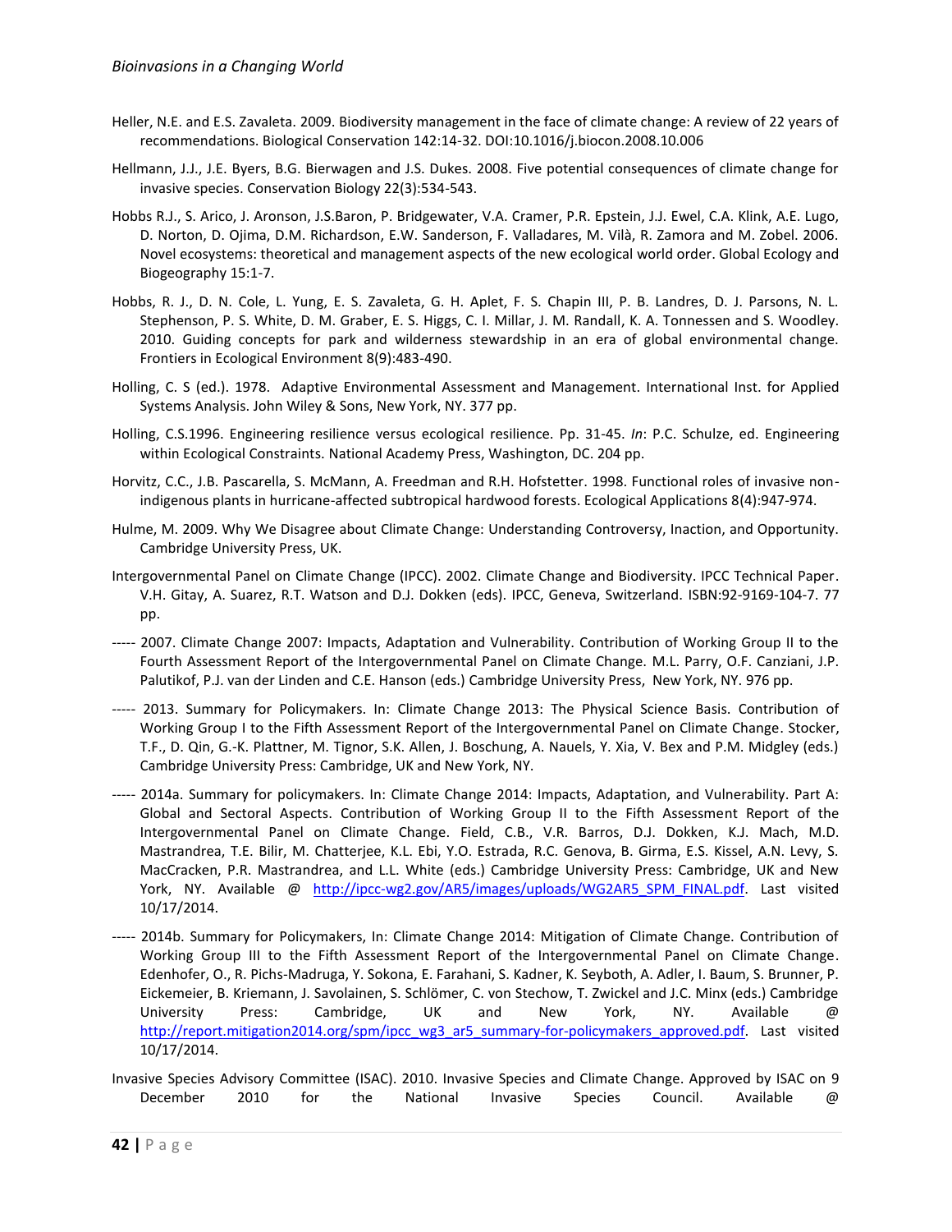Heller, N.E. and E.S. Zavaleta. 2009. Biodiversity management in the face of climate change: A review of 22 years of recommendations. Biological Conservation 142:14-32. DOI:10.1016/j.biocon.2008.10.006

Hellmann, J.J., J.E. Byers, B.G. Bierwagen and J.S. Dukes. 2008. Five potential consequences of climate change for invasive species. Conservation Biology 22(3):534-543.

Hobbs R.J., S. Arico, J. Aronson, J.S.Baron, P. Bridgewater, V.A. Cramer, P.R. Epstein, J.J. Ewel, C.A. Klink, A.E. Lugo, D. Norton, D. Ojima, D.M. Richardson, E.W. Sanderson, F. Valladares, M. Vilà, R. Zamora and M. Zobel. 2006. Novel ecosystems: theoretical and management aspects of the new ecological world order. Global Ecology and Biogeography 15:1-7.

Hobbs, R. J., D. N. Cole, L. Yung, E. S. Zavaleta, G. H. Aplet, F. S. Chapin III, P. B. Landres, D. J. Parsons, N. L. Stephenson, P. S. White, D. M. Graber, E. S. Higgs, C. I. Millar, J. M. Randall, K. A. Tonnessen and S. Woodley. 2010. Guiding concepts for park and wilderness stewardship in an era of global environmental change. Frontiers in Ecological Environment 8(9):483-490.

Holling, C. S (ed.). 1978. Adaptive Environmental Assessment and Management. International Inst. for Applied Systems Analysis. John Wiley & Sons, New York, NY. 377 pp.

Holling, C.S.1996. Engineering resilience versus ecological resilience. Pp. 31-45. *In*: P.C. Schulze, ed. Engineering within Ecological Constraints. National Academy Press, Washington, DC. 204 pp.

Horvitz, C.C., J.B. Pascarella, S. McMann, A. Freedman and R.H. Hofstetter. 1998. Functional roles of invasive non-indigenous plants in hurricane-affected subtropical hardwood forests. Ecological Applications 8(4):947-974.

Hulme, M. 2009. Why We Disagree about Climate Change: Understanding Controversy, Inaction, and Opportunity. Cambridge University Press, UK.

Intergovernmental Panel on Climate Change (IPCC). 2002. Climate Change and Biodiversity. IPCC Technical Paper. V.H. Gitay, A. Suarez, R.T. Watson and D.J. Dokken (eds). IPCC, Geneva, Switzerland. ISBN:92-9169-104-7. 77 pp.

----- 2007. Climate Change 2007: Impacts, Adaptation and Vulnerability. Contribution of Working Group II to the Fourth Assessment Report of the Intergovernmental Panel on Climate Change. M.L. Parry, O.F. Canziani, J.P. Palutikof, P.J. van der Linden and C.E. Hanson (eds.) Cambridge University Press, New York, NY. 976 pp.

----- 2013. Summary for Policymakers. In: Climate Change 2013: The Physical Science Basis. Contribution of Working Group I to the Fifth Assessment Report of the Intergovernmental Panel on Climate Change. Stocker, T.F., D. Qin, G.-K. Plattner, M. Tignor, S.K. Allen, J. Boschung, A. Nauels, Y. Xia, V. Bex and P.M. Midgley (eds.) Cambridge University Press: Cambridge, UK and New York, NY.

----- 2014a. Summary for policymakers. In: Climate Change 2014: Impacts, Adaptation, and Vulnerability. Part A: Global and Sectoral Aspects. Contribution of Working Group II to the Fifth Assessment Report of the Intergovernmental Panel on Climate Change. Field, C.B., V.R. Barros, D.J. Dokken, K.J. Mach, M.D. Mastrandrea, T.E. Bilir, M. Chatterjee, K.L. Ebi, Y.O. Estrada, R.C. Genova, B. Girma, E.S. Kissel, A.N. Levy, S. MacCracken, P.R. Mastrandrea, and L.L. White (eds.) Cambridge University Press: Cambridge, UK and New York, NY. Available @ http://ipcc-wg2.gov/AR5/images/uploads/WG2AR5_SPM_FINAL.pdf. Last visited 10/17/2014.

----- 2014b. Summary for Policymakers, In: Climate Change 2014: Mitigation of Climate Change. Contribution of Working Group III to the Fifth Assessment Report of the Intergovernmental Panel on Climate Change. Edenhofer, O., R. Pichs-Madruga, Y. Sokona, E. Farahani, S. Kadner, K. Seyboth, A. Adler, I. Baum, S. Brunner, P. Eickemeier, B. Kriemann, J. Savolainen, S. Schlömer, C. von Stechow, T. Zwickel and J.C. Minx (eds.) Cambridge University Press: Cambridge, UK and New York, NY. Available @ http://report.mitigation2014.org/spm/ipcc_wg3_ar5_summary-for-policymakers_approved.pdf. Last visited 10/17/2014.

Invasive Species Advisory Committee (ISAC). 2010. Invasive Species and Climate Change. Approved by ISAC on 9 December 2010 for the National Invasive Species Council. Available @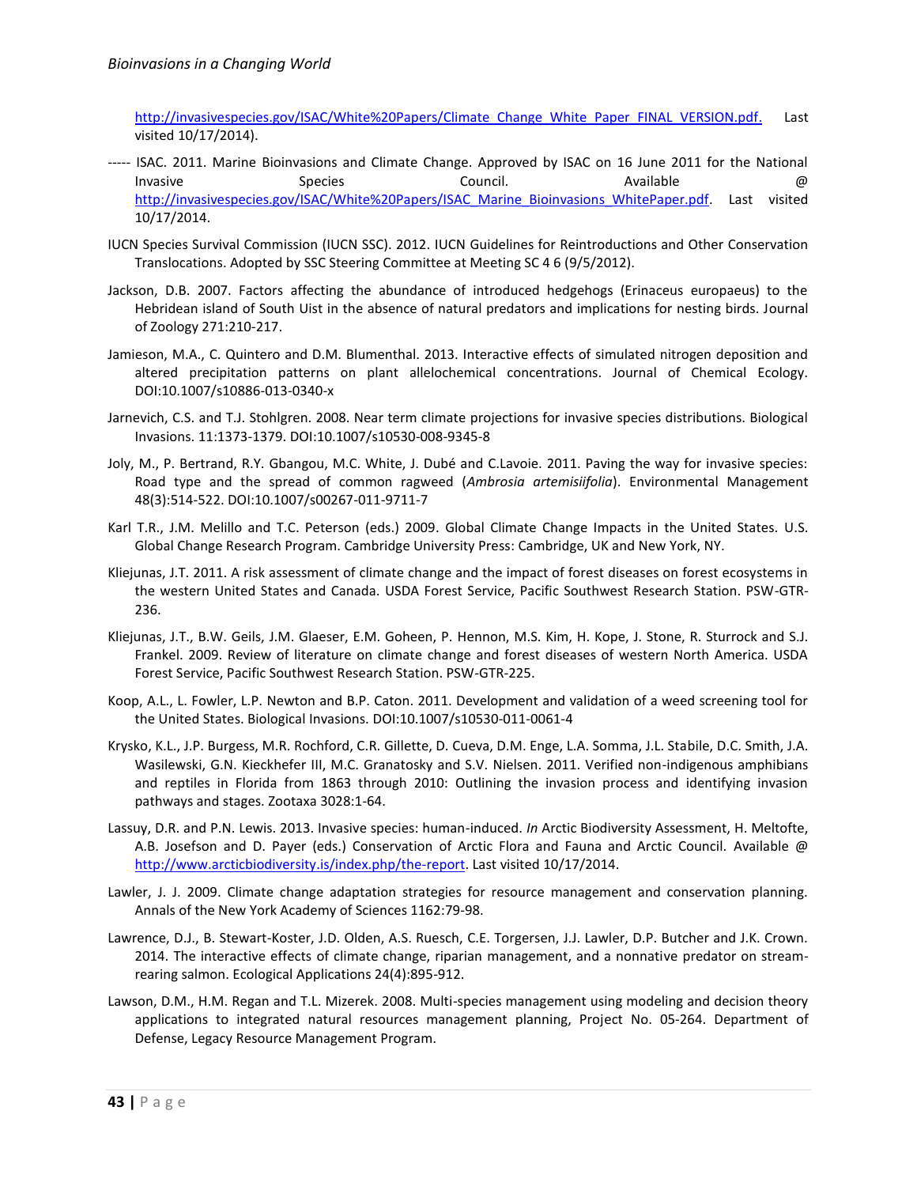http://invasivespecies.gov/ISAC/White%20Papers/Climate_Change_White_Paper_FINAL_VERSION.pdf. Last visited 10/17/2014).

----- ISAC. 2011. Marine Bioinvasions and Climate Change. Approved by ISAC on 16 June 2011 for the National Invasive Species Council. Available @ http://invasivespecies.gov/ISAC/White%20Papers/ISAC_Marine_Bioinvasions_WhitePaper.pdf. Last visited 10/17/2014.

IUCN Species Survival Commission (IUCN SSC). 2012. IUCN Guidelines for Reintroductions and Other Conservation Translocations. Adopted by SSC Steering Committee at Meeting SC 4 6 (9/5/2012).

Jackson, D.B. 2007. Factors affecting the abundance of introduced hedgehogs (Erinaceus europaeus) to the Hebridean island of South Uist in the absence of natural predators and implications for nesting birds. Journal of Zoology 271:210-217.

Jamieson, M.A., C. Quintero and D.M. Blumenthal. 2013. Interactive effects of simulated nitrogen deposition and altered precipitation patterns on plant allelochemical concentrations. Journal of Chemical Ecology. DOI:10.1007/s10886-013-0340-x

Jarnevich, C.S. and T.J. Stohlgren. 2008. Near term climate projections for invasive species distributions. Biological Invasions. 11:1373-1379. DOI:10.1007/s10530-008-9345-8

Joly, M., P. Bertrand, R.Y. Gbangou, M.C. White, J. Dubé and C.Lavoie. 2011. Paving the way for invasive species: Road type and the spread of common ragweed (*Ambrosia artemisiifolia*). Environmental Management 48(3):514-522. DOI:10.1007/s00267-011-9711-7

Karl T.R., J.M. Melillo and T.C. Peterson (eds.) 2009. Global Climate Change Impacts in the United States. U.S. Global Change Research Program. Cambridge University Press: Cambridge, UK and New York, NY.

Kliejunas, J.T. 2011. A risk assessment of climate change and the impact of forest diseases on forest ecosystems in the western United States and Canada. USDA Forest Service, Pacific Southwest Research Station. PSW-GTR-236.

Kliejunas, J.T., B.W. Geils, J.M. Glaeser, E.M. Goheen, P. Hennon, M.S. Kim, H. Kope, J. Stone, R. Sturrock and S.J. Frankel. 2009. Review of literature on climate change and forest diseases of western North America. USDA Forest Service, Pacific Southwest Research Station. PSW-GTR-225.

Koop, A.L., L. Fowler, L.P. Newton and B.P. Caton. 2011. Development and validation of a weed screening tool for the United States. Biological Invasions. DOI:10.1007/s10530-011-0061-4

Krysko, K.L., J.P. Burgess, M.R. Rochford, C.R. Gillette, D. Cueva, D.M. Enge, L.A. Somma, J.L. Stabile, D.C. Smith, J.A. Wasilewski, G.N. Kieckhefer III, M.C. Granatosky and S.V. Nielsen. 2011. Verified non-indigenous amphibians and reptiles in Florida from 1863 through 2010: Outlining the invasion process and identifying invasion pathways and stages. Zootaxa 3028:1-64.

Lassuy, D.R. and P.N. Lewis. 2013. Invasive species: human-induced. *In* Arctic Biodiversity Assessment, H. Meltofte, A.B. Josefson and D. Payer (eds.) Conservation of Arctic Flora and Fauna and Arctic Council. Available @ http://www.arcticbiodiversity.is/index.php/the-report. Last visited 10/17/2014.

Lawler, J. J. 2009. Climate change adaptation strategies for resource management and conservation planning. Annals of the New York Academy of Sciences 1162:79-98.

Lawrence, D.J., B. Stewart-Koster, J.D. Olden, A.S. Ruesch, C.E. Torgersen, J.J. Lawler, D.P. Butcher and J.K. Crown. 2014. The interactive effects of climate change, riparian management, and a nonnative predator on stream-rearing salmon. Ecological Applications 24(4):895-912.

Lawson, D.M., H.M. Regan and T.L. Mizerek. 2008. Multi-species management using modeling and decision theory applications to integrated natural resources management planning, Project No. 05-264. Department of Defense, Legacy Resource Management Program.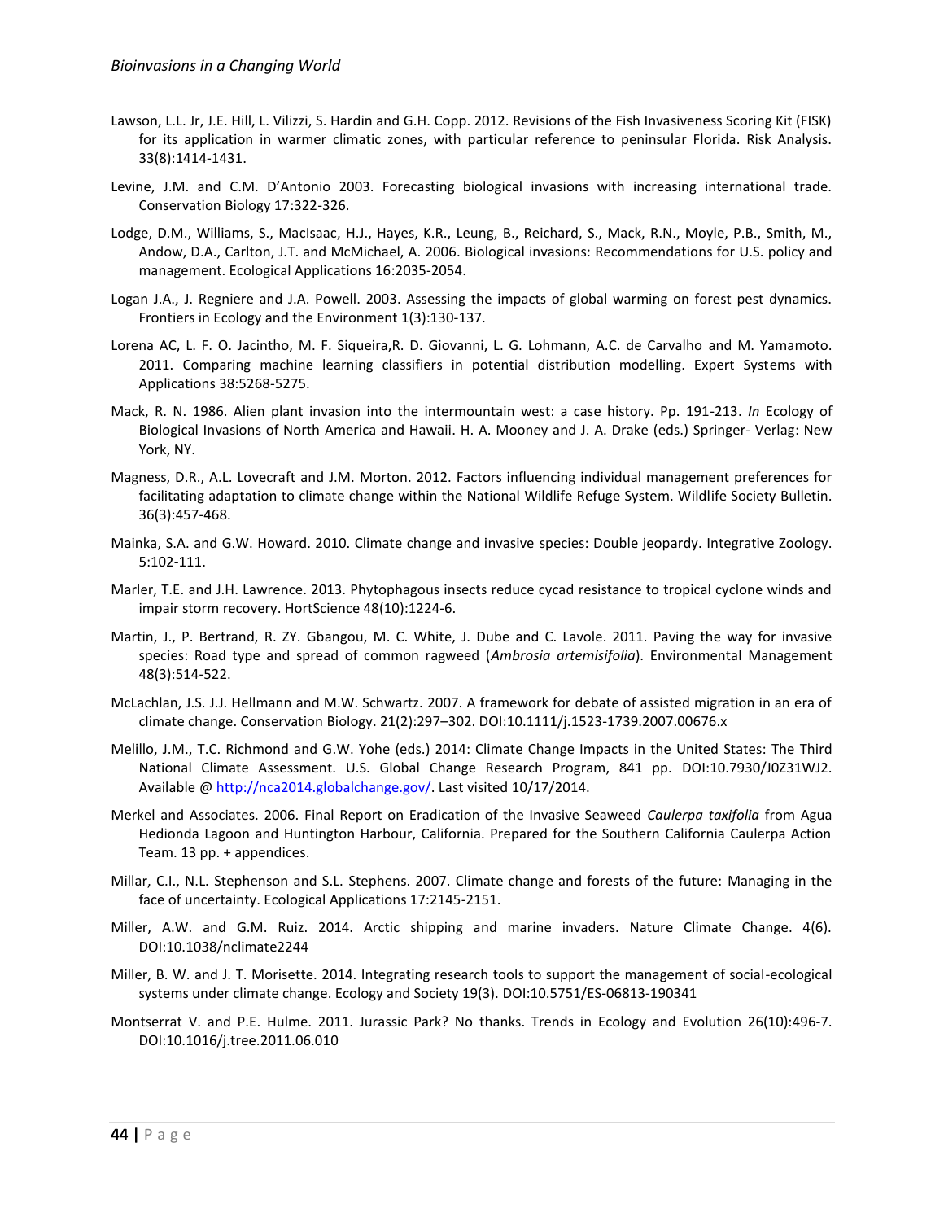Lawson, L.L. Jr, J.E. Hill, L. Vilizzi, S. Hardin and G.H. Copp. 2012. Revisions of the Fish Invasiveness Scoring Kit (FISK) for its application in warmer climatic zones, with particular reference to peninsular Florida. Risk Analysis. 33(8):1414-1431.

Levine, J.M. and C.M. D'Antonio 2003. Forecasting biological invasions with increasing international trade. Conservation Biology 17:322-326.

Lodge, D.M., Williams, S., MacIsaac, H.J., Hayes, K.R., Leung, B., Reichard, S., Mack, R.N., Moyle, P.B., Smith, M., Andow, D.A., Carlton, J.T. and McMichael, A. 2006. Biological invasions: Recommendations for U.S. policy and management. Ecological Applications 16:2035-2054.

Logan J.A., J. Regniere and J.A. Powell. 2003. Assessing the impacts of global warming on forest pest dynamics. Frontiers in Ecology and the Environment 1(3):130-137.

Lorena AC, L. F. O. Jacintho, M. F. Siqueira,R. D. Giovanni, L. G. Lohmann, A.C. de Carvalho and M. Yamamoto. 2011. Comparing machine learning classifiers in potential distribution modelling. Expert Systems with Applications 38:5268-5275.

Mack, R. N. 1986. Alien plant invasion into the intermountain west: a case history. Pp. 191-213. *In* Ecology of Biological Invasions of North America and Hawaii. H. A. Mooney and J. A. Drake (eds.) Springer- Verlag: New York, NY.

Magness, D.R., A.L. Lovecraft and J.M. Morton. 2012. Factors influencing individual management preferences for facilitating adaptation to climate change within the National Wildlife Refuge System. Wildlife Society Bulletin. 36(3):457-468.

Mainka, S.A. and G.W. Howard. 2010. Climate change and invasive species: Double jeopardy. Integrative Zoology. 5:102-111.

Marler, T.E. and J.H. Lawrence. 2013. Phytophagous insects reduce cycad resistance to tropical cyclone winds and impair storm recovery. HortScience 48(10):1224-6.

Martin, J., P. Bertrand, R. ZY. Gbangou, M. C. White, J. Dube and C. Lavole. 2011. Paving the way for invasive species: Road type and spread of common ragweed (*Ambrosia artemisifolia*). Environmental Management 48(3):514-522.

McLachlan, J.S. J.J. Hellmann and M.W. Schwartz. 2007. A framework for debate of assisted migration in an era of climate change. Conservation Biology. 21(2):297–302. DOI:10.1111/j.1523-1739.2007.00676.x

Melillo, J.M., T.C. Richmond and G.W. Yohe (eds.) 2014: Climate Change Impacts in the United States: The Third National Climate Assessment. U.S. Global Change Research Program, 841 pp. DOI:10.7930/J0Z31WJ2. Available @ http://nca2014.globalchange.gov/. Last visited 10/17/2014.

Merkel and Associates. 2006. Final Report on Eradication of the Invasive Seaweed *Caulerpa taxifolia* from Agua Hedionda Lagoon and Huntington Harbour, California. Prepared for the Southern California Caulerpa Action Team. 13 pp. + appendices.

Millar, C.I., N.L. Stephenson and S.L. Stephens. 2007. Climate change and forests of the future: Managing in the face of uncertainty. Ecological Applications 17:2145-2151.

Miller, A.W. and G.M. Ruiz. 2014. Arctic shipping and marine invaders. Nature Climate Change. 4(6). DOI:10.1038/nclimate2244

Miller, B. W. and J. T. Morisette. 2014. Integrating research tools to support the management of social-ecological systems under climate change. Ecology and Society 19(3). DOI:10.5751/ES-06813-190341

Montserrat V. and P.E. Hulme. 2011. Jurassic Park? No thanks. Trends in Ecology and Evolution 26(10):496-7. DOI:10.1016/j.tree.2011.06.010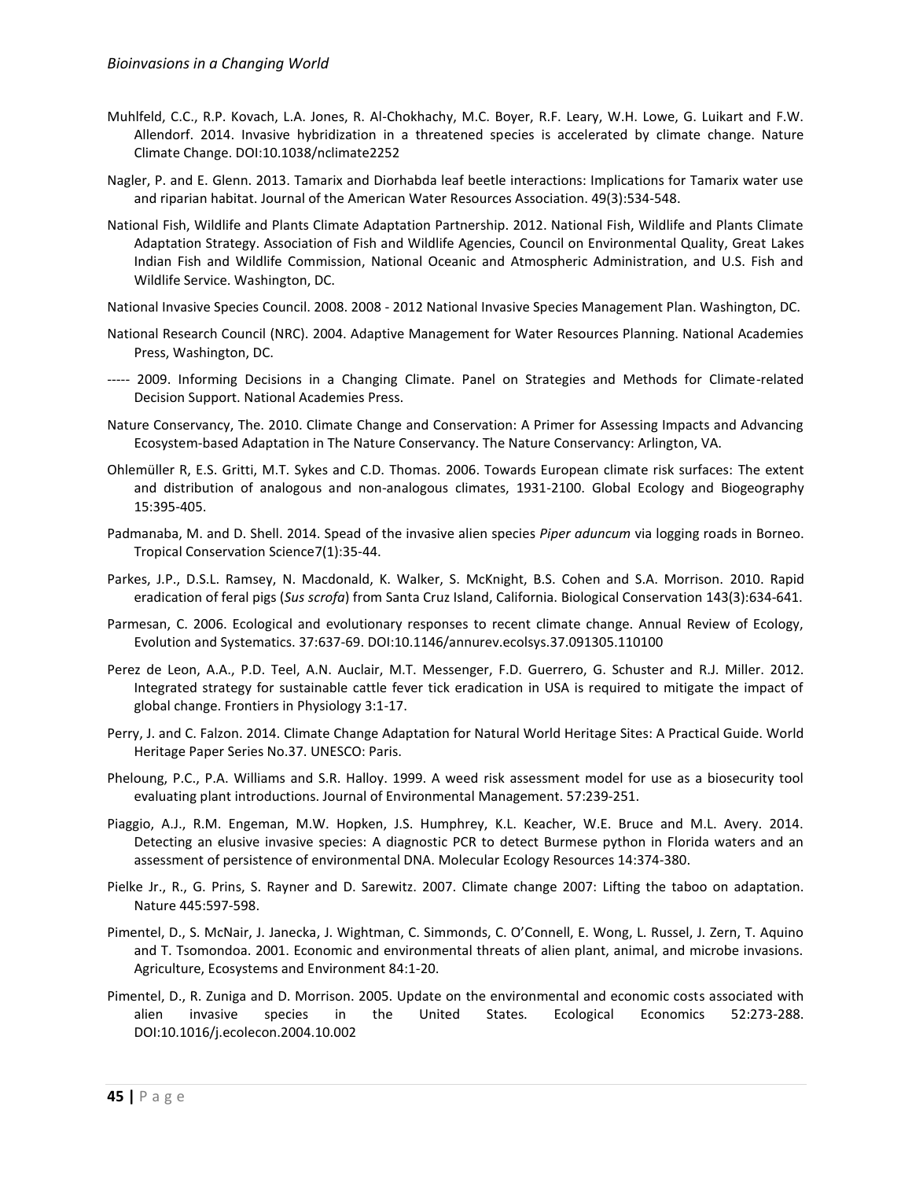Muhlfeld, C.C., R.P. Kovach, L.A. Jones, R. Al-Chokhachy, M.C. Boyer, R.F. Leary, W.H. Lowe, G. Luikart and F.W. Allendorf. 2014. Invasive hybridization in a threatened species is accelerated by climate change. Nature Climate Change. DOI:10.1038/nclimate2252

Nagler, P. and E. Glenn. 2013. Tamarix and Diorhabda leaf beetle interactions: Implications for Tamarix water use and riparian habitat. Journal of the American Water Resources Association. 49(3):534-548.

National Fish, Wildlife and Plants Climate Adaptation Partnership. 2012. National Fish, Wildlife and Plants Climate Adaptation Strategy. Association of Fish and Wildlife Agencies, Council on Environmental Quality, Great Lakes Indian Fish and Wildlife Commission, National Oceanic and Atmospheric Administration, and U.S. Fish and Wildlife Service. Washington, DC.

National Invasive Species Council. 2008. 2008 - 2012 National Invasive Species Management Plan. Washington, DC.

National Research Council (NRC). 2004. Adaptive Management for Water Resources Planning. National Academies Press, Washington, DC.

----- 2009. Informing Decisions in a Changing Climate. Panel on Strategies and Methods for Climate-related Decision Support. National Academies Press.

Nature Conservancy, The. 2010. Climate Change and Conservation: A Primer for Assessing Impacts and Advancing Ecosystem-based Adaptation in The Nature Conservancy. The Nature Conservancy: Arlington, VA.

Ohlemüller R, E.S. Gritti, M.T. Sykes and C.D. Thomas. 2006. Towards European climate risk surfaces: The extent and distribution of analogous and non-analogous climates, 1931-2100. Global Ecology and Biogeography 15:395-405.

Padmanaba, M. and D. Shell. 2014. Spread of the invasive alien species *Piper aduncum* via logging roads in Borneo. Tropical Conservation Science7(1):35-44.

Parkes, J.P., D.S.L. Ramsey, N. Macdonald, K. Walker, S. McKnight, B.S. Cohen and S.A. Morrison. 2010. Rapid eradication of feral pigs (*Sus scrofa*) from Santa Cruz Island, California. Biological Conservation 143(3):634-641.

Parmesan, C. 2006. Ecological and evolutionary responses to recent climate change. Annual Review of Ecology, Evolution and Systematics. 37:637-69. DOI:10.1146/annurev.ecolsys.37.091305.110100

Perez de Leon, A.A., P.D. Teel, A.N. Auclair, M.T. Messenger, F.D. Guerrero, G. Schuster and R.J. Miller. 2012. Integrated strategy for sustainable cattle fever tick eradication in USA is required to mitigate the impact of global change. Frontiers in Physiology 3:1-17.

Perry, J. and C. Falzon. 2014. Climate Change Adaptation for Natural World Heritage Sites: A Practical Guide. World Heritage Paper Series No.37. UNESCO: Paris.

Pheloung, P.C., P.A. Williams and S.R. Halloy. 1999. A weed risk assessment model for use as a biosecurity tool evaluating plant introductions. Journal of Environmental Management. 57:239-251.

Piaggio, A.J., R.M. Engeman, M.W. Hopken, J.S. Humphrey, K.L. Keacher, W.E. Bruce and M.L. Avery. 2014. Detecting an elusive invasive species: A diagnostic PCR to detect Burmese python in Florida waters and an assessment of persistence of environmental DNA. Molecular Ecology Resources 14:374-380.

Pielke Jr., R., G. Prins, S. Rayner and D. Sarewitz. 2007. Climate change 2007: Lifting the taboo on adaptation. Nature 445:597-598.

Pimentel, D., S. McNair, J. Janecka, J. Wightman, C. Simmonds, C. O'Connell, E. Wong, L. Russel, J. Zern, T. Aquino and T. Tsomondoa. 2001. Economic and environmental threats of alien plant, animal, and microbe invasions. Agriculture, Ecosystems and Environment 84:1-20.

Pimentel, D., R. Zuniga and D. Morrison. 2005. Update on the environmental and economic costs associated with alien invasive species in the United States. Ecological Economics 52:273-288. DOI:10.1016/j.ecolecon.2004.10.002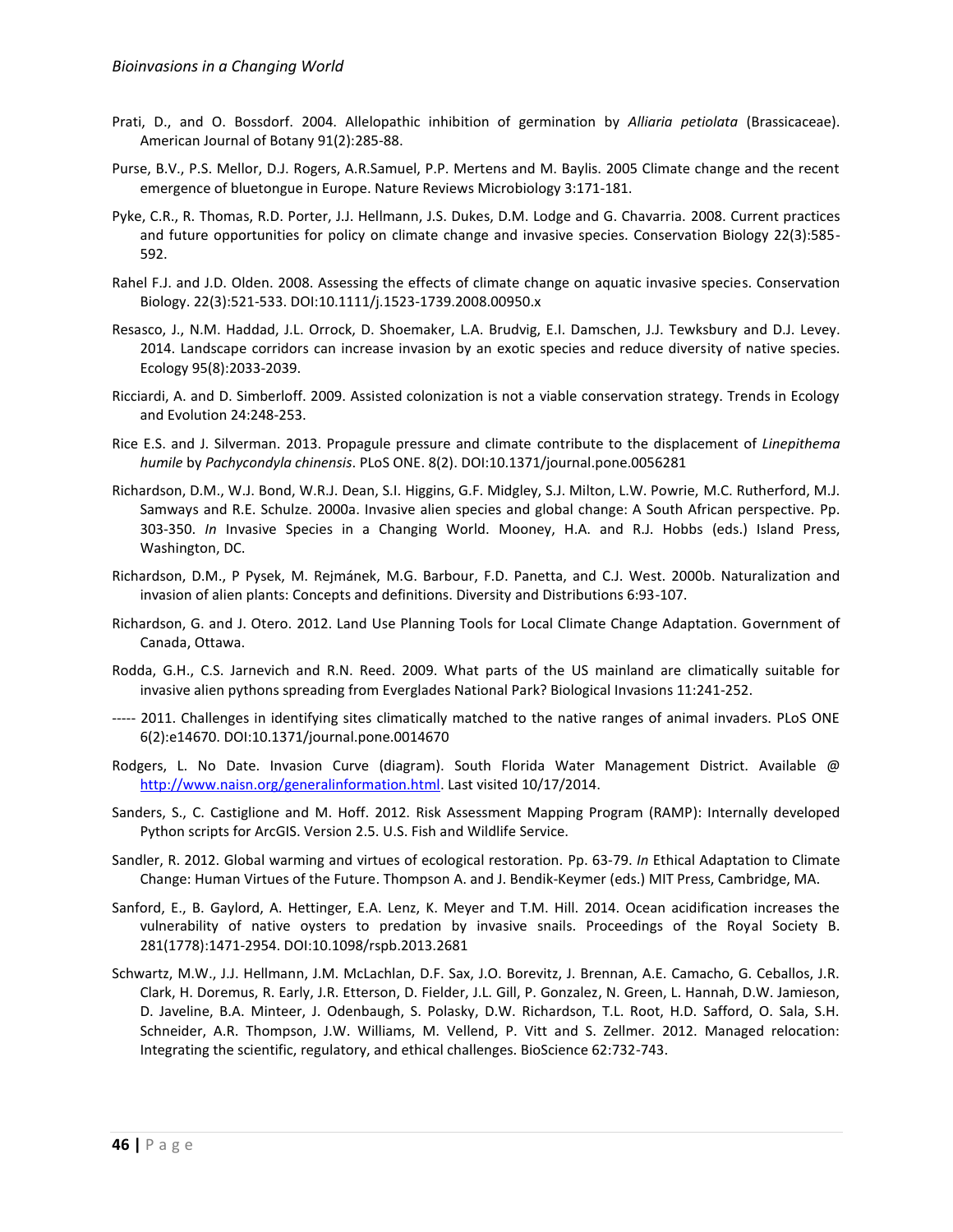Prati, D., and O. Bossdorf. 2004. Allelopathic inhibition of germination by *Alliaria petiolata* (Brassicaceae). American Journal of Botany 91(2):285-88.

Purse, B.V., P.S. Mellor, D.J. Rogers, A.R.Samuel, P.P. Mertens and M. Baylis. 2005 Climate change and the recent emergence of bluetongue in Europe. Nature Reviews Microbiology 3:171-181.

Pyke, C.R., R. Thomas, R.D. Porter, J.J. Hellmann, J.S. Dukes, D.M. Lodge and G. Chavarria. 2008. Current practices and future opportunities for policy on climate change and invasive species. Conservation Biology 22(3):585-592.

Rahel F.J. and J.D. Olden. 2008. Assessing the effects of climate change on aquatic invasive species. Conservation Biology. 22(3):521-533. DOI:10.1111/j.1523-1739.2008.00950.x

Resasco, J., N.M. Haddad, J.L. Orrock, D. Shoemaker, L.A. Brudvig, E.I. Damschen, J.J. Tewksbury and D.J. Levey. 2014. Landscape corridors can increase invasion by an exotic species and reduce diversity of native species. Ecology 95(8):2033-2039.

Ricciardi, A. and D. Simberloff. 2009. Assisted colonization is not a viable conservation strategy. Trends in Ecology and Evolution 24:248-253.

Rice E.S. and J. Silverman. 2013. Propagule pressure and climate contribute to the displacement of *Linepithema humile* by *Pachycondyla chinensis*. PLoS ONE. 8(2). DOI:10.1371/journal.pone.0056281

Richardson, D.M., W.J. Bond, W.R.J. Dean, S.I. Higgins, G.F. Midgley, S.J. Milton, L.W. Powrie, M.C. Rutherford, M.J. Samways and R.E. Schulze. 2000a. Invasive alien species and global change: A South African perspective. Pp. 303-350. *In* Invasive Species in a Changing World. Mooney, H.A. and R.J. Hobbs (eds.) Island Press, Washington, DC.

Richardson, D.M., P Pysek, M. Rejmánek, M.G. Barbour, F.D. Panetta, and C.J. West. 2000b. Naturalization and invasion of alien plants: Concepts and definitions. Diversity and Distributions 6:93-107.

Richardson, G. and J. Otero. 2012. Land Use Planning Tools for Local Climate Change Adaptation. Government of Canada, Ottawa.

Rodda, G.H., C.S. Jarnevich and R.N. Reed. 2009. What parts of the US mainland are climatically suitable for invasive alien pythons spreading from Everglades National Park? Biological Invasions 11:241-252.

----- 2011. Challenges in identifying sites climatically matched to the native ranges of animal invaders. PLoS ONE 6(2):e14670. DOI:10.1371/journal.pone.0014670

Rodgers, L. No Date. Invasion Curve (diagram). South Florida Water Management District. Available @ http://www.naisn.org/generalinformation.html. Last visited 10/17/2014.

Sanders, S., C. Castiglione and M. Hoff. 2012. Risk Assessment Mapping Program (RAMP): Internally developed Python scripts for ArcGIS. Version 2.5. U.S. Fish and Wildlife Service.

Sandler, R. 2012. Global warming and virtues of ecological restoration. Pp. 63-79. *In* Ethical Adaptation to Climate Change: Human Virtues of the Future. Thompson A. and J. Bendik-Keymer (eds.) MIT Press, Cambridge, MA.

Sanford, E., B. Gaylord, A. Hettinger, E.A. Lenz, K. Meyer and T.M. Hill. 2014. Ocean acidification increases the vulnerability of native oysters to predation by invasive snails. Proceedings of the Royal Society B. 281(1778):1471-2954. DOI:10.1098/rspb.2013.2681

Schwartz, M.W., J.J. Hellmann, J.M. McLachlan, D.F. Sax, J.O. Borevitz, J. Brennan, A.E. Camacho, G. Ceballos, J.R. Clark, H. Doremus, R. Early, J.R. Etterson, D. Fielder, J.L. Gill, P. Gonzalez, N. Green, L. Hannah, D.W. Jamieson, D. Javeline, B.A. Minteer, J. Odenbaugh, S. Polasky, D.W. Richardson, T.L. Root, H.D. Safford, O. Sala, S.H. Schneider, A.R. Thompson, J.W. Williams, M. Vellend, P. Vitt and S. Zellmer. 2012. Managed relocation: Integrating the scientific, regulatory, and ethical challenges. BioScience 62:732-743.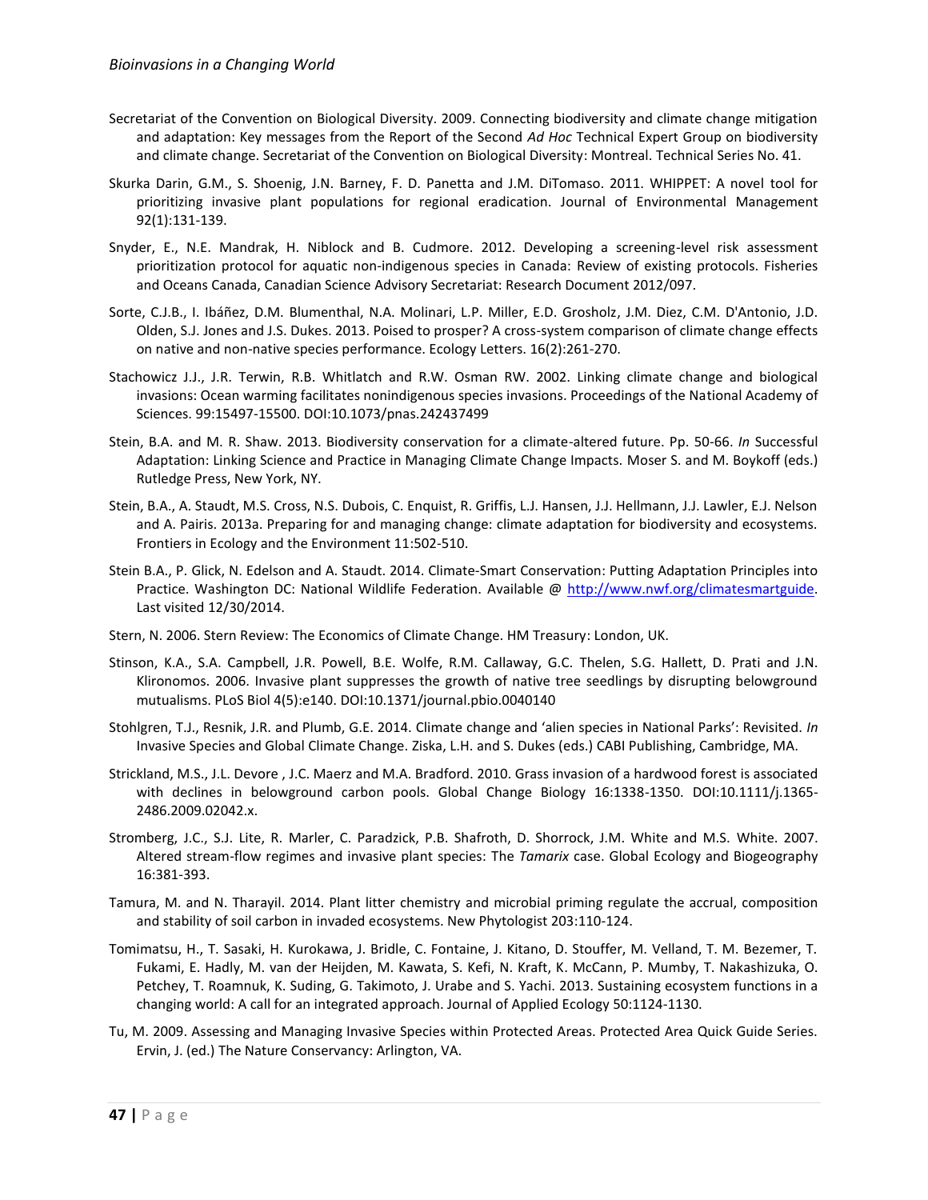Secretariat of the Convention on Biological Diversity. 2009. Connecting biodiversity and climate change mitigation and adaptation: Key messages from the Report of the Second *Ad Hoc* Technical Expert Group on biodiversity and climate change. Secretariat of the Convention on Biological Diversity: Montreal. Technical Series No. 41.

Skurka Darin, G.M., S. Shoenig, J.N. Barney, F. D. Panetta and J.M. DiTomaso. 2011. WHIPPET: A novel tool for prioritizing invasive plant populations for regional eradication. Journal of Environmental Management 92(1):131-139.

Snyder, E., N.E. Mandrak, H. Niblock and B. Cudmore. 2012. Developing a screening-level risk assessment prioritization protocol for aquatic non-indigenous species in Canada: Review of existing protocols. Fisheries and Oceans Canada, Canadian Science Advisory Secretariat: Research Document 2012/097.

Sorte, C.J.B., I. Ibáñez, D.M. Blumenthal, N.A. Molinari, L.P. Miller, E.D. Grosholz, J.M. Diez, C.M. D'Antonio, J.D. Olden, S.J. Jones and J.S. Dukes. 2013. Poised to prosper? A cross-system comparison of climate change effects on native and non-native species performance. Ecology Letters. 16(2):261-270.

Stachowicz J.J., J.R. Terwin, R.B. Whitlatch and R.W. Osman RW. 2002. Linking climate change and biological invasions: Ocean warming facilitates nonindigenous species invasions. Proceedings of the National Academy of Sciences. 99:15497-15500. DOI:10.1073/pnas.242437499

Stein, B.A. and M. R. Shaw. 2013. Biodiversity conservation for a climate-altered future. Pp. 50-66. *In* Successful Adaptation: Linking Science and Practice in Managing Climate Change Impacts. Moser S. and M. Boykoff (eds.) Rutledge Press, New York, NY.

Stein, B.A., A. Staudt, M.S. Cross, N.S. Dubois, C. Enquist, R. Griffis, L.J. Hansen, J.J. Hellmann, J.J. Lawler, E.J. Nelson and A. Pairis. 2013a. Preparing for and managing change: climate adaptation for biodiversity and ecosystems. Frontiers in Ecology and the Environment 11:502-510.

Stein B.A., P. Glick, N. Edelson and A. Staudt. 2014. Climate-Smart Conservation: Putting Adaptation Principles into Practice. Washington DC: National Wildlife Federation. Available @ http://www.nwf.org/climatesmartguide. Last visited 12/30/2014.

Stern, N. 2006. Stern Review: The Economics of Climate Change. HM Treasury: London, UK.

Stinson, K.A., S.A. Campbell, J.R. Powell, B.E. Wolfe, R.M. Callaway, G.C. Thelen, S.G. Hallett, D. Prati and J.N. Klironomos. 2006. Invasive plant suppresses the growth of native tree seedlings by disrupting belowground mutualisms. PLoS Biol 4(5):e140. DOI:10.1371/journal.pbio.0040140

Stohlgren, T.J., Resnik, J.R. and Plumb, G.E. 2014. Climate change and 'alien species in National Parks': Revisited. *In* Invasive Species and Global Climate Change. Ziska, L.H. and S. Dukes (eds.) CABI Publishing, Cambridge, MA.

Strickland, M.S., J.L. Devore , J.C. Maerz and M.A. Bradford. 2010. Grass invasion of a hardwood forest is associated with declines in belowground carbon pools. Global Change Biology 16:1338-1350. DOI:10.1111/j.1365-2486.2009.02042.x.

Stromberg, J.C., S.J. Lite, R. Marler, C. Paradzick, P.B. Shafroth, D. Shorrock, J.M. White and M.S. White. 2007. Altered stream-flow regimes and invasive plant species: The *Tamarix* case. Global Ecology and Biogeography 16:381-393.

Tamura, M. and N. Tharayil. 2014. Plant litter chemistry and microbial priming regulate the accrual, composition and stability of soil carbon in invaded ecosystems. New Phytologist 203:110-124.

Tomimatsu, H., T. Sasaki, H. Kurokawa, J. Bridle, C. Fontaine, J. Kitano, D. Stouffer, M. Velland, T. M. Bezemer, T. Fukami, E. Hadly, M. van der Heijden, M. Kawata, S. Kefi, N. Kraft, K. McCann, P. Mumby, T. Nakashizuka, O. Petchey, T. Roamnuk, K. Suding, G. Takimoto, J. Urabe and S. Yachi. 2013. Sustaining ecosystem functions in a changing world: A call for an integrated approach. Journal of Applied Ecology 50:1124-1130.

Tu, M. 2009. Assessing and Managing Invasive Species within Protected Areas. Protected Area Quick Guide Series. Ervin, J. (ed.) The Nature Conservancy: Arlington, VA.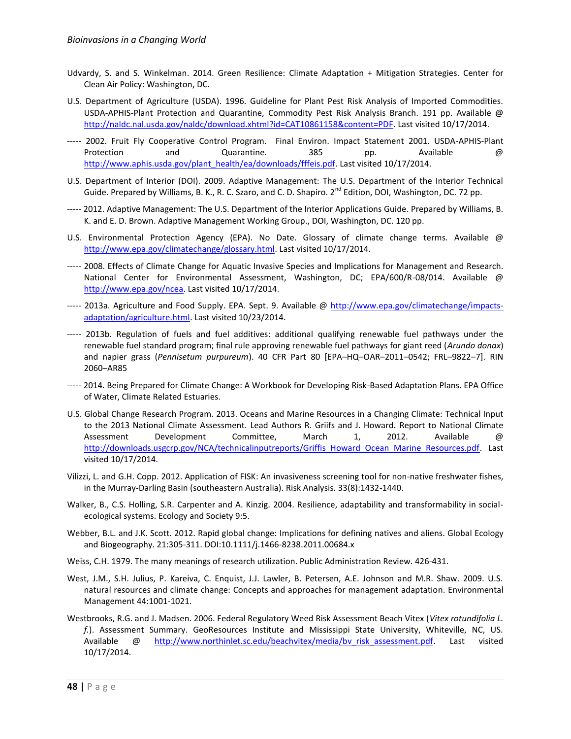Udvardy, S. and S. Winkelman. 2014. Green Resilience: Climate Adaptation + Mitigation Strategies. Center for Clean Air Policy: Washington, DC.

U.S. Department of Agriculture (USDA). 1996. Guideline for Plant Pest Risk Analysis of Imported Commodities. USDA-APHIS-Plant Protection and Quarantine, Commodity Pest Risk Analysis Branch. 191 pp. Available @ http://naldc.nal.usda.gov/naldc/download.xhtml?id=CAT10861158&content=PDF. Last visited 10/17/2014.

----- 2002. Fruit Fly Cooperative Control Program. Final Environ. Impact Statement 2001. USDA-APHIS-Plant Protection and Quarantine. 385 pp. Available @ http://www.aphis.usda.gov/plant_health/ea/downloads/fffeis.pdf. Last visited 10/17/2014.

U.S. Department of Interior (DOI). 2009. Adaptive Management: The U.S. Department of the Interior Technical Guide. Prepared by Williams, B. K., R. C. Szaro, and C. D. Shapiro. 2nd Edition, DOI, Washington, DC. 72 pp.

----- 2012. Adaptive Management: The U.S. Department of the Interior Applications Guide. Prepared by Williams, B. K. and E. D. Brown. Adaptive Management Working Group., DOI, Washington, DC. 120 pp.

U.S. Environmental Protection Agency (EPA). No Date. Glossary of climate change terms. Available @ http://www.epa.gov/climatechange/glossary.html. Last visited 10/17/2014.

----- 2008. Effects of Climate Change for Aquatic Invasive Species and Implications for Management and Research. National Center for Environmental Assessment, Washington, DC; EPA/600/R-08/014. Available @ http://www.epa.gov/ncea. Last visited 10/17/2014.

----- 2013a. Agriculture and Food Supply. EPA. Sept. 9. Available @ http://www.epa.gov/climatechange/impacts-adaptation/agriculture.html. Last visited 10/23/2014.

----- 2013b. Regulation of fuels and fuel additives: additional qualifying renewable fuel pathways under the renewable fuel standard program; final rule approving renewable fuel pathways for giant reed (*Arundo donax*) and napier grass (*Pennisetum purpureum*). 40 CFR Part 80 [EPA–HQ–OAR–2011–0542; FRL–9822–7]. RIN 2060–AR85

----- 2014. Being Prepared for Climate Change: A Workbook for Developing Risk-Based Adaptation Plans. EPA Office of Water, Climate Related Estuaries.

U.S. Global Change Research Program. 2013. Oceans and Marine Resources in a Changing Climate: Technical Input to the 2013 National Climate Assessment. Lead Authors R. Griifs and J. Howard. Report to National Climate Assessment Development Committee, March 1, 2012. Available @ http://downloads.usgcrp.gov/NCA/technicalinputreports/Griffis_Howard_Ocean_Marine_Resources.pdf. Last visited 10/17/2014.

Vilizzi, L. and G.H. Copp. 2012. Application of FISK: An invasiveness screening tool for non-native freshwater fishes, in the Murray-Darling Basin (southeastern Australia). Risk Analysis. 33(8):1432-1440.

Walker, B., C.S. Holling, S.R. Carpenter and A. Kinzig. 2004. Resilience, adaptability and transformability in social-ecological systems. Ecology and Society 9:5.

Webber, B.L. and J.K. Scott. 2012. Rapid global change: Implications for defining natives and aliens. Global Ecology and Biogeography. 21:305-311. DOI:10.1111/j.1466-8238.2011.00684.x

Weiss, C.H. 1979. The many meanings of research utilization. Public Administration Review. 426-431.

West, J.M., S.H. Julius, P. Kareiva, C. Enquist, J.J. Lawler, B. Petersen, A.E. Johnson and M.R. Shaw. 2009. U.S. natural resources and climate change: Concepts and approaches for management adaptation. Environmental Management 44:1001-1021.

Westbrooks, R.G. and J. Madsen. 2006. Federal Regulatory Weed Risk Assessment Beach Vitex (*Vitex rotundifolia L. f.*). Assessment Summary. GeoResources Institute and Mississippi State University, Whiteville, NC, US. Available @ http://www.northinlet.sc.edu/beachvitex/media/bv_risk_assessment.pdf. Last visited 10/17/2014.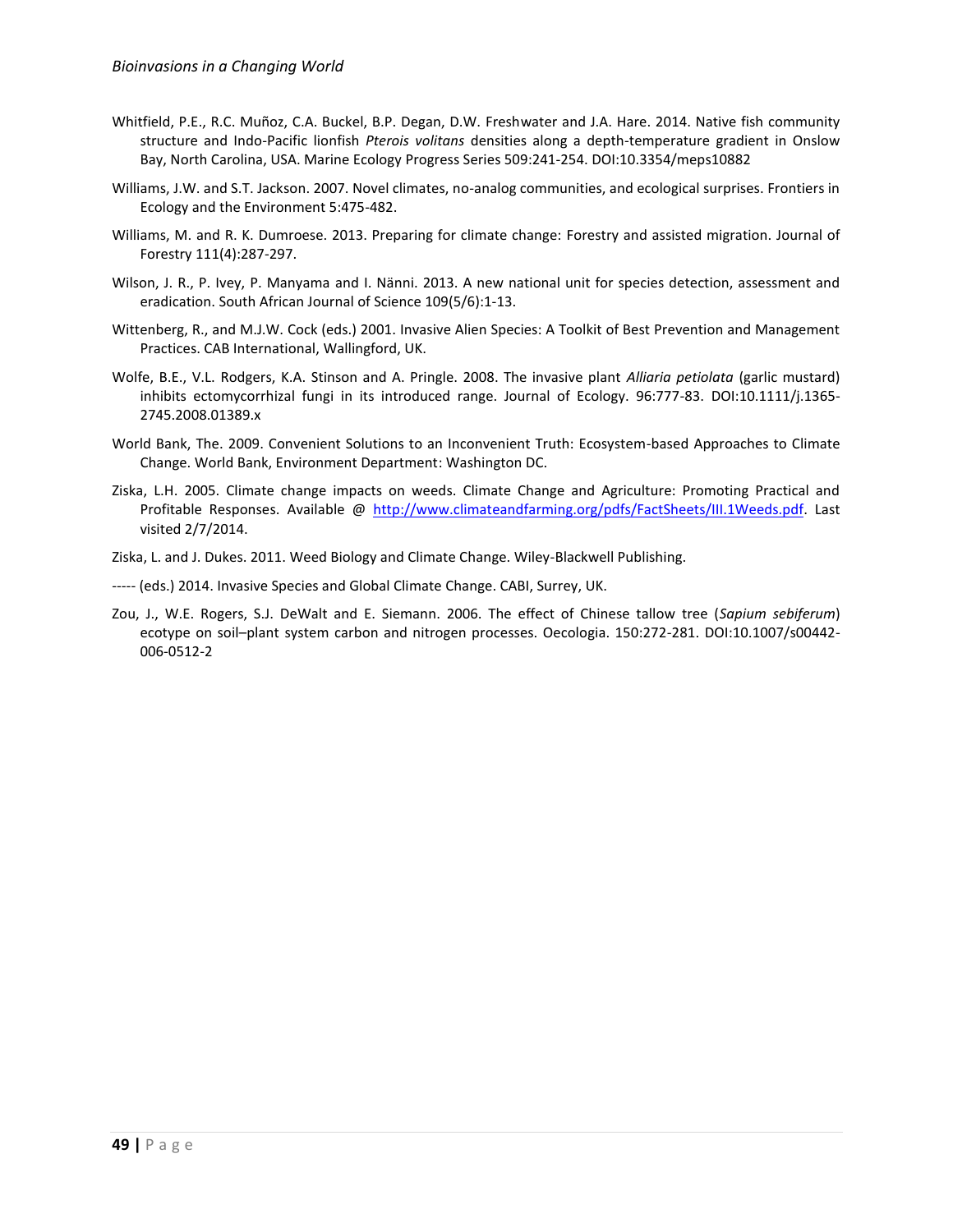Whitfield, P.E., R.C. Muñoz, C.A. Buckel, B.P. Degan, D.W. Freshwater and J.A. Hare. 2014. Native fish community structure and Indo-Pacific lionfish *Pterois volitans* densities along a depth-temperature gradient in Onslow Bay, North Carolina, USA. Marine Ecology Progress Series 509:241-254. DOI:10.3354/meps10882

Williams, J.W. and S.T. Jackson. 2007. Novel climates, no-analog communities, and ecological surprises. Frontiers in Ecology and the Environment 5:475-482.

Williams, M. and R. K. Dumroese. 2013. Preparing for climate change: Forestry and assisted migration. Journal of Forestry 111(4):287-297.

Wilson, J. R., P. Ivey, P. Manyama and I. Nänni. 2013. A new national unit for species detection, assessment and eradication. South African Journal of Science 109(5/6):1-13.

Wittenberg, R., and M.J.W. Cock (eds.) 2001. Invasive Alien Species: A Toolkit of Best Prevention and Management Practices. CAB International, Wallingford, UK.

Wolfe, B.E., V.L. Rodgers, K.A. Stinson and A. Pringle. 2008. The invasive plant *Alliaria petiolata* (garlic mustard) inhibits ectomycorrhizal fungi in its introduced range. Journal of Ecology. 96:777-83. DOI:10.1111/j.1365-2745.2008.01389.x

World Bank, The. 2009. Convenient Solutions to an Inconvenient Truth: Ecosystem-based Approaches to Climate Change. World Bank, Environment Department: Washington DC.

Ziska, L.H. 2005. Climate change impacts on weeds. Climate Change and Agriculture: Promoting Practical and Profitable Responses. Available @ http://www.climateandfarming.org/pdfs/FactSheets/III.1Weeds.pdf. Last visited 2/7/2014.

Ziska, L. and J. Dukes. 2011. Weed Biology and Climate Change. Wiley-Blackwell Publishing.

----- (eds.) 2014. Invasive Species and Global Climate Change. CABI, Surrey, UK.

Zou, J., W.E. Rogers, S.J. DeWalt and E. Siemann. 2006. The effect of Chinese tallow tree (*Sapium sebiferum*) ecotype on soil–plant system carbon and nitrogen processes. Oecologia. 150:272-281. DOI:10.1007/s00442-006-0512-2